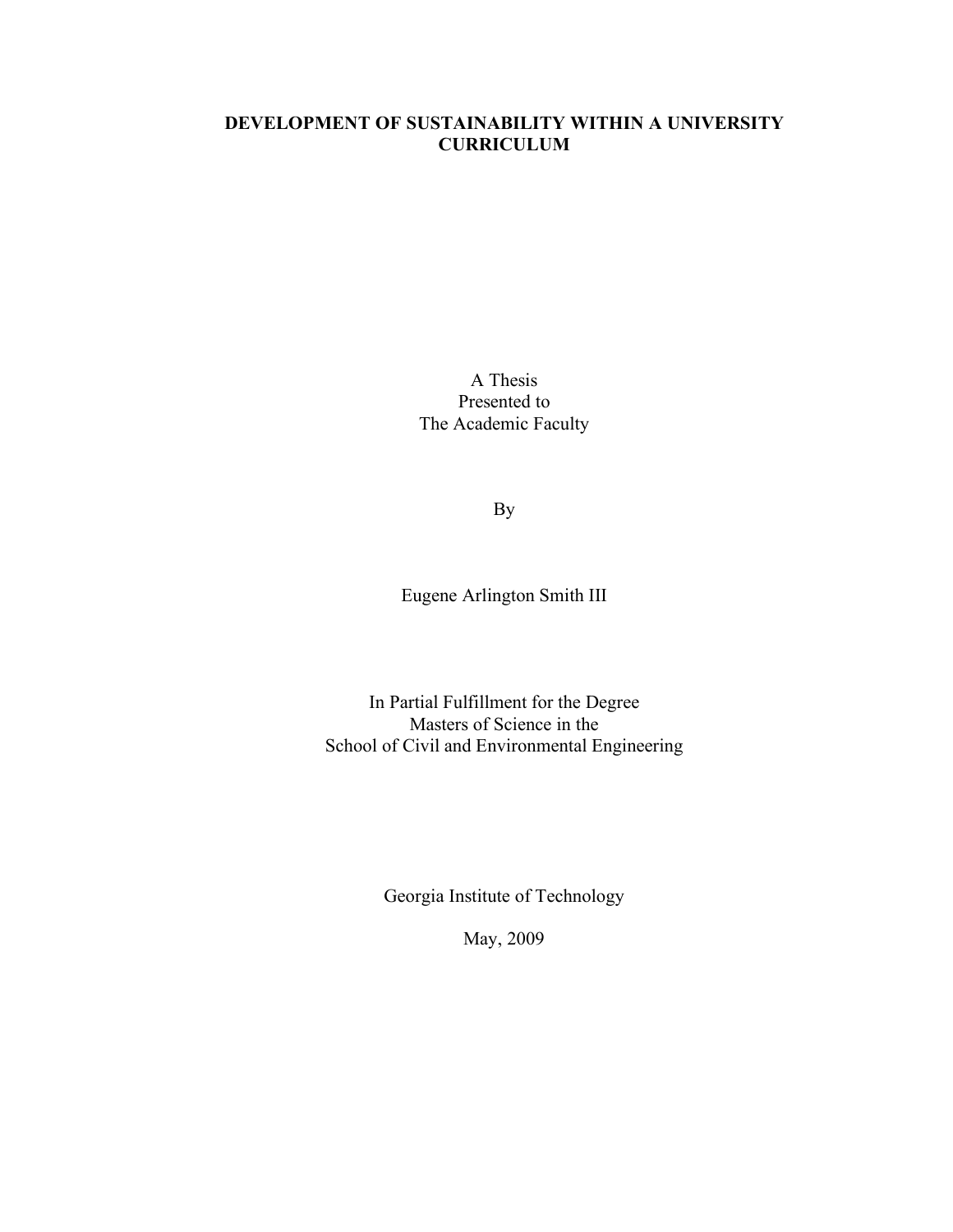# DEVELOPMENT OF SUSTAINABILITY WITHIN A UNIVERSITY CURRICULUM

A Thesis
Presented to
The Academic Faculty

By

Eugene Arlington Smith III

In Partial Fulfillment for the Degree
Masters of Science in the
School of Civil and Environmental Engineering

Georgia Institute of Technology

May, 2009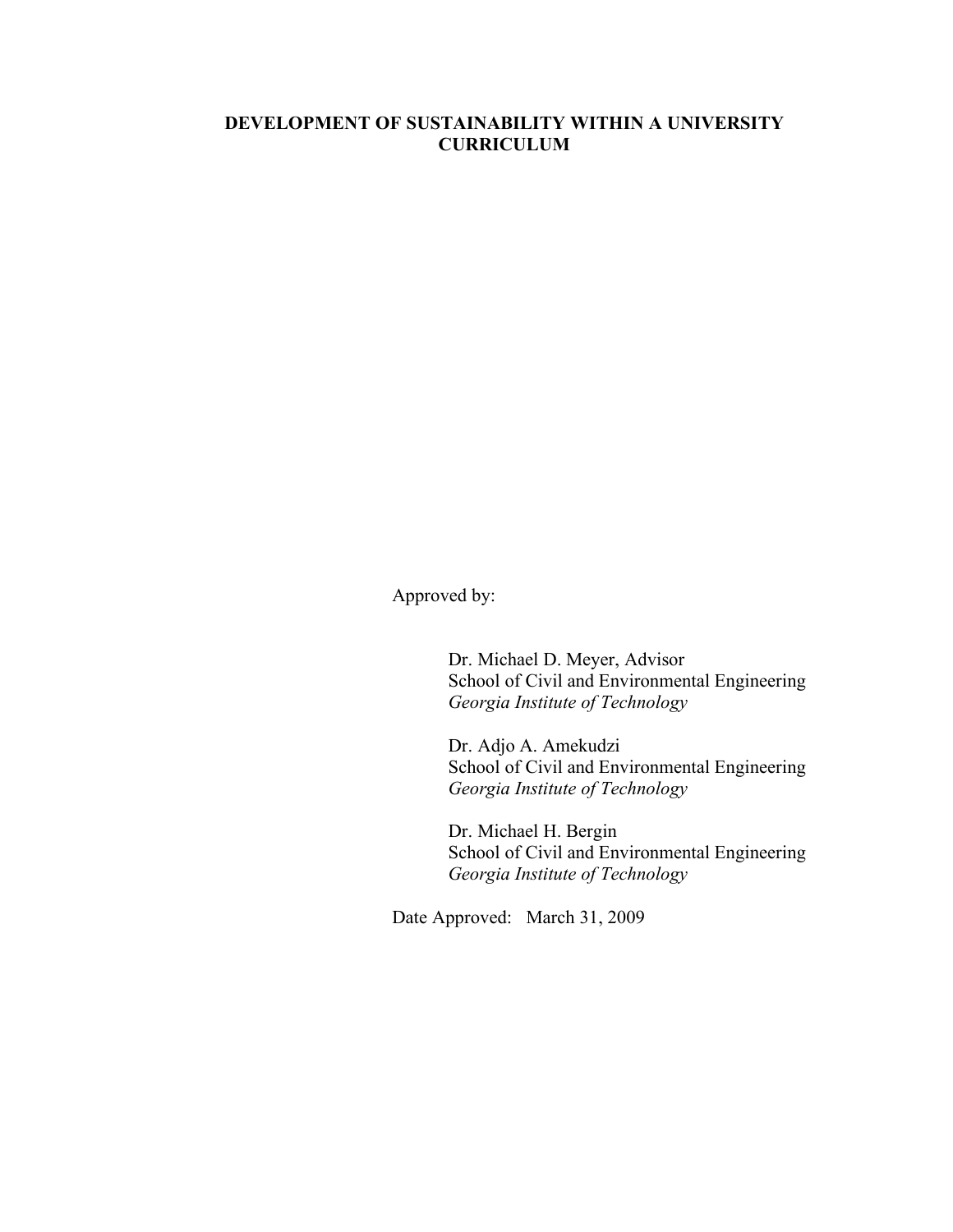# DEVELOPMENT OF SUSTAINABILITY WITHIN A UNIVERSITY CURRICULUM

Approved by:

Dr. Michael D. Meyer, Advisor
School of Civil and Environmental Engineering
*Georgia Institute of Technology*

Dr. Adjo A. Amekudzi
School of Civil and Environmental Engineering
*Georgia Institute of Technology*

Dr. Michael H. Bergin
School of Civil and Environmental Engineering
*Georgia Institute of Technology*

Date Approved: March 31, 2009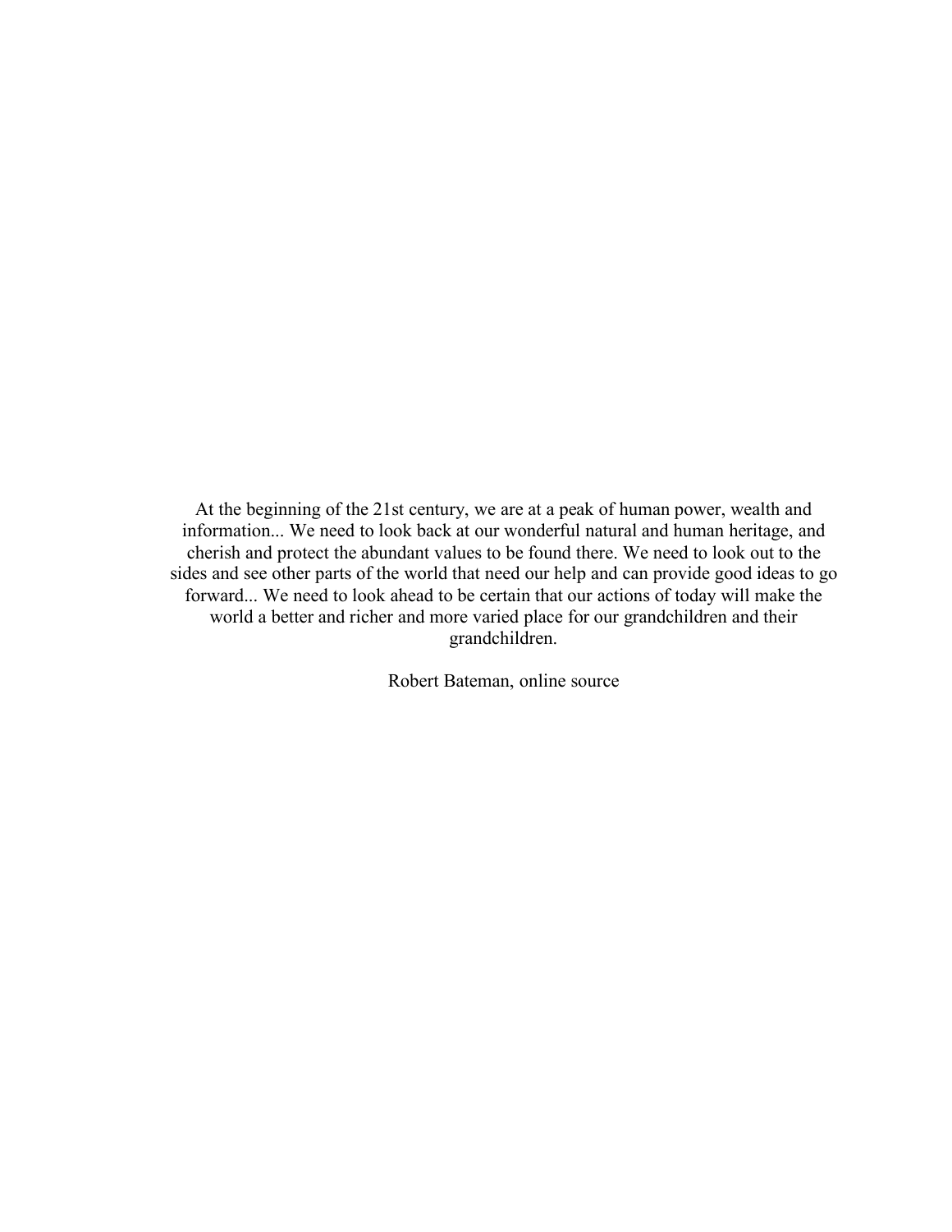At the beginning of the 21st century, we are at a peak of human power, wealth and information... We need to look back at our wonderful natural and human heritage, and cherish and protect the abundant values to be found there. We need to look out to the sides and see other parts of the world that need our help and can provide good ideas to go forward... We need to look ahead to be certain that our actions of today will make the world a better and richer and more varied place for our grandchildren and their grandchildren.

Robert Bateman, online source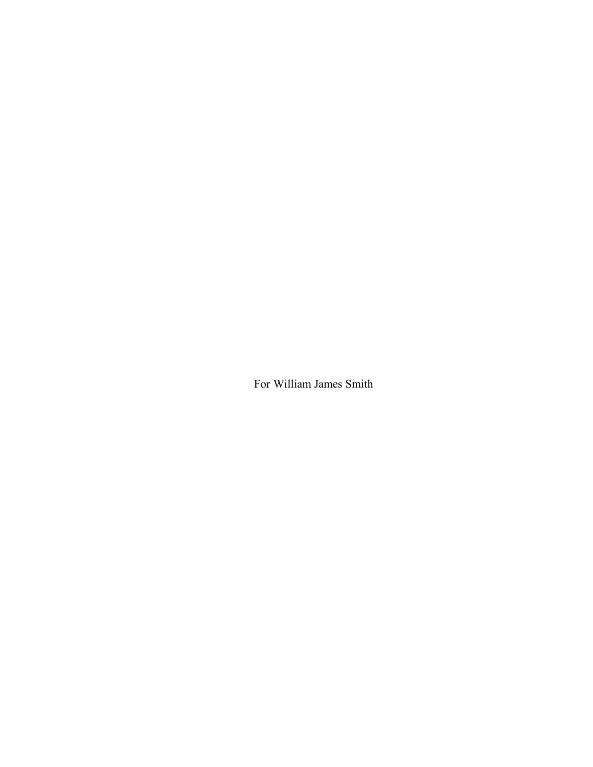For William James Smith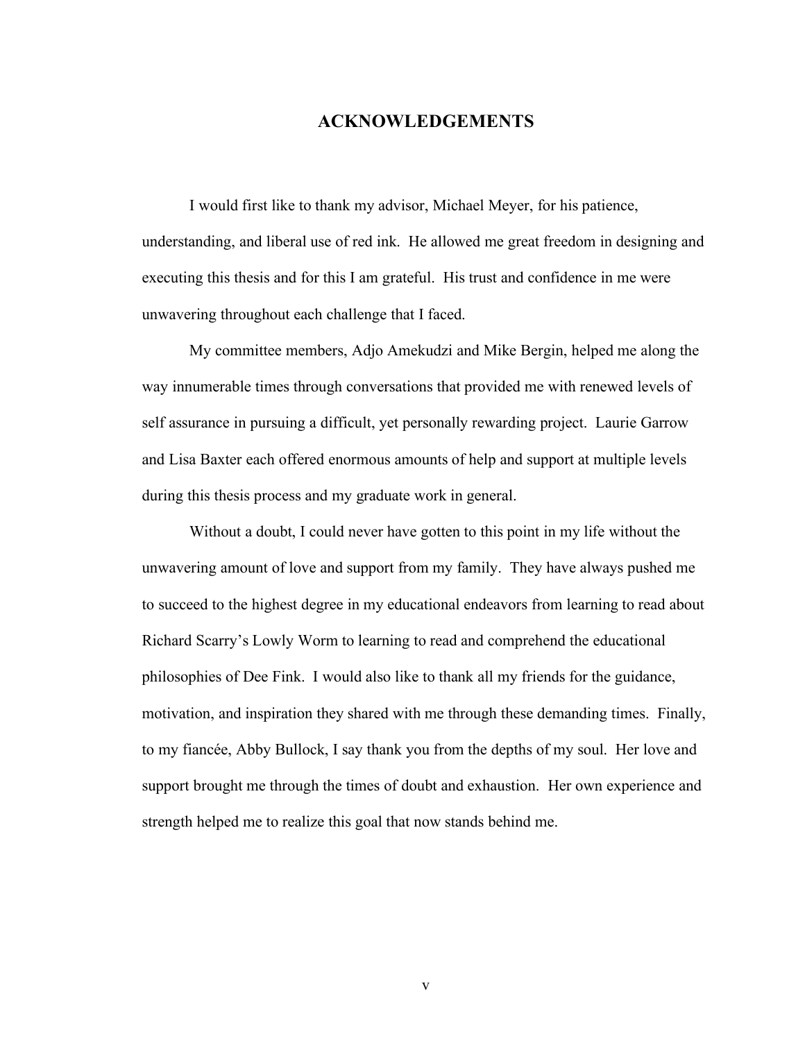# ACKNOWLEDGEMENTS

I would first like to thank my advisor, Michael Meyer, for his patience, understanding, and liberal use of red ink. He allowed me great freedom in designing and executing this thesis and for this I am grateful. His trust and confidence in me were unwavering throughout each challenge that I faced.

My committee members, Adjo Amekudzi and Mike Bergin, helped me along the way innumerable times through conversations that provided me with renewed levels of self assurance in pursuing a difficult, yet personally rewarding project. Laurie Garrow and Lisa Baxter each offered enormous amounts of help and support at multiple levels during this thesis process and my graduate work in general.

Without a doubt, I could never have gotten to this point in my life without the unwavering amount of love and support from my family. They have always pushed me to succeed to the highest degree in my educational endeavors from learning to read about Richard Scarry's Lowly Worm to learning to read and comprehend the educational philosophies of Dee Fink. I would also like to thank all my friends for the guidance, motivation, and inspiration they shared with me through these demanding times. Finally, to my fiancée, Abby Bullock, I say thank you from the depths of my soul. Her love and support brought me through the times of doubt and exhaustion. Her own experience and strength helped me to realize this goal that now stands behind me.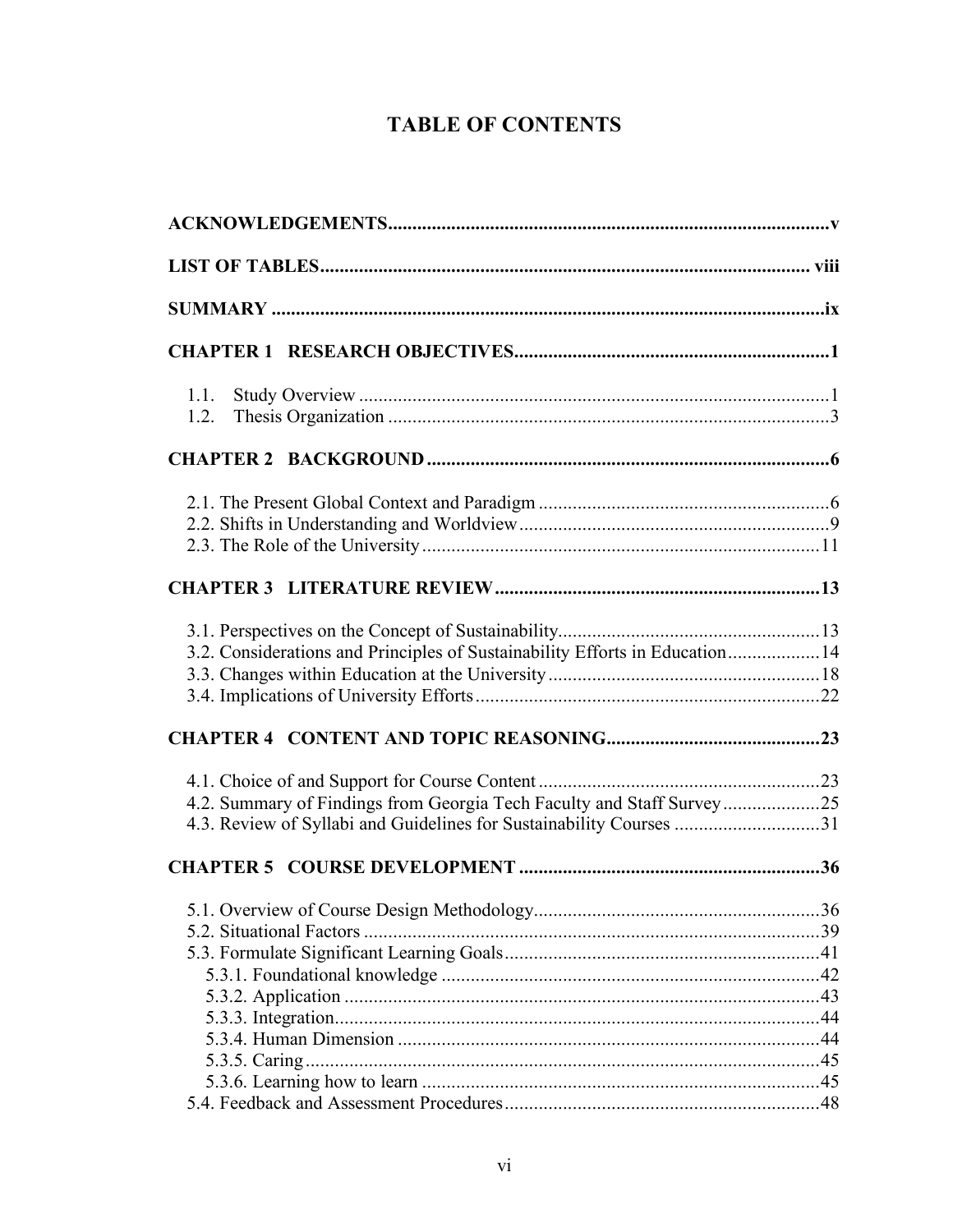# TABLE OF CONTENTS

**ACKNOWLEDGEMENTS** .......... v

**LIST OF TABLES** .......... viii

**SUMMARY** .......... ix

**CHAPTER 1 RESEARCH OBJECTIVES** .......... 1

- 1.1. Study Overview .......... 1
- 1.2. Thesis Organization .......... 3

**CHAPTER 2 BACKGROUND** .......... 6

- 2.1. The Present Global Context and Paradigm .......... 6
- 2.2. Shifts in Understanding and Worldview .......... 9
- 2.3. The Role of the University .......... 11

**CHAPTER 3 LITERATURE REVIEW** .......... 13

- 3.1. Perspectives on the Concept of Sustainability .......... 13
- 3.2. Considerations and Principles of Sustainability Efforts in Education .......... 14
- 3.3. Changes within Education at the University .......... 18
- 3.4. Implications of University Efforts .......... 22

**CHAPTER 4 CONTENT AND TOPIC REASONING** .......... 23

- 4.1. Choice of and Support for Course Content .......... 23
- 4.2. Summary of Findings from Georgia Tech Faculty and Staff Survey .......... 25
- 4.3. Review of Syllabi and Guidelines for Sustainability Courses .......... 31

**CHAPTER 5 COURSE DEVELOPMENT** .......... 36

- 5.1. Overview of Course Design Methodology .......... 36
- 5.2. Situational Factors .......... 39
- 5.3. Formulate Significant Learning Goals .......... 41
  - 5.3.1. Foundational knowledge .......... 42
  - 5.3.2. Application .......... 43
  - 5.3.3. Integration .......... 44
  - 5.3.4. Human Dimension .......... 44
  - 5.3.5. Caring .......... 45
  - 5.3.6. Learning how to learn .......... 45
- 5.4. Feedback and Assessment Procedures .......... 48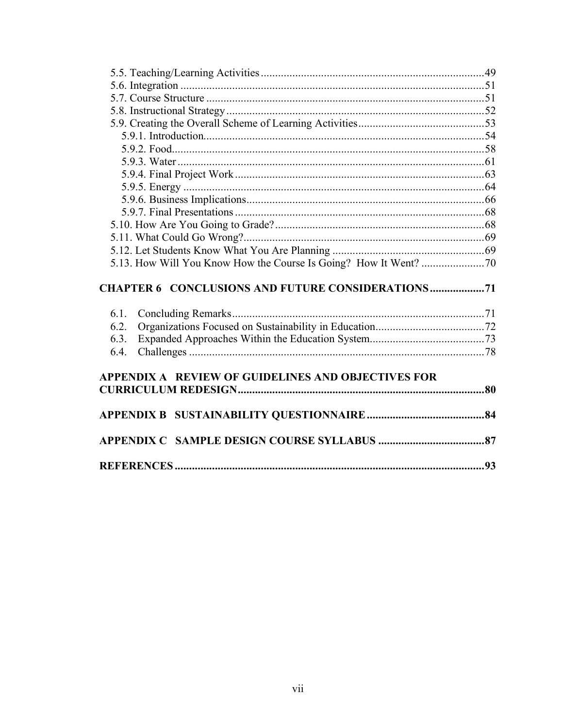5.5. Teaching/Learning Activities ....................................................................................49
5.6. Integration ...................................................................................................................51
5.7. Course Structure ..........................................................................................................51
5.8. Instructional Strategy ...................................................................................................52
5.9. Creating the Overall Scheme of Learning Activities ....................................................53
    5.9.1. Introduction.........................................................................................................54
    5.9.2. Food.....................................................................................................................58
    5.9.3. Water ...................................................................................................................61
    5.9.4. Final Project Work ..............................................................................................63
    5.9.5. Energy .................................................................................................................64
    5.9.6. Business Implications..........................................................................................66
    5.9.7. Final Presentations ..............................................................................................68
5.10. How Are You Going to Grade? ..................................................................................68
5.11. What Could Go Wrong? .............................................................................................69
5.12. Let Students Know What You Are Planning ..............................................................69
5.13. How Will You Know How the Course Is Going? How It Went? ...............................70

**CHAPTER 6 CONCLUSIONS AND FUTURE CONSIDERATIONS ..................71**

6.1. Concluding Remarks ........................................................................................................71
6.2. Organizations Focused on Sustainability in Education.......................................................72
6.3. Expanded Approaches Within the Education System..........................................................73
6.4. Challenges ........................................................................................................................78

**APPENDIX A REVIEW OF GUIDELINES AND OBJECTIVES FOR CURRICULUM REDESIGN.......................................................................................80**

**APPENDIX B SUSTAINABILITY QUESTIONNAIRE ..........................................84**

**APPENDIX C SAMPLE DESIGN COURSE SYLLABUS .....................................87**

**REFERENCES ...............................................................................................................93**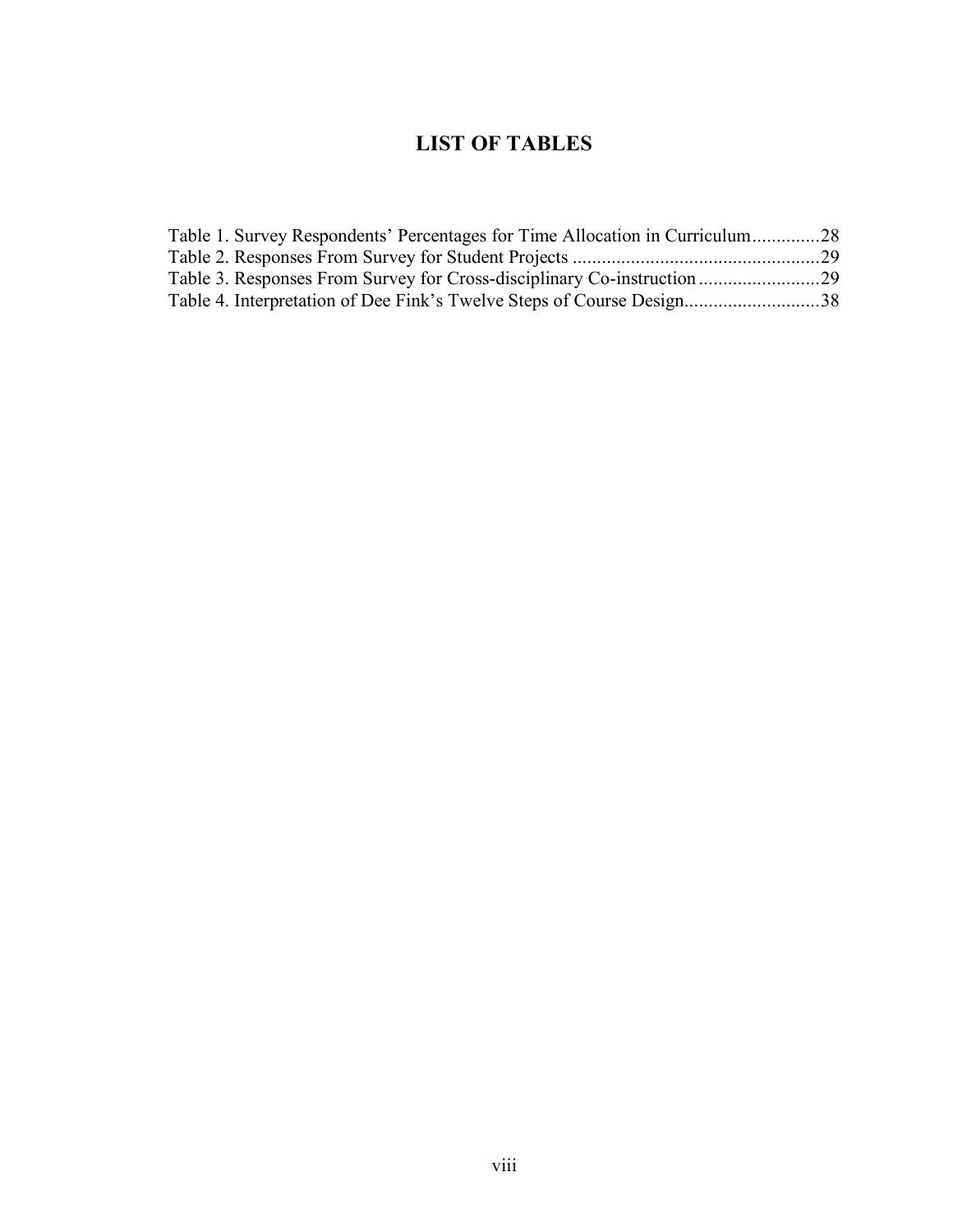# LIST OF TABLES

Table 1. Survey Respondents' Percentages for Time Allocation in Curriculum..............28
Table 2. Responses From Survey for Student Projects ...................................................29
Table 3. Responses From Survey for Cross-disciplinary Co-instruction .........................29
Table 4. Interpretation of Dee Fink's Twelve Steps of Course Design............................38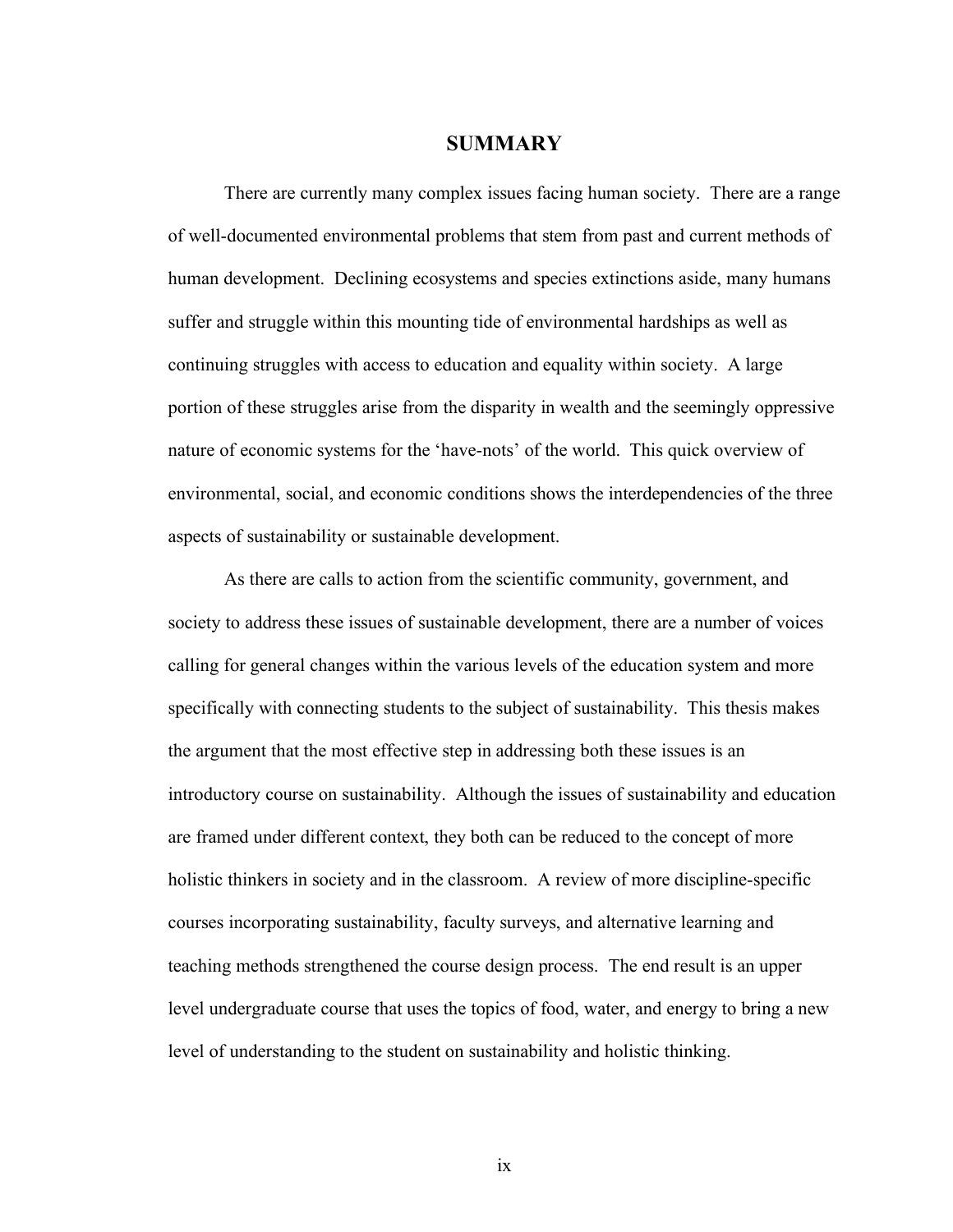# SUMMARY

There are currently many complex issues facing human society. There are a range of well-documented environmental problems that stem from past and current methods of human development. Declining ecosystems and species extinctions aside, many humans suffer and struggle within this mounting tide of environmental hardships as well as continuing struggles with access to education and equality within society. A large portion of these struggles arise from the disparity in wealth and the seemingly oppressive nature of economic systems for the 'have-nots' of the world. This quick overview of environmental, social, and economic conditions shows the interdependencies of the three aspects of sustainability or sustainable development.

As there are calls to action from the scientific community, government, and society to address these issues of sustainable development, there are a number of voices calling for general changes within the various levels of the education system and more specifically with connecting students to the subject of sustainability. This thesis makes the argument that the most effective step in addressing both these issues is an introductory course on sustainability. Although the issues of sustainability and education are framed under different context, they both can be reduced to the concept of more holistic thinkers in society and in the classroom. A review of more discipline-specific courses incorporating sustainability, faculty surveys, and alternative learning and teaching methods strengthened the course design process. The end result is an upper level undergraduate course that uses the topics of food, water, and energy to bring a new level of understanding to the student on sustainability and holistic thinking.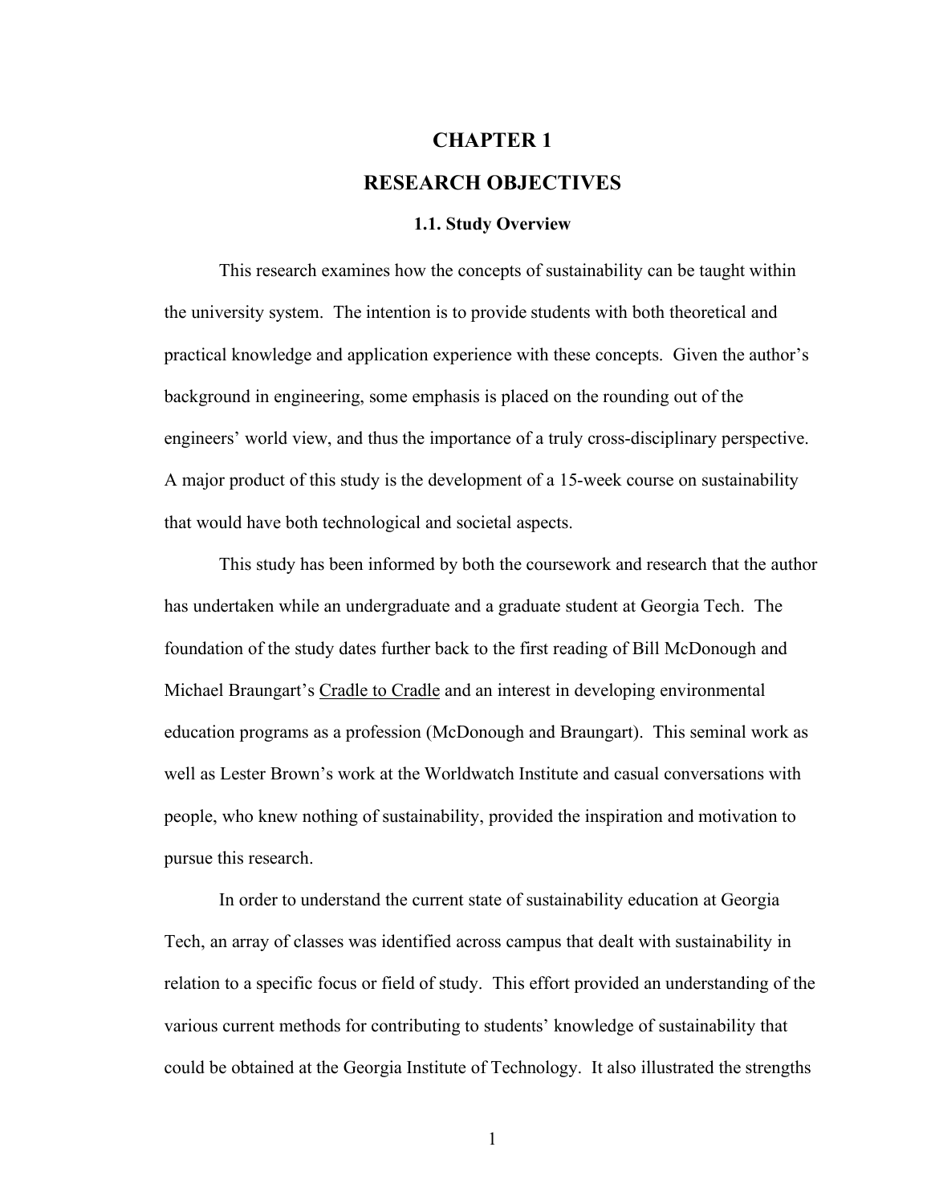# CHAPTER 1

# RESEARCH OBJECTIVES

## 1.1. Study Overview

This research examines how the concepts of sustainability can be taught within the university system. The intention is to provide students with both theoretical and practical knowledge and application experience with these concepts. Given the author's background in engineering, some emphasis is placed on the rounding out of the engineers' world view, and thus the importance of a truly cross-disciplinary perspective. A major product of this study is the development of a 15-week course on sustainability that would have both technological and societal aspects.

This study has been informed by both the coursework and research that the author has undertaken while an undergraduate and a graduate student at Georgia Tech. The foundation of the study dates further back to the first reading of Bill McDonough and Michael Braungart's Cradle to Cradle and an interest in developing environmental education programs as a profession (McDonough and Braungart). This seminal work as well as Lester Brown's work at the Worldwatch Institute and casual conversations with people, who knew nothing of sustainability, provided the inspiration and motivation to pursue this research.

In order to understand the current state of sustainability education at Georgia Tech, an array of classes was identified across campus that dealt with sustainability in relation to a specific focus or field of study. This effort provided an understanding of the various current methods for contributing to students' knowledge of sustainability that could be obtained at the Georgia Institute of Technology. It also illustrated the strengths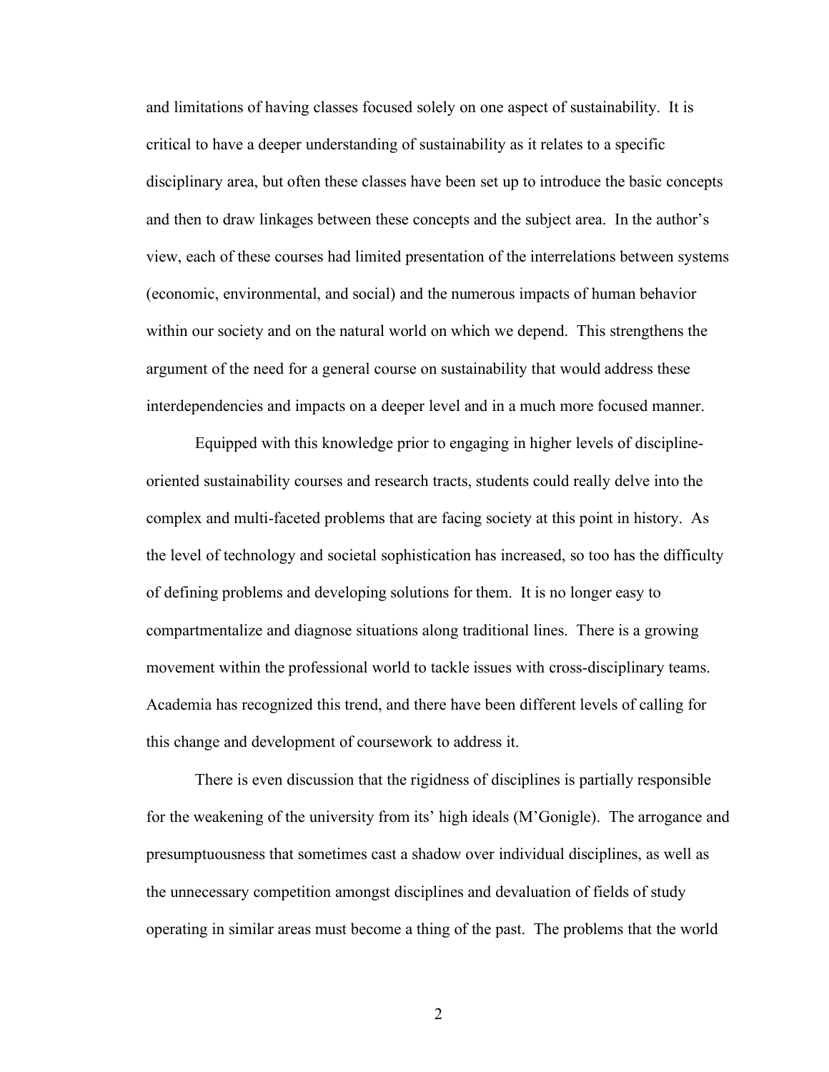and limitations of having classes focused solely on one aspect of sustainability. It is critical to have a deeper understanding of sustainability as it relates to a specific disciplinary area, but often these classes have been set up to introduce the basic concepts and then to draw linkages between these concepts and the subject area. In the author's view, each of these courses had limited presentation of the interrelations between systems (economic, environmental, and social) and the numerous impacts of human behavior within our society and on the natural world on which we depend. This strengthens the argument of the need for a general course on sustainability that would address these interdependencies and impacts on a deeper level and in a much more focused manner.

Equipped with this knowledge prior to engaging in higher levels of discipline-oriented sustainability courses and research tracts, students could really delve into the complex and multi-faceted problems that are facing society at this point in history. As the level of technology and societal sophistication has increased, so too has the difficulty of defining problems and developing solutions for them. It is no longer easy to compartmentalize and diagnose situations along traditional lines. There is a growing movement within the professional world to tackle issues with cross-disciplinary teams. Academia has recognized this trend, and there have been different levels of calling for this change and development of coursework to address it.

There is even discussion that the rigidness of disciplines is partially responsible for the weakening of the university from its' high ideals (M'Gonigle). The arrogance and presumptuousness that sometimes cast a shadow over individual disciplines, as well as the unnecessary competition amongst disciplines and devaluation of fields of study operating in similar areas must become a thing of the past. The problems that the world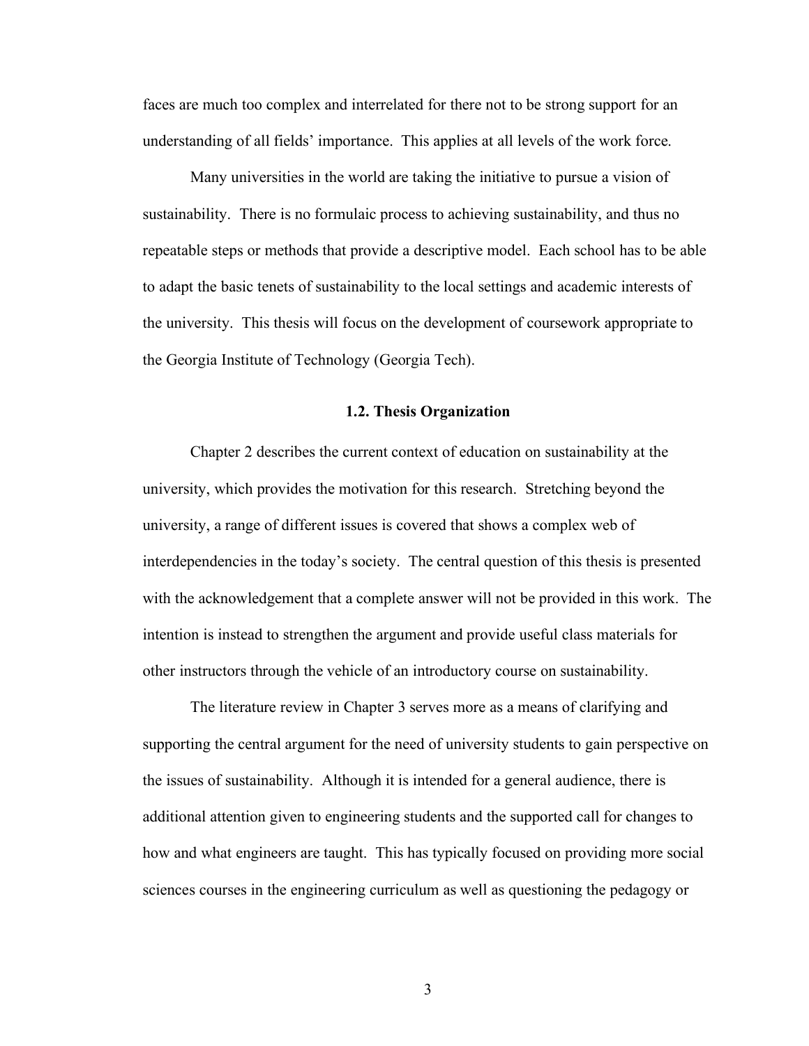faces are much too complex and interrelated for there not to be strong support for an understanding of all fields' importance. This applies at all levels of the work force.

Many universities in the world are taking the initiative to pursue a vision of sustainability. There is no formulaic process to achieving sustainability, and thus no repeatable steps or methods that provide a descriptive model. Each school has to be able to adapt the basic tenets of sustainability to the local settings and academic interests of the university. This thesis will focus on the development of coursework appropriate to the Georgia Institute of Technology (Georgia Tech).

### 1.2. Thesis Organization

Chapter 2 describes the current context of education on sustainability at the university, which provides the motivation for this research. Stretching beyond the university, a range of different issues is covered that shows a complex web of interdependencies in the today's society. The central question of this thesis is presented with the acknowledgement that a complete answer will not be provided in this work. The intention is instead to strengthen the argument and provide useful class materials for other instructors through the vehicle of an introductory course on sustainability.

The literature review in Chapter 3 serves more as a means of clarifying and supporting the central argument for the need of university students to gain perspective on the issues of sustainability. Although it is intended for a general audience, there is additional attention given to engineering students and the supported call for changes to how and what engineers are taught. This has typically focused on providing more social sciences courses in the engineering curriculum as well as questioning the pedagogy or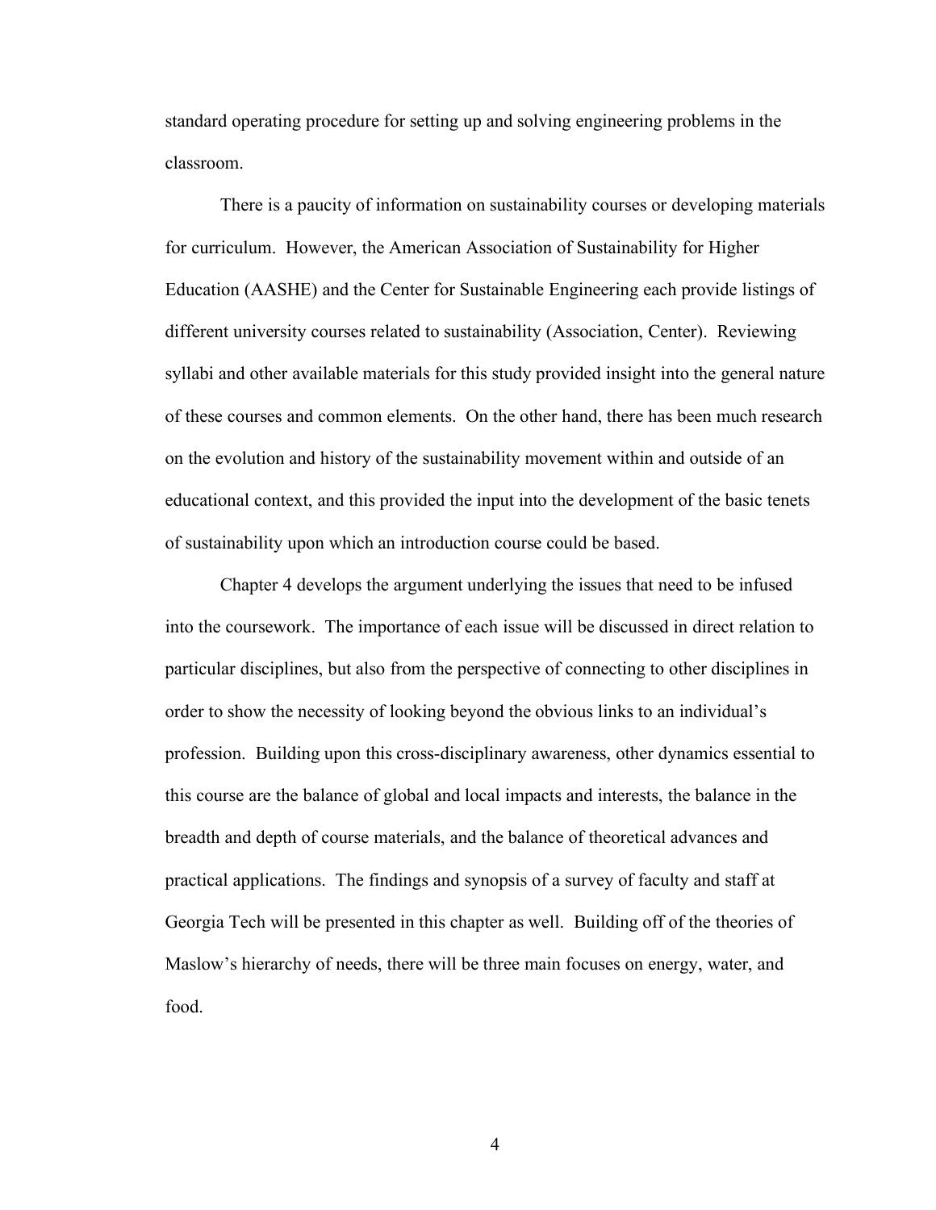standard operating procedure for setting up and solving engineering problems in the classroom.

There is a paucity of information on sustainability courses or developing materials for curriculum. However, the American Association of Sustainability for Higher Education (AASHE) and the Center for Sustainable Engineering each provide listings of different university courses related to sustainability (Association, Center). Reviewing syllabi and other available materials for this study provided insight into the general nature of these courses and common elements. On the other hand, there has been much research on the evolution and history of the sustainability movement within and outside of an educational context, and this provided the input into the development of the basic tenets of sustainability upon which an introduction course could be based.

Chapter 4 develops the argument underlying the issues that need to be infused into the coursework. The importance of each issue will be discussed in direct relation to particular disciplines, but also from the perspective of connecting to other disciplines in order to show the necessity of looking beyond the obvious links to an individual's profession. Building upon this cross-disciplinary awareness, other dynamics essential to this course are the balance of global and local impacts and interests, the balance in the breadth and depth of course materials, and the balance of theoretical advances and practical applications. The findings and synopsis of a survey of faculty and staff at Georgia Tech will be presented in this chapter as well. Building off of the theories of Maslow's hierarchy of needs, there will be three main focuses on energy, water, and food.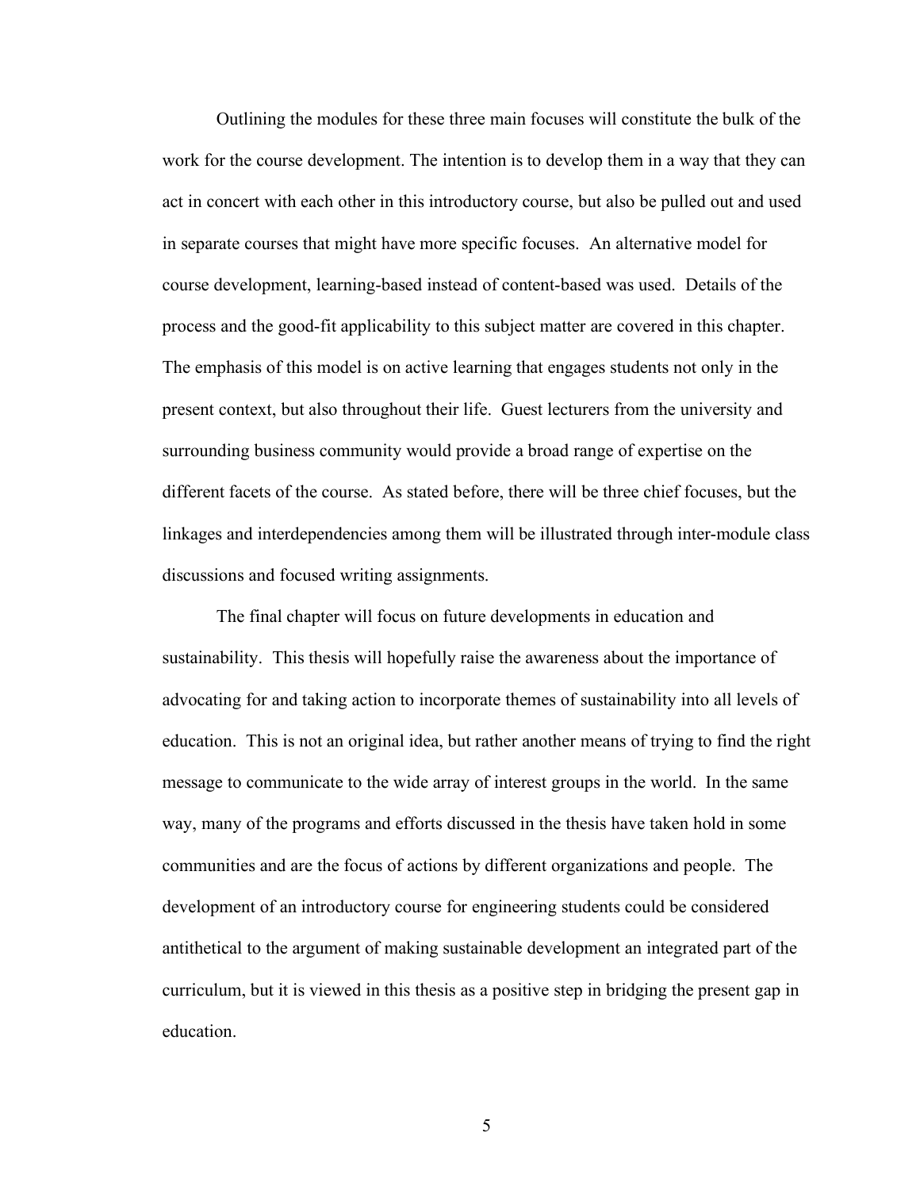Outlining the modules for these three main focuses will constitute the bulk of the work for the course development. The intention is to develop them in a way that they can act in concert with each other in this introductory course, but also be pulled out and used in separate courses that might have more specific focuses. An alternative model for course development, learning-based instead of content-based was used. Details of the process and the good-fit applicability to this subject matter are covered in this chapter. The emphasis of this model is on active learning that engages students not only in the present context, but also throughout their life. Guest lecturers from the university and surrounding business community would provide a broad range of expertise on the different facets of the course. As stated before, there will be three chief focuses, but the linkages and interdependencies among them will be illustrated through inter-module class discussions and focused writing assignments.

The final chapter will focus on future developments in education and sustainability. This thesis will hopefully raise the awareness about the importance of advocating for and taking action to incorporate themes of sustainability into all levels of education. This is not an original idea, but rather another means of trying to find the right message to communicate to the wide array of interest groups in the world. In the same way, many of the programs and efforts discussed in the thesis have taken hold in some communities and are the focus of actions by different organizations and people. The development of an introductory course for engineering students could be considered antithetical to the argument of making sustainable development an integrated part of the curriculum, but it is viewed in this thesis as a positive step in bridging the present gap in education.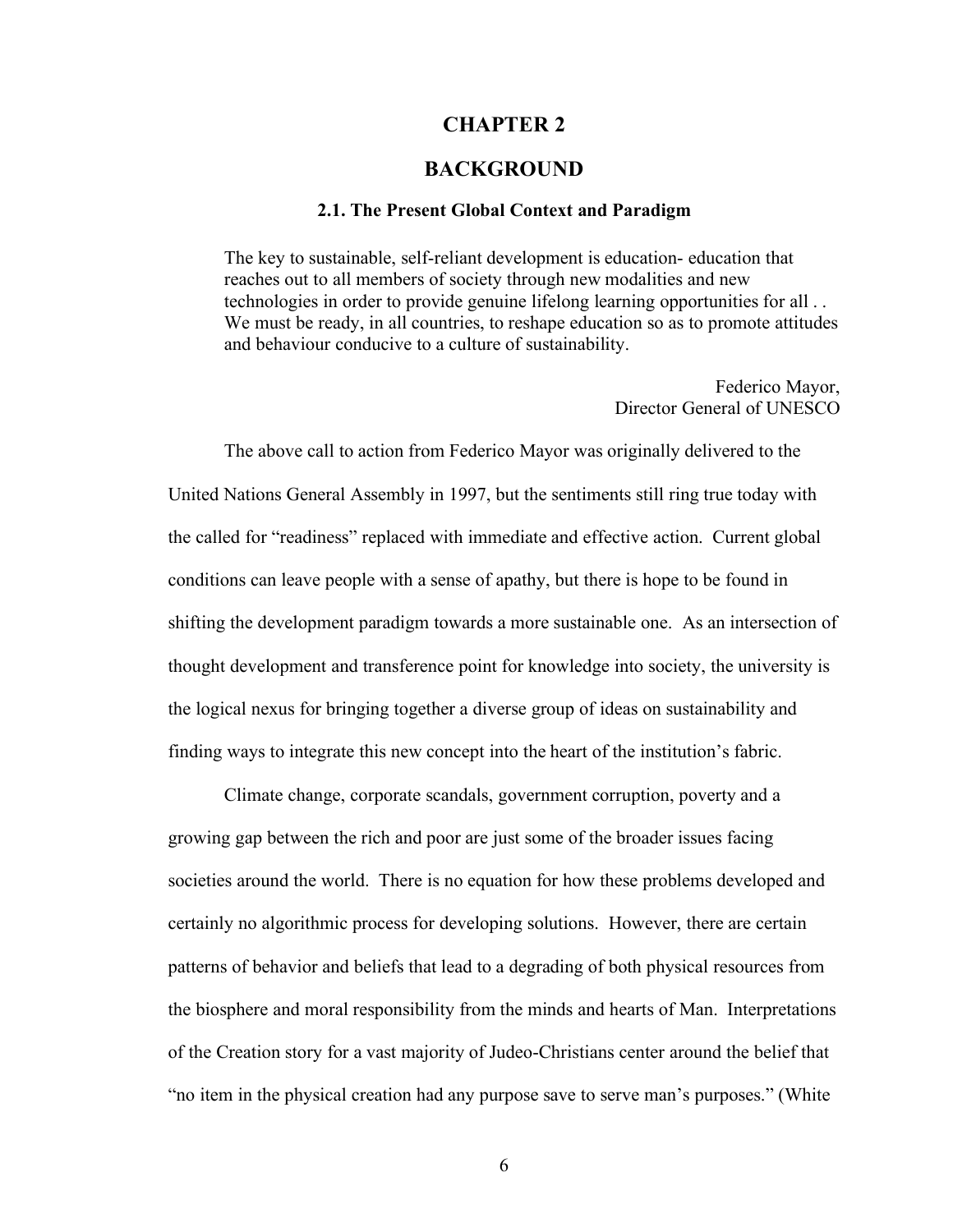# CHAPTER 2

# BACKGROUND

## 2.1. The Present Global Context and Paradigm

> The key to sustainable, self-reliant development is education- education that reaches out to all members of society through new modalities and new technologies in order to provide genuine lifelong learning opportunities for all . . We must be ready, in all countries, to reshape education so as to promote attitudes and behaviour conducive to a culture of sustainability.
>
> Federico Mayor,
> Director General of UNESCO

The above call to action from Federico Mayor was originally delivered to the United Nations General Assembly in 1997, but the sentiments still ring true today with the called for "readiness" replaced with immediate and effective action. Current global conditions can leave people with a sense of apathy, but there is hope to be found in shifting the development paradigm towards a more sustainable one. As an intersection of thought development and transference point for knowledge into society, the university is the logical nexus for bringing together a diverse group of ideas on sustainability and finding ways to integrate this new concept into the heart of the institution's fabric.

Climate change, corporate scandals, government corruption, poverty and a growing gap between the rich and poor are just some of the broader issues facing societies around the world. There is no equation for how these problems developed and certainly no algorithmic process for developing solutions. However, there are certain patterns of behavior and beliefs that lead to a degrading of both physical resources from the biosphere and moral responsibility from the minds and hearts of Man. Interpretations of the Creation story for a vast majority of Judeo-Christians center around the belief that "no item in the physical creation had any purpose save to serve man's purposes." (White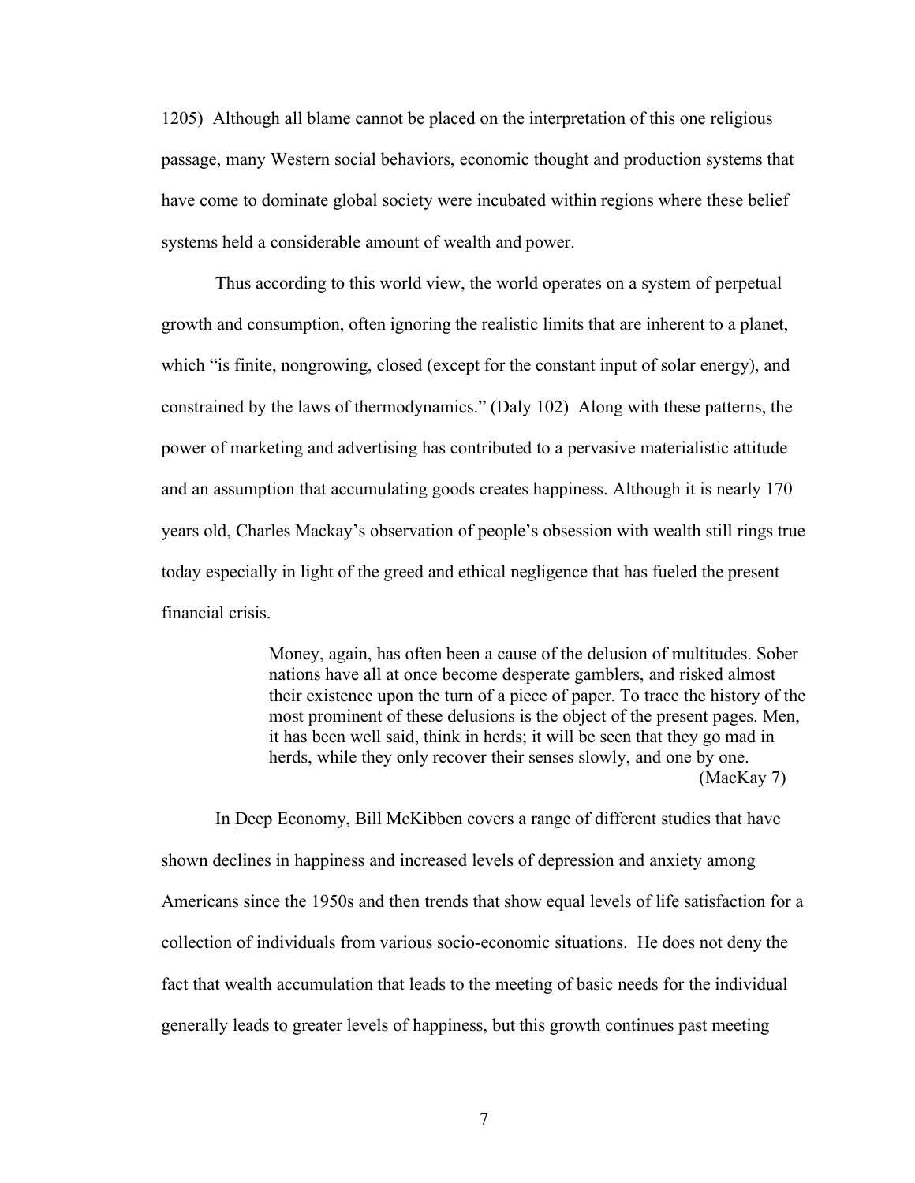1205)  Although all blame cannot be placed on the interpretation of this one religious passage, many Western social behaviors, economic thought and production systems that have come to dominate global society were incubated within regions where these belief systems held a considerable amount of wealth and power.

Thus according to this world view, the world operates on a system of perpetual growth and consumption, often ignoring the realistic limits that are inherent to a planet, which "is finite, nongrowing, closed (except for the constant input of solar energy), and constrained by the laws of thermodynamics." (Daly 102)  Along with these patterns, the power of marketing and advertising has contributed to a pervasive materialistic attitude and an assumption that accumulating goods creates happiness. Although it is nearly 170 years old, Charles Mackay's observation of people's obsession with wealth still rings true today especially in light of the greed and ethical negligence that has fueled the present financial crisis.

> Money, again, has often been a cause of the delusion of multitudes. Sober nations have all at once become desperate gamblers, and risked almost their existence upon the turn of a piece of paper. To trace the history of the most prominent of these delusions is the object of the present pages. Men, it has been well said, think in herds; it will be seen that they go mad in herds, while they only recover their senses slowly, and one by one. (MacKay 7)

In Deep Economy, Bill McKibben covers a range of different studies that have shown declines in happiness and increased levels of depression and anxiety among Americans since the 1950s and then trends that show equal levels of life satisfaction for a collection of individuals from various socio-economic situations.  He does not deny the fact that wealth accumulation that leads to the meeting of basic needs for the individual generally leads to greater levels of happiness, but this growth continues past meeting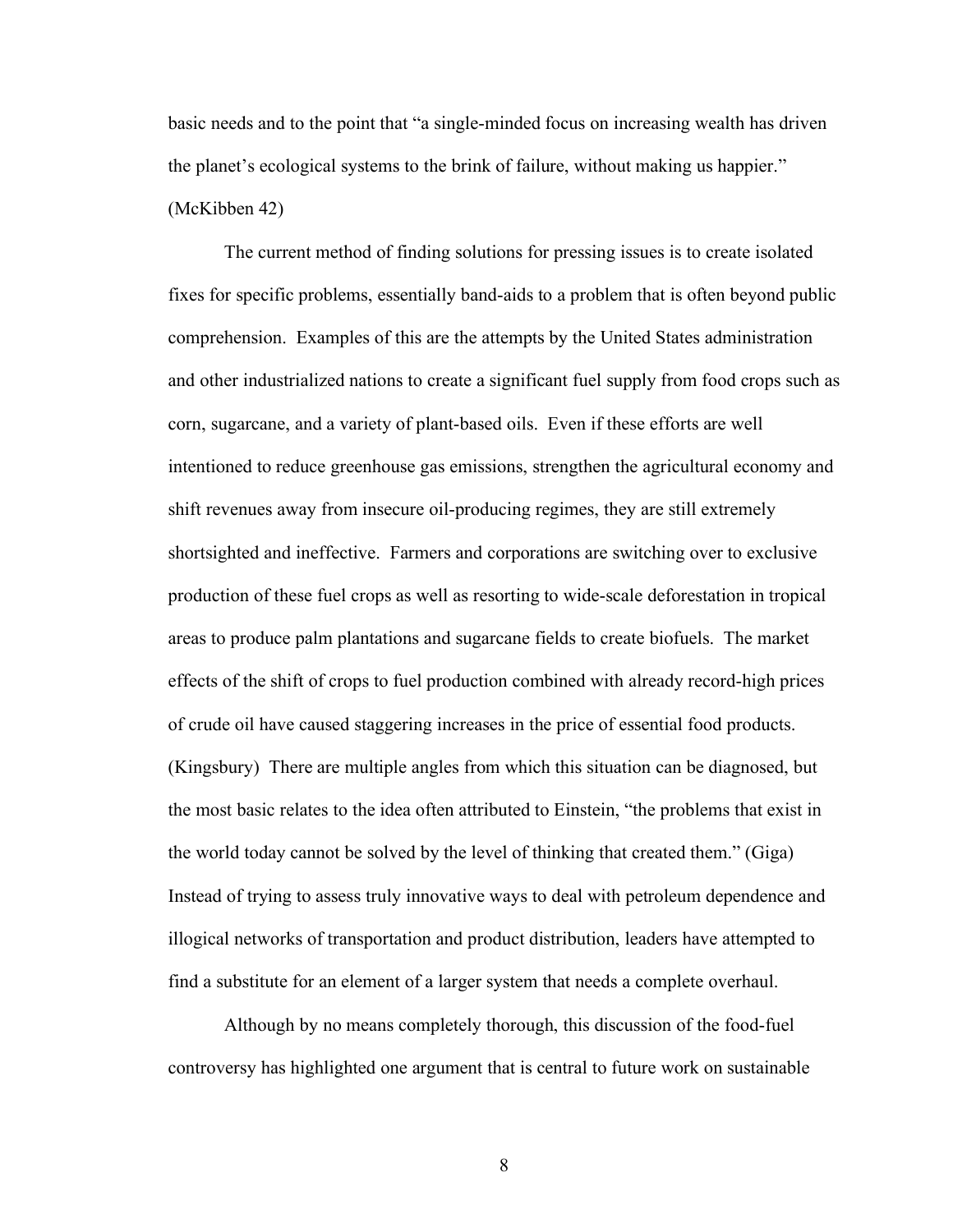basic needs and to the point that "a single-minded focus on increasing wealth has driven the planet's ecological systems to the brink of failure, without making us happier." (McKibben 42)

The current method of finding solutions for pressing issues is to create isolated fixes for specific problems, essentially band-aids to a problem that is often beyond public comprehension. Examples of this are the attempts by the United States administration and other industrialized nations to create a significant fuel supply from food crops such as corn, sugarcane, and a variety of plant-based oils. Even if these efforts are well intentioned to reduce greenhouse gas emissions, strengthen the agricultural economy and shift revenues away from insecure oil-producing regimes, they are still extremely shortsighted and ineffective. Farmers and corporations are switching over to exclusive production of these fuel crops as well as resorting to wide-scale deforestation in tropical areas to produce palm plantations and sugarcane fields to create biofuels. The market effects of the shift of crops to fuel production combined with already record-high prices of crude oil have caused staggering increases in the price of essential food products. (Kingsbury) There are multiple angles from which this situation can be diagnosed, but the most basic relates to the idea often attributed to Einstein, "the problems that exist in the world today cannot be solved by the level of thinking that created them." (Giga) Instead of trying to assess truly innovative ways to deal with petroleum dependence and illogical networks of transportation and product distribution, leaders have attempted to find a substitute for an element of a larger system that needs a complete overhaul.

Although by no means completely thorough, this discussion of the food-fuel controversy has highlighted one argument that is central to future work on sustainable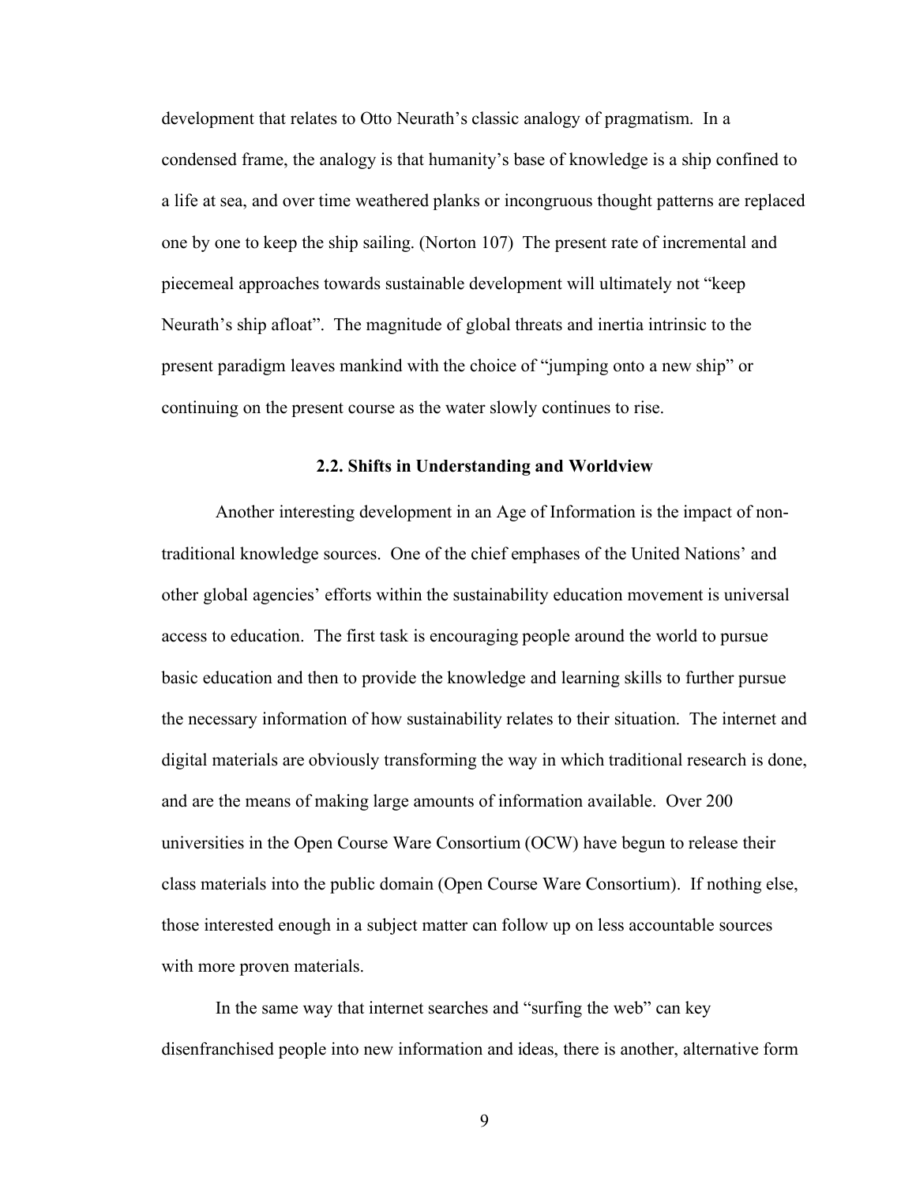development that relates to Otto Neurath's classic analogy of pragmatism. In a condensed frame, the analogy is that humanity's base of knowledge is a ship confined to a life at sea, and over time weathered planks or incongruous thought patterns are replaced one by one to keep the ship sailing. (Norton 107) The present rate of incremental and piecemeal approaches towards sustainable development will ultimately not "keep Neurath's ship afloat". The magnitude of global threats and inertia intrinsic to the present paradigm leaves mankind with the choice of "jumping onto a new ship" or continuing on the present course as the water slowly continues to rise.

### 2.2. Shifts in Understanding and Worldview

Another interesting development in an Age of Information is the impact of non-traditional knowledge sources. One of the chief emphases of the United Nations' and other global agencies' efforts within the sustainability education movement is universal access to education. The first task is encouraging people around the world to pursue basic education and then to provide the knowledge and learning skills to further pursue the necessary information of how sustainability relates to their situation. The internet and digital materials are obviously transforming the way in which traditional research is done, and are the means of making large amounts of information available. Over 200 universities in the Open Course Ware Consortium (OCW) have begun to release their class materials into the public domain (Open Course Ware Consortium). If nothing else, those interested enough in a subject matter can follow up on less accountable sources with more proven materials.

In the same way that internet searches and "surfing the web" can key disenfranchised people into new information and ideas, there is another, alternative form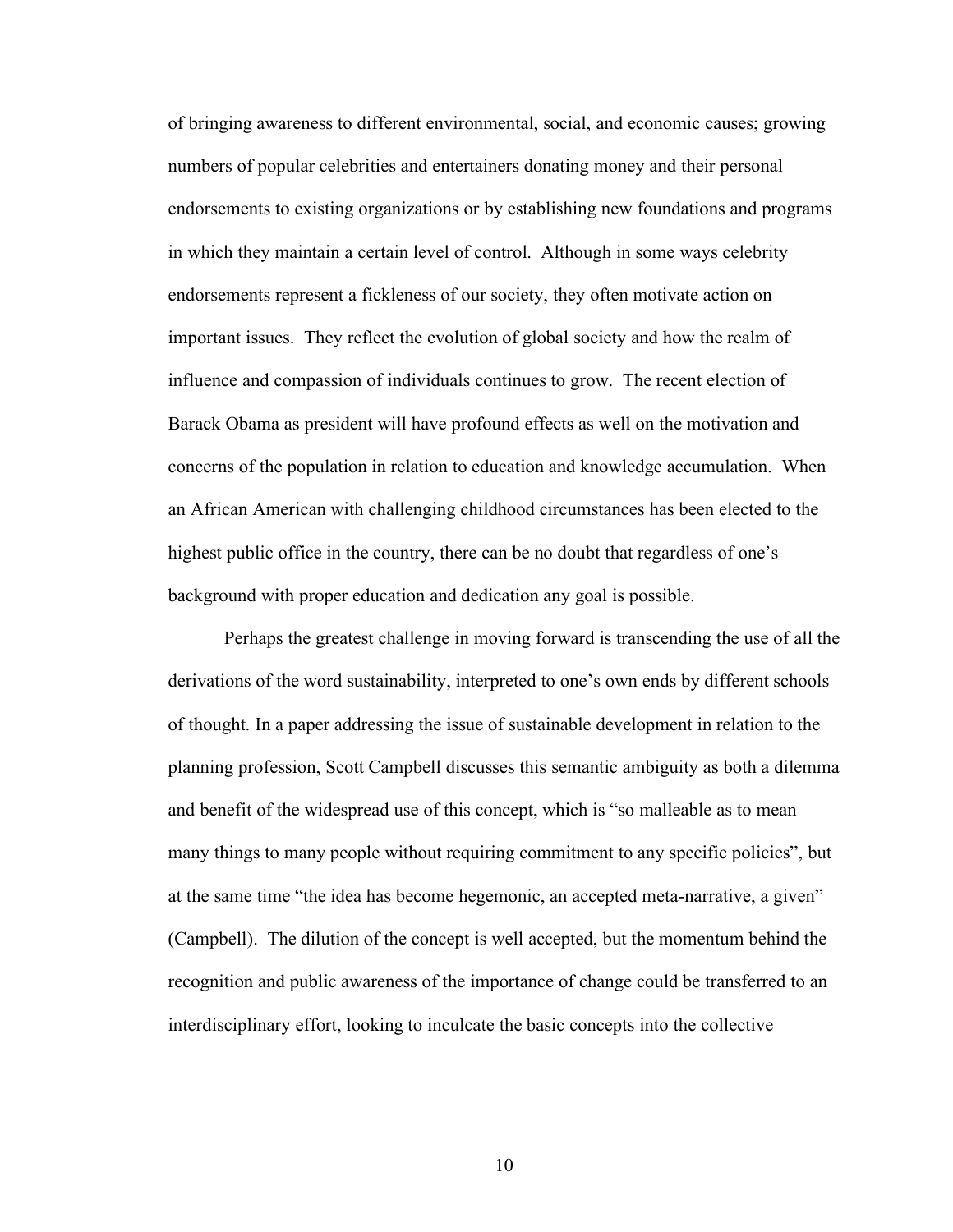of bringing awareness to different environmental, social, and economic causes; growing numbers of popular celebrities and entertainers donating money and their personal endorsements to existing organizations or by establishing new foundations and programs in which they maintain a certain level of control. Although in some ways celebrity endorsements represent a fickleness of our society, they often motivate action on important issues. They reflect the evolution of global society and how the realm of influence and compassion of individuals continues to grow. The recent election of Barack Obama as president will have profound effects as well on the motivation and concerns of the population in relation to education and knowledge accumulation. When an African American with challenging childhood circumstances has been elected to the highest public office in the country, there can be no doubt that regardless of one's background with proper education and dedication any goal is possible.

Perhaps the greatest challenge in moving forward is transcending the use of all the derivations of the word sustainability, interpreted to one's own ends by different schools of thought. In a paper addressing the issue of sustainable development in relation to the planning profession, Scott Campbell discusses this semantic ambiguity as both a dilemma and benefit of the widespread use of this concept, which is "so malleable as to mean many things to many people without requiring commitment to any specific policies", but at the same time "the idea has become hegemonic, an accepted meta-narrative, a given" (Campbell). The dilution of the concept is well accepted, but the momentum behind the recognition and public awareness of the importance of change could be transferred to an interdisciplinary effort, looking to inculcate the basic concepts into the collective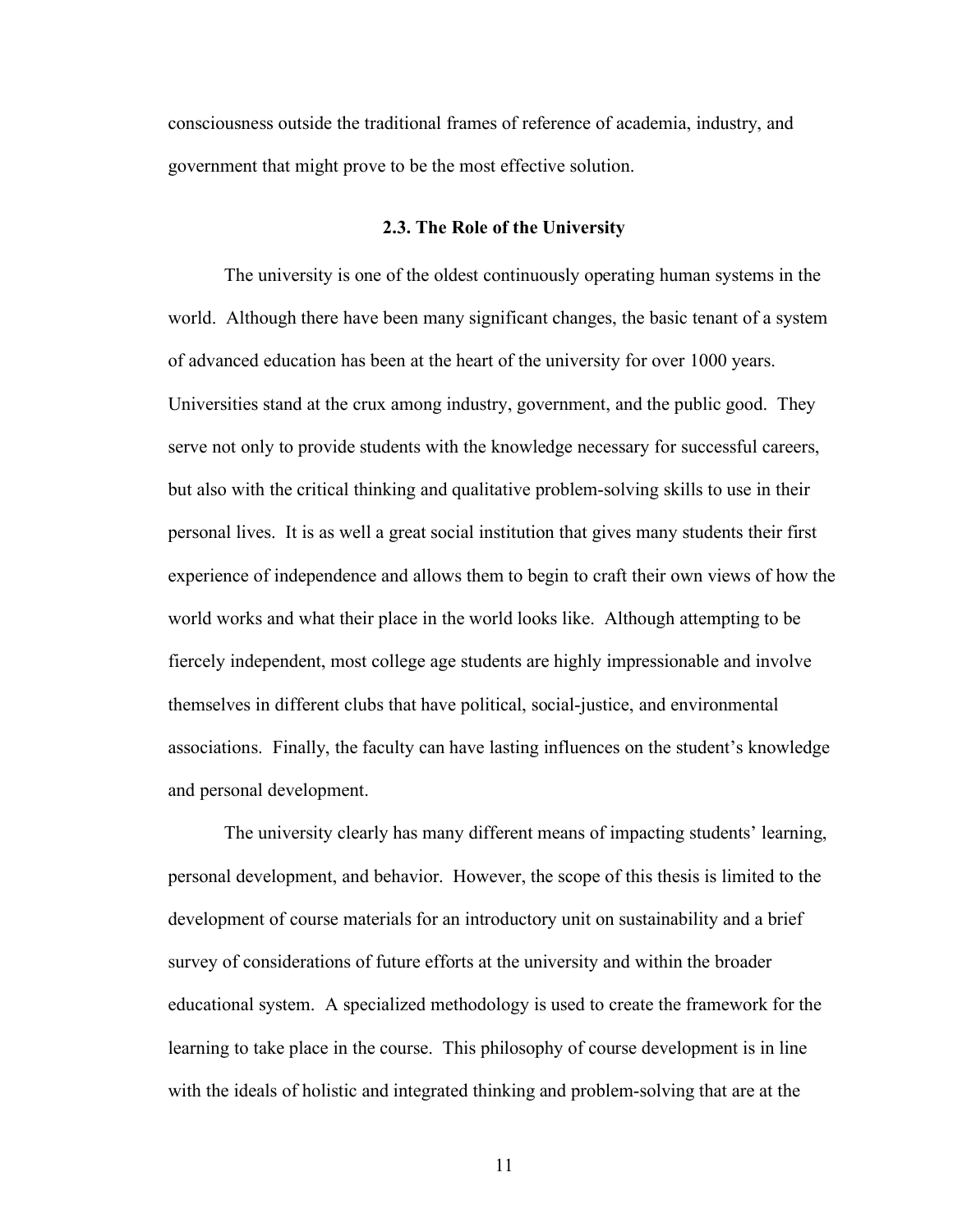consciousness outside the traditional frames of reference of academia, industry, and government that might prove to be the most effective solution.

### 2.3. The Role of the University

The university is one of the oldest continuously operating human systems in the world. Although there have been many significant changes, the basic tenant of a system of advanced education has been at the heart of the university for over 1000 years. Universities stand at the crux among industry, government, and the public good. They serve not only to provide students with the knowledge necessary for successful careers, but also with the critical thinking and qualitative problem-solving skills to use in their personal lives. It is as well a great social institution that gives many students their first experience of independence and allows them to begin to craft their own views of how the world works and what their place in the world looks like. Although attempting to be fiercely independent, most college age students are highly impressionable and involve themselves in different clubs that have political, social-justice, and environmental associations. Finally, the faculty can have lasting influences on the student's knowledge and personal development.

The university clearly has many different means of impacting students' learning, personal development, and behavior. However, the scope of this thesis is limited to the development of course materials for an introductory unit on sustainability and a brief survey of considerations of future efforts at the university and within the broader educational system. A specialized methodology is used to create the framework for the learning to take place in the course. This philosophy of course development is in line with the ideals of holistic and integrated thinking and problem-solving that are at the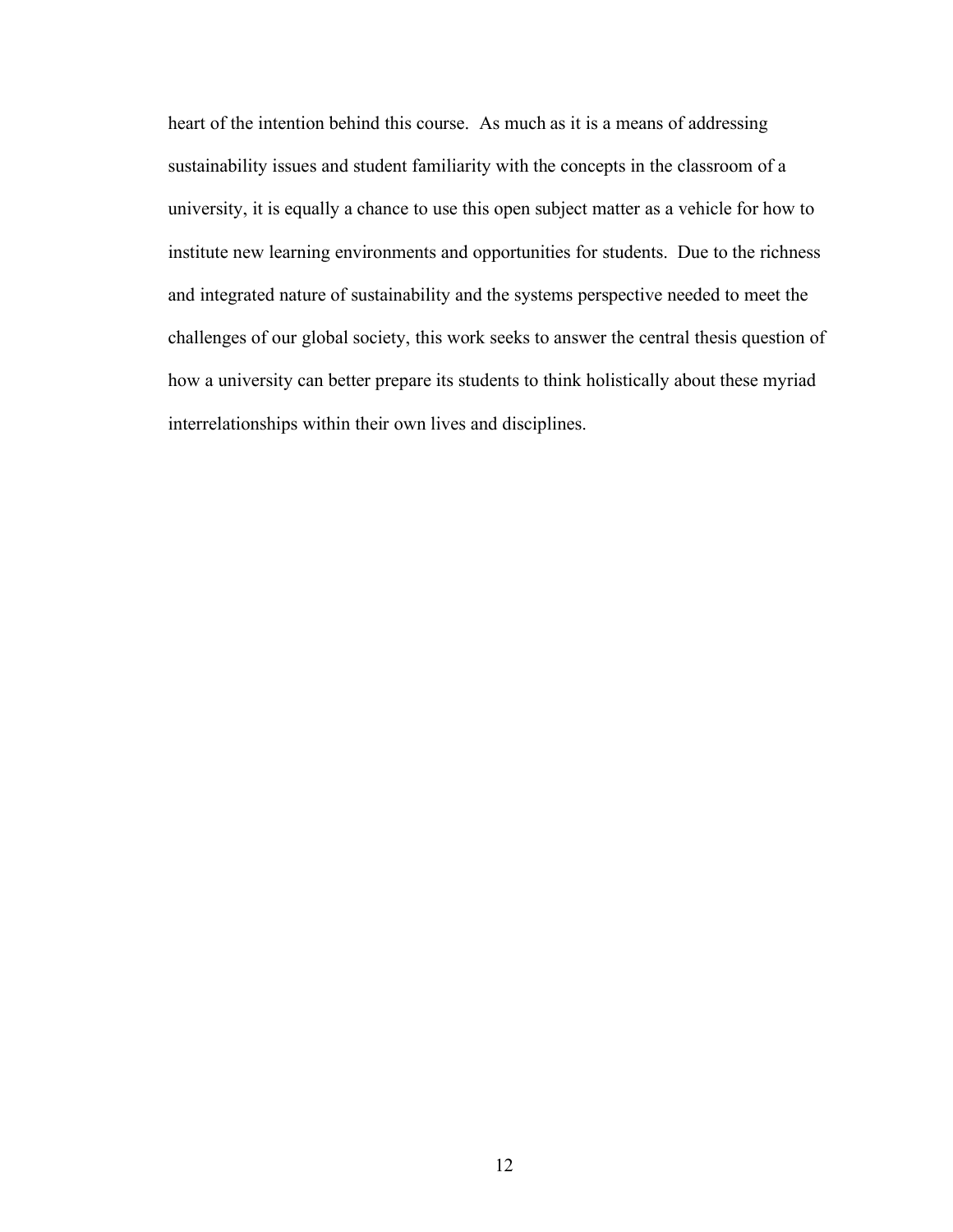heart of the intention behind this course. As much as it is a means of addressing sustainability issues and student familiarity with the concepts in the classroom of a university, it is equally a chance to use this open subject matter as a vehicle for how to institute new learning environments and opportunities for students. Due to the richness and integrated nature of sustainability and the systems perspective needed to meet the challenges of our global society, this work seeks to answer the central thesis question of how a university can better prepare its students to think holistically about these myriad interrelationships within their own lives and disciplines.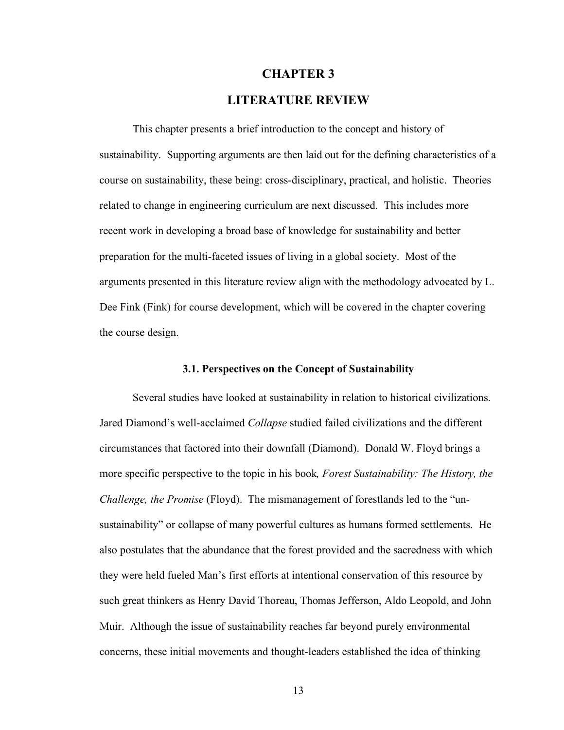# CHAPTER 3

# LITERATURE REVIEW

This chapter presents a brief introduction to the concept and history of sustainability. Supporting arguments are then laid out for the defining characteristics of a course on sustainability, these being: cross-disciplinary, practical, and holistic. Theories related to change in engineering curriculum are next discussed. This includes more recent work in developing a broad base of knowledge for sustainability and better preparation for the multi-faceted issues of living in a global society. Most of the arguments presented in this literature review align with the methodology advocated by L. Dee Fink (Fink) for course development, which will be covered in the chapter covering the course design.

### 3.1. Perspectives on the Concept of Sustainability

Several studies have looked at sustainability in relation to historical civilizations. Jared Diamond's well-acclaimed *Collapse* studied failed civilizations and the different circumstances that factored into their downfall (Diamond). Donald W. Floyd brings a more specific perspective to the topic in his book*, Forest Sustainability: The History, the Challenge, the Promise* (Floyd). The mismanagement of forestlands led to the "un-sustainability" or collapse of many powerful cultures as humans formed settlements. He also postulates that the abundance that the forest provided and the sacredness with which they were held fueled Man's first efforts at intentional conservation of this resource by such great thinkers as Henry David Thoreau, Thomas Jefferson, Aldo Leopold, and John Muir. Although the issue of sustainability reaches far beyond purely environmental concerns, these initial movements and thought-leaders established the idea of thinking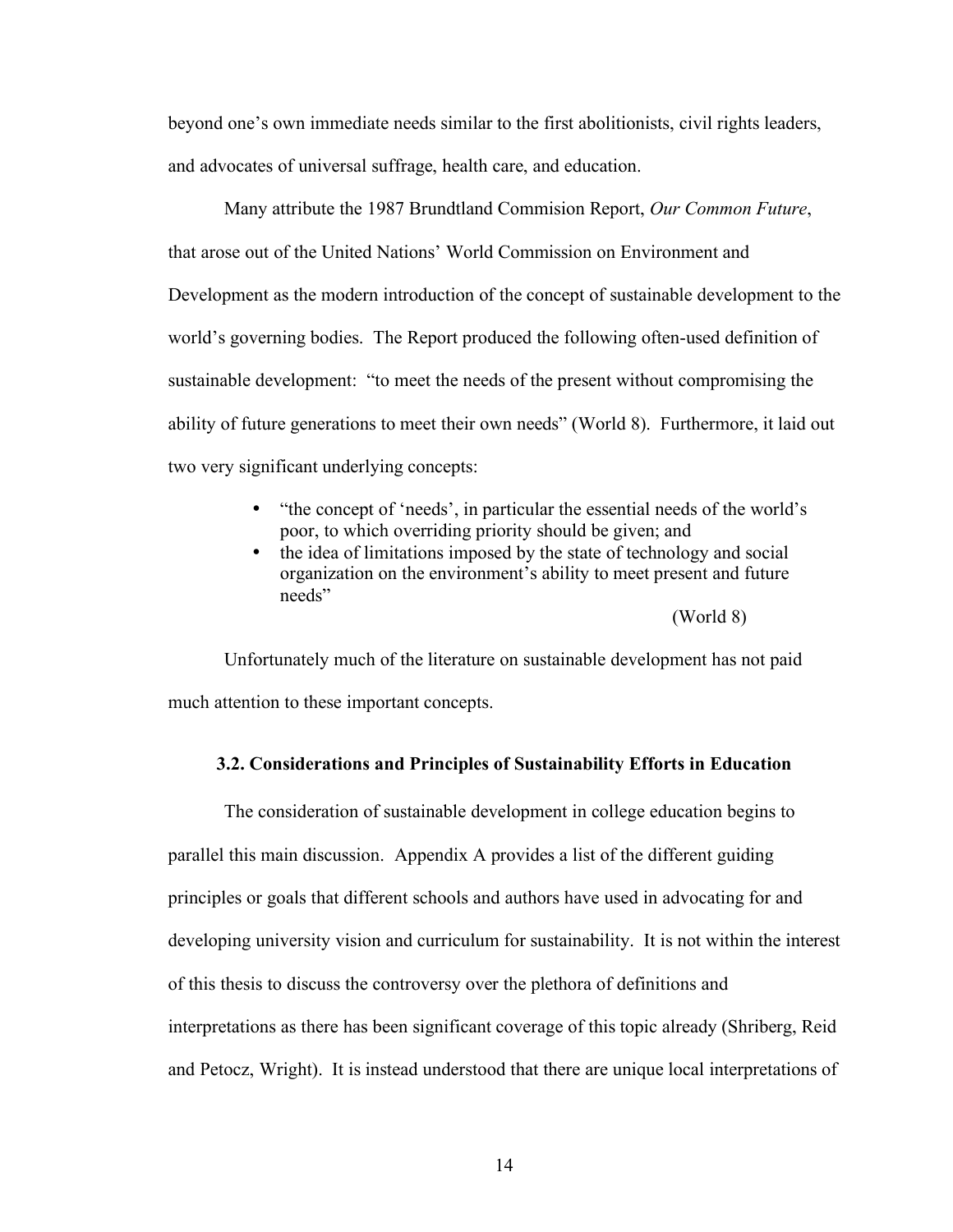beyond one's own immediate needs similar to the first abolitionists, civil rights leaders, and advocates of universal suffrage, health care, and education.

Many attribute the 1987 Brundtland Commision Report, *Our Common Future*, that arose out of the United Nations' World Commission on Environment and Development as the modern introduction of the concept of sustainable development to the world's governing bodies. The Report produced the following often-used definition of sustainable development: "to meet the needs of the present without compromising the ability of future generations to meet their own needs" (World 8). Furthermore, it laid out two very significant underlying concepts:

> - "the concept of 'needs', in particular the essential needs of the world's poor, to which overriding priority should be given; and
> - the idea of limitations imposed by the state of technology and social organization on the environment's ability to meet present and future needs"
>
> (World 8)

Unfortunately much of the literature on sustainable development has not paid much attention to these important concepts.

### 3.2. Considerations and Principles of Sustainability Efforts in Education

The consideration of sustainable development in college education begins to parallel this main discussion. Appendix A provides a list of the different guiding principles or goals that different schools and authors have used in advocating for and developing university vision and curriculum for sustainability. It is not within the interest of this thesis to discuss the controversy over the plethora of definitions and interpretations as there has been significant coverage of this topic already (Shriberg, Reid and Petocz, Wright). It is instead understood that there are unique local interpretations of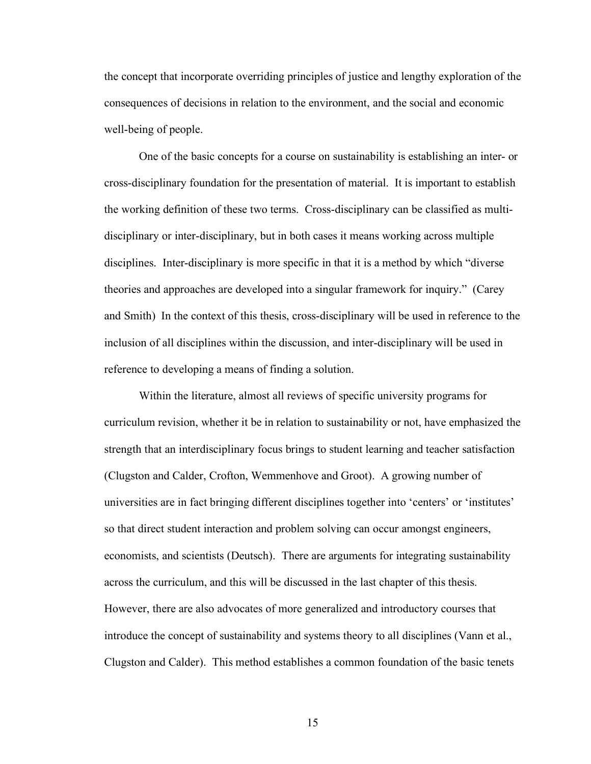the concept that incorporate overriding principles of justice and lengthy exploration of the consequences of decisions in relation to the environment, and the social and economic well-being of people.

One of the basic concepts for a course on sustainability is establishing an inter- or cross-disciplinary foundation for the presentation of material. It is important to establish the working definition of these two terms. Cross-disciplinary can be classified as multi-disciplinary or inter-disciplinary, but in both cases it means working across multiple disciplines. Inter-disciplinary is more specific in that it is a method by which "diverse theories and approaches are developed into a singular framework for inquiry." (Carey and Smith) In the context of this thesis, cross-disciplinary will be used in reference to the inclusion of all disciplines within the discussion, and inter-disciplinary will be used in reference to developing a means of finding a solution.

Within the literature, almost all reviews of specific university programs for curriculum revision, whether it be in relation to sustainability or not, have emphasized the strength that an interdisciplinary focus brings to student learning and teacher satisfaction (Clugston and Calder, Crofton, Wemmenhove and Groot). A growing number of universities are in fact bringing different disciplines together into 'centers' or 'institutes' so that direct student interaction and problem solving can occur amongst engineers, economists, and scientists (Deutsch). There are arguments for integrating sustainability across the curriculum, and this will be discussed in the last chapter of this thesis. However, there are also advocates of more generalized and introductory courses that introduce the concept of sustainability and systems theory to all disciplines (Vann et al., Clugston and Calder). This method establishes a common foundation of the basic tenets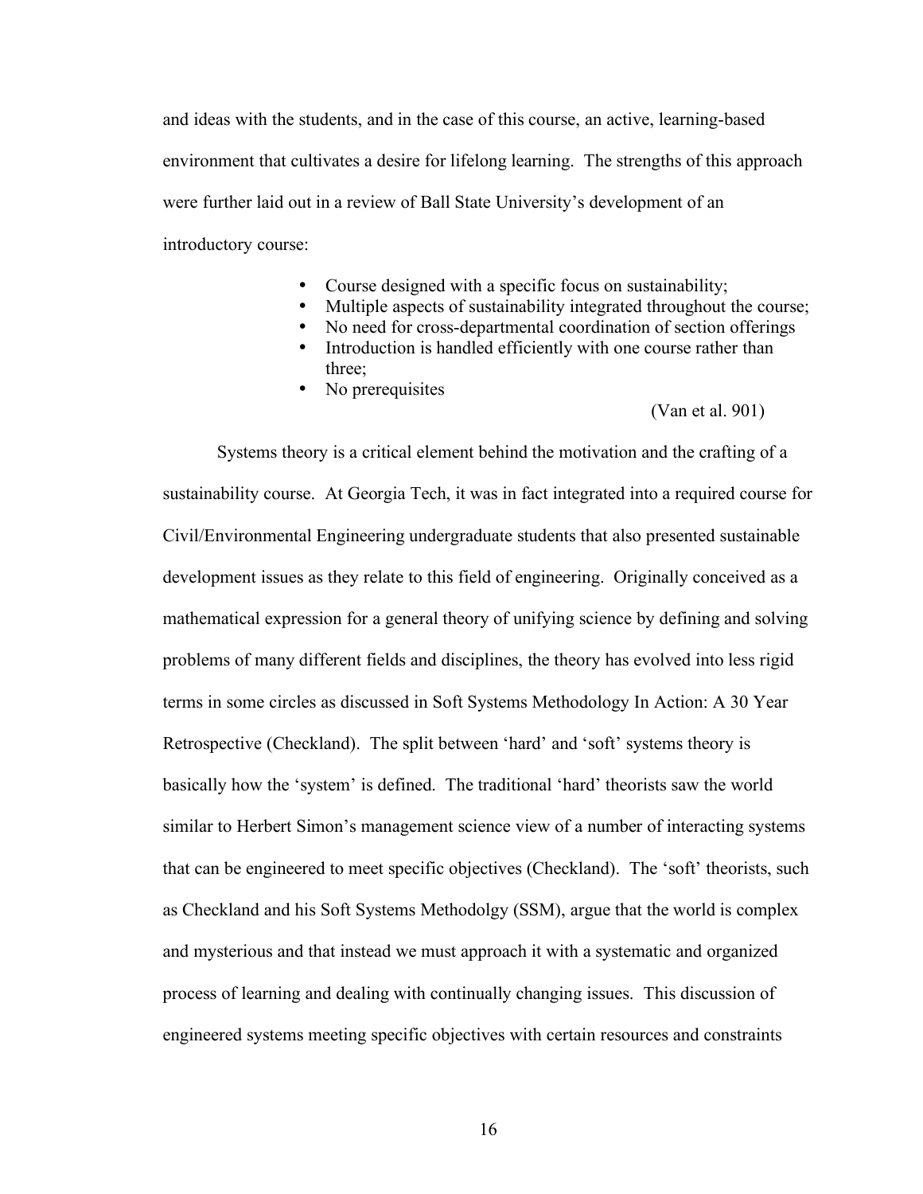and ideas with the students, and in the case of this course, an active, learning-based environment that cultivates a desire for lifelong learning. The strengths of this approach were further laid out in a review of Ball State University's development of an introductory course:

> - Course designed with a specific focus on sustainability;
> - Multiple aspects of sustainability integrated throughout the course;
> - No need for cross-departmental coordination of section offerings
> - Introduction is handled efficiently with one course rather than three;
> - No prerequisites
>
> (Van et al. 901)

Systems theory is a critical element behind the motivation and the crafting of a sustainability course. At Georgia Tech, it was in fact integrated into a required course for Civil/Environmental Engineering undergraduate students that also presented sustainable development issues as they relate to this field of engineering. Originally conceived as a mathematical expression for a general theory of unifying science by defining and solving problems of many different fields and disciplines, the theory has evolved into less rigid terms in some circles as discussed in Soft Systems Methodology In Action: A 30 Year Retrospective (Checkland). The split between 'hard' and 'soft' systems theory is basically how the 'system' is defined. The traditional 'hard' theorists saw the world similar to Herbert Simon's management science view of a number of interacting systems that can be engineered to meet specific objectives (Checkland). The 'soft' theorists, such as Checkland and his Soft Systems Methodolgy (SSM), argue that the world is complex and mysterious and that instead we must approach it with a systematic and organized process of learning and dealing with continually changing issues. This discussion of engineered systems meeting specific objectives with certain resources and constraints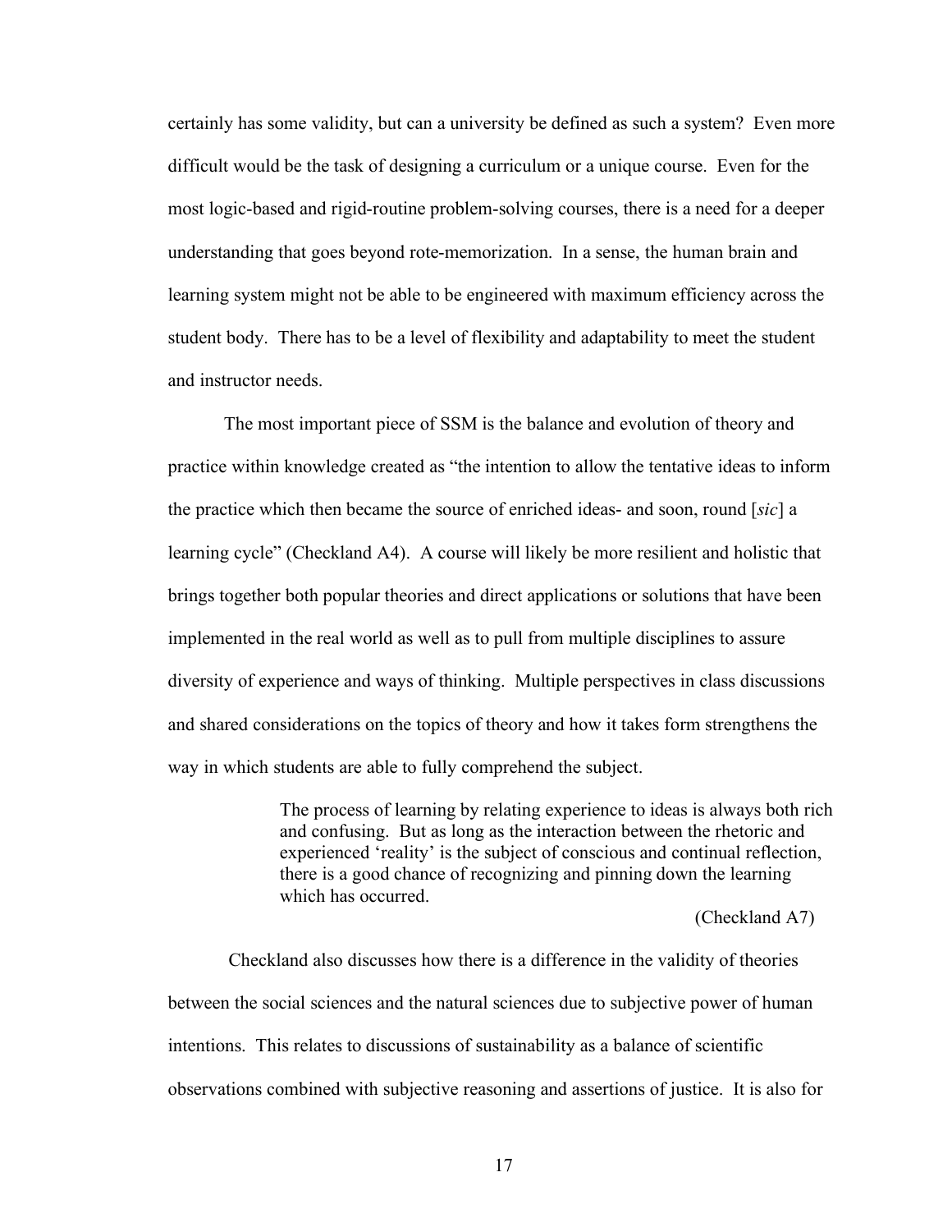certainly has some validity, but can a university be defined as such a system? Even more difficult would be the task of designing a curriculum or a unique course. Even for the most logic-based and rigid-routine problem-solving courses, there is a need for a deeper understanding that goes beyond rote-memorization. In a sense, the human brain and learning system might not be able to be engineered with maximum efficiency across the student body. There has to be a level of flexibility and adaptability to meet the student and instructor needs.

The most important piece of SSM is the balance and evolution of theory and practice within knowledge created as "the intention to allow the tentative ideas to inform the practice which then became the source of enriched ideas- and soon, round [*sic*] a learning cycle" (Checkland A4). A course will likely be more resilient and holistic that brings together both popular theories and direct applications or solutions that have been implemented in the real world as well as to pull from multiple disciplines to assure diversity of experience and ways of thinking. Multiple perspectives in class discussions and shared considerations on the topics of theory and how it takes form strengthens the way in which students are able to fully comprehend the subject.

> The process of learning by relating experience to ideas is always both rich and confusing. But as long as the interaction between the rhetoric and experienced 'reality' is the subject of conscious and continual reflection, there is a good chance of recognizing and pinning down the learning which has occurred.
>
> (Checkland A7)

Checkland also discusses how there is a difference in the validity of theories between the social sciences and the natural sciences due to subjective power of human intentions. This relates to discussions of sustainability as a balance of scientific observations combined with subjective reasoning and assertions of justice. It is also for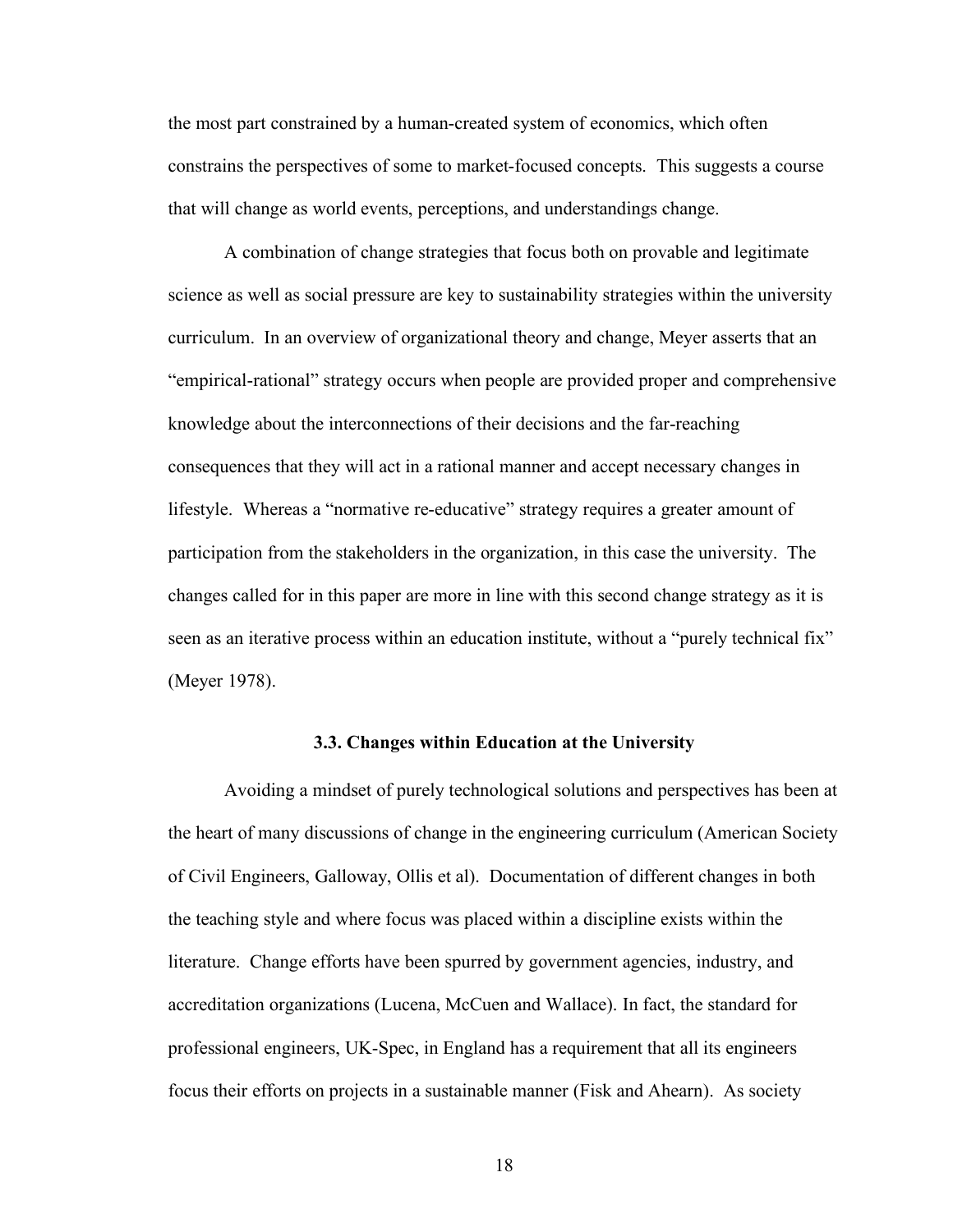the most part constrained by a human-created system of economics, which often constrains the perspectives of some to market-focused concepts. This suggests a course that will change as world events, perceptions, and understandings change.

A combination of change strategies that focus both on provable and legitimate science as well as social pressure are key to sustainability strategies within the university curriculum. In an overview of organizational theory and change, Meyer asserts that an "empirical-rational" strategy occurs when people are provided proper and comprehensive knowledge about the interconnections of their decisions and the far-reaching consequences that they will act in a rational manner and accept necessary changes in lifestyle. Whereas a "normative re-educative" strategy requires a greater amount of participation from the stakeholders in the organization, in this case the university. The changes called for in this paper are more in line with this second change strategy as it is seen as an iterative process within an education institute, without a "purely technical fix" (Meyer 1978).

### 3.3. Changes within Education at the University

Avoiding a mindset of purely technological solutions and perspectives has been at the heart of many discussions of change in the engineering curriculum (American Society of Civil Engineers, Galloway, Ollis et al). Documentation of different changes in both the teaching style and where focus was placed within a discipline exists within the literature. Change efforts have been spurred by government agencies, industry, and accreditation organizations (Lucena, McCuen and Wallace). In fact, the standard for professional engineers, UK-Spec, in England has a requirement that all its engineers focus their efforts on projects in a sustainable manner (Fisk and Ahearn). As society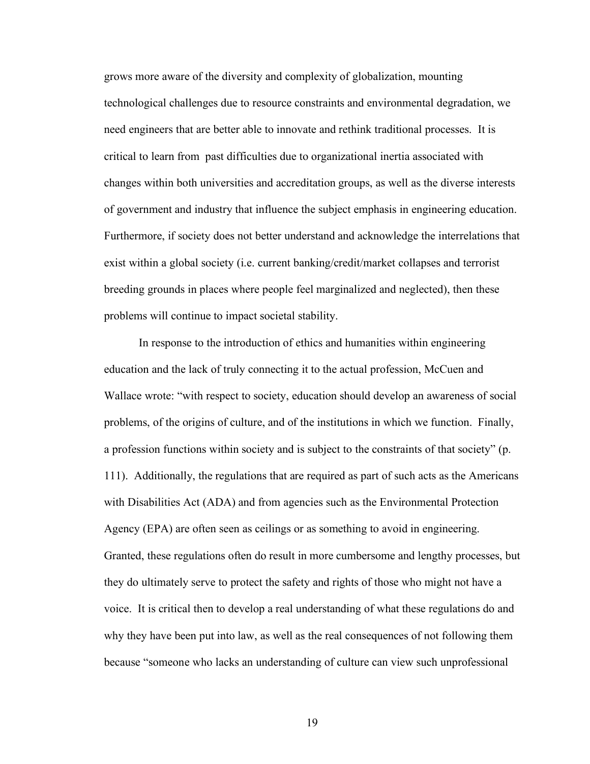grows more aware of the diversity and complexity of globalization, mounting technological challenges due to resource constraints and environmental degradation, we need engineers that are better able to innovate and rethink traditional processes. It is critical to learn from past difficulties due to organizational inertia associated with changes within both universities and accreditation groups, as well as the diverse interests of government and industry that influence the subject emphasis in engineering education. Furthermore, if society does not better understand and acknowledge the interrelations that exist within a global society (i.e. current banking/credit/market collapses and terrorist breeding grounds in places where people feel marginalized and neglected), then these problems will continue to impact societal stability.

In response to the introduction of ethics and humanities within engineering education and the lack of truly connecting it to the actual profession, McCuen and Wallace wrote: "with respect to society, education should develop an awareness of social problems, of the origins of culture, and of the institutions in which we function. Finally, a profession functions within society and is subject to the constraints of that society" (p. 111). Additionally, the regulations that are required as part of such acts as the Americans with Disabilities Act (ADA) and from agencies such as the Environmental Protection Agency (EPA) are often seen as ceilings or as something to avoid in engineering. Granted, these regulations often do result in more cumbersome and lengthy processes, but they do ultimately serve to protect the safety and rights of those who might not have a voice. It is critical then to develop a real understanding of what these regulations do and why they have been put into law, as well as the real consequences of not following them because "someone who lacks an understanding of culture can view such unprofessional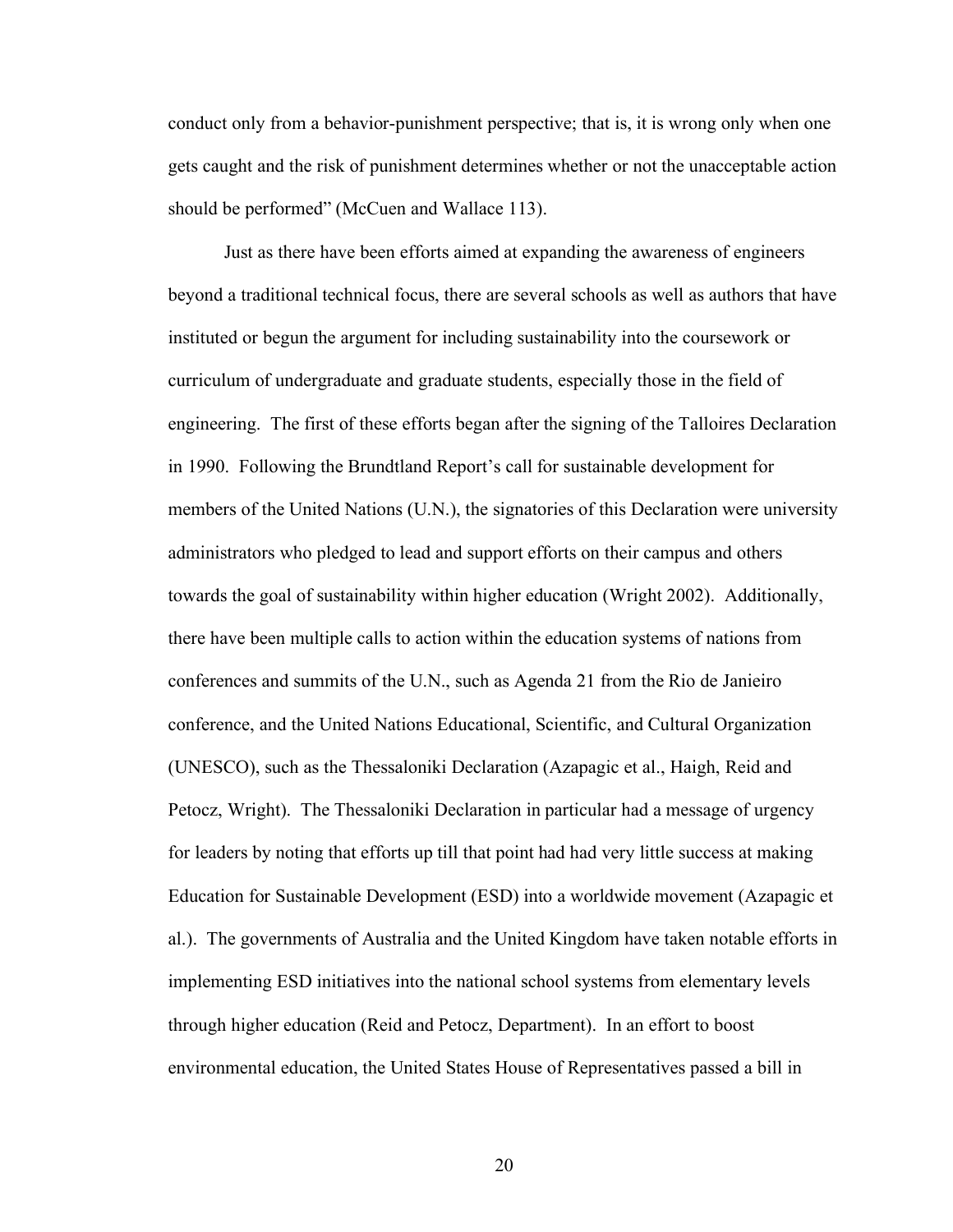conduct only from a behavior-punishment perspective; that is, it is wrong only when one gets caught and the risk of punishment determines whether or not the unacceptable action should be performed" (McCuen and Wallace 113).

Just as there have been efforts aimed at expanding the awareness of engineers beyond a traditional technical focus, there are several schools as well as authors that have instituted or begun the argument for including sustainability into the coursework or curriculum of undergraduate and graduate students, especially those in the field of engineering. The first of these efforts began after the signing of the Talloires Declaration in 1990. Following the Brundtland Report's call for sustainable development for members of the United Nations (U.N.), the signatories of this Declaration were university administrators who pledged to lead and support efforts on their campus and others towards the goal of sustainability within higher education (Wright 2002). Additionally, there have been multiple calls to action within the education systems of nations from conferences and summits of the U.N., such as Agenda 21 from the Rio de Janieiro conference, and the United Nations Educational, Scientific, and Cultural Organization (UNESCO), such as the Thessaloniki Declaration (Azapagic et al., Haigh, Reid and Petocz, Wright). The Thessaloniki Declaration in particular had a message of urgency for leaders by noting that efforts up till that point had had very little success at making Education for Sustainable Development (ESD) into a worldwide movement (Azapagic et al.). The governments of Australia and the United Kingdom have taken notable efforts in implementing ESD initiatives into the national school systems from elementary levels through higher education (Reid and Petocz, Department). In an effort to boost environmental education, the United States House of Representatives passed a bill in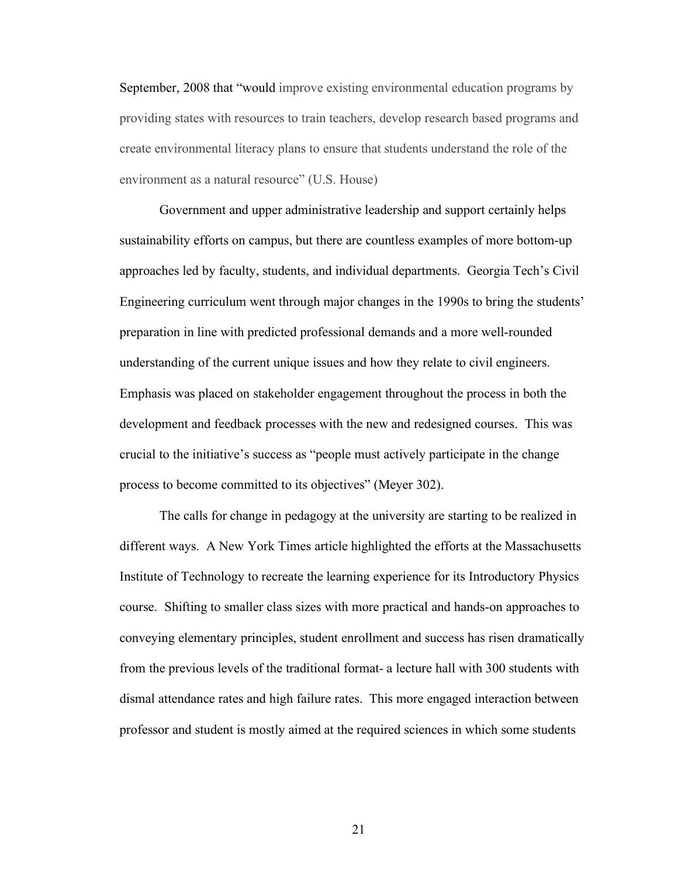September, 2008 that "would improve existing environmental education programs by providing states with resources to train teachers, develop research based programs and create environmental literacy plans to ensure that students understand the role of the environment as a natural resource" (U.S. House)

Government and upper administrative leadership and support certainly helps sustainability efforts on campus, but there are countless examples of more bottom-up approaches led by faculty, students, and individual departments. Georgia Tech's Civil Engineering curriculum went through major changes in the 1990s to bring the students' preparation in line with predicted professional demands and a more well-rounded understanding of the current unique issues and how they relate to civil engineers. Emphasis was placed on stakeholder engagement throughout the process in both the development and feedback processes with the new and redesigned courses. This was crucial to the initiative's success as "people must actively participate in the change process to become committed to its objectives" (Meyer 302).

The calls for change in pedagogy at the university are starting to be realized in different ways. A New York Times article highlighted the efforts at the Massachusetts Institute of Technology to recreate the learning experience for its Introductory Physics course. Shifting to smaller class sizes with more practical and hands-on approaches to conveying elementary principles, student enrollment and success has risen dramatically from the previous levels of the traditional format- a lecture hall with 300 students with dismal attendance rates and high failure rates. This more engaged interaction between professor and student is mostly aimed at the required sciences in which some students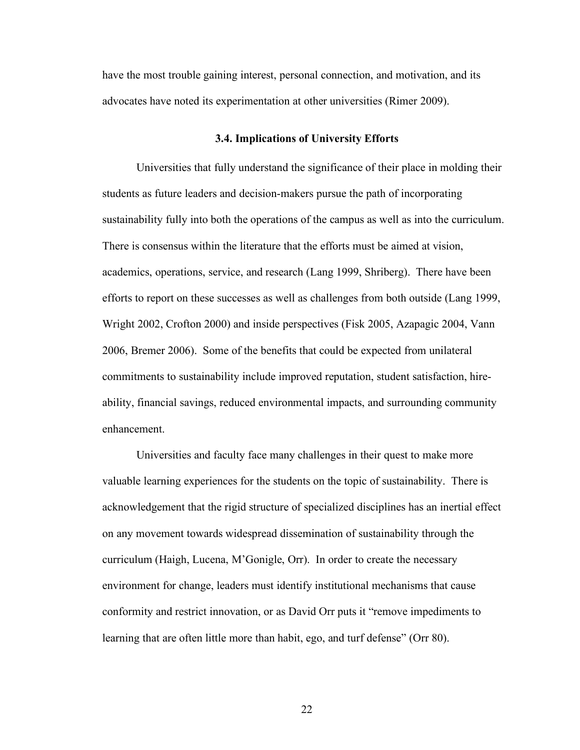have the most trouble gaining interest, personal connection, and motivation, and its advocates have noted its experimentation at other universities (Rimer 2009).

### 3.4. Implications of University Efforts

Universities that fully understand the significance of their place in molding their students as future leaders and decision-makers pursue the path of incorporating sustainability fully into both the operations of the campus as well as into the curriculum. There is consensus within the literature that the efforts must be aimed at vision, academics, operations, service, and research (Lang 1999, Shriberg). There have been efforts to report on these successes as well as challenges from both outside (Lang 1999, Wright 2002, Crofton 2000) and inside perspectives (Fisk 2005, Azapagic 2004, Vann 2006, Bremer 2006). Some of the benefits that could be expected from unilateral commitments to sustainability include improved reputation, student satisfaction, hire-ability, financial savings, reduced environmental impacts, and surrounding community enhancement.

Universities and faculty face many challenges in their quest to make more valuable learning experiences for the students on the topic of sustainability. There is acknowledgement that the rigid structure of specialized disciplines has an inertial effect on any movement towards widespread dissemination of sustainability through the curriculum (Haigh, Lucena, M'Gonigle, Orr). In order to create the necessary environment for change, leaders must identify institutional mechanisms that cause conformity and restrict innovation, or as David Orr puts it "remove impediments to learning that are often little more than habit, ego, and turf defense" (Orr 80).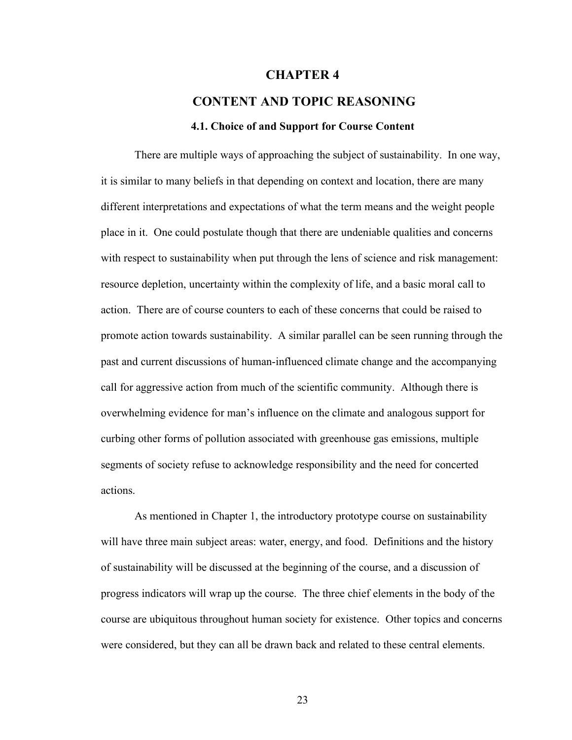# CHAPTER 4

# CONTENT AND TOPIC REASONING

## 4.1. Choice of and Support for Course Content

There are multiple ways of approaching the subject of sustainability. In one way, it is similar to many beliefs in that depending on context and location, there are many different interpretations and expectations of what the term means and the weight people place in it. One could postulate though that there are undeniable qualities and concerns with respect to sustainability when put through the lens of science and risk management: resource depletion, uncertainty within the complexity of life, and a basic moral call to action. There are of course counters to each of these concerns that could be raised to promote action towards sustainability. A similar parallel can be seen running through the past and current discussions of human-influenced climate change and the accompanying call for aggressive action from much of the scientific community. Although there is overwhelming evidence for man's influence on the climate and analogous support for curbing other forms of pollution associated with greenhouse gas emissions, multiple segments of society refuse to acknowledge responsibility and the need for concerted actions.

As mentioned in Chapter 1, the introductory prototype course on sustainability will have three main subject areas: water, energy, and food. Definitions and the history of sustainability will be discussed at the beginning of the course, and a discussion of progress indicators will wrap up the course. The three chief elements in the body of the course are ubiquitous throughout human society for existence. Other topics and concerns were considered, but they can all be drawn back and related to these central elements.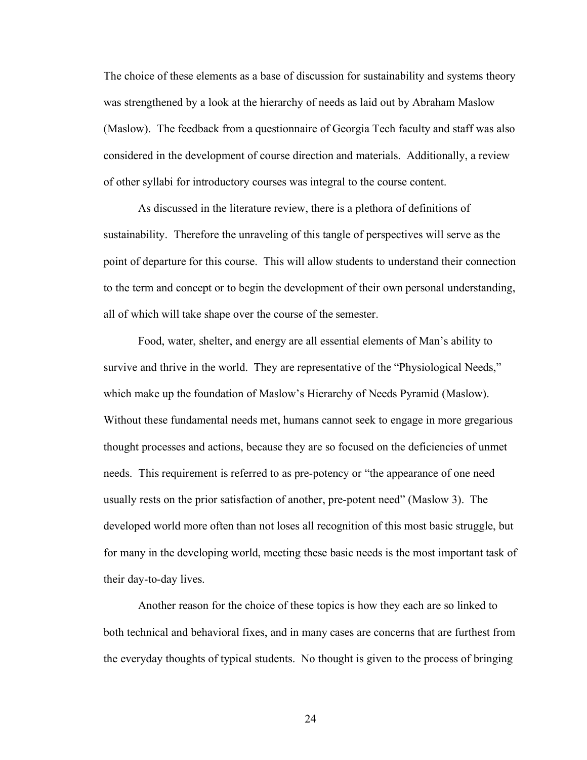The choice of these elements as a base of discussion for sustainability and systems theory was strengthened by a look at the hierarchy of needs as laid out by Abraham Maslow (Maslow). The feedback from a questionnaire of Georgia Tech faculty and staff was also considered in the development of course direction and materials. Additionally, a review of other syllabi for introductory courses was integral to the course content.

As discussed in the literature review, there is a plethora of definitions of sustainability. Therefore the unraveling of this tangle of perspectives will serve as the point of departure for this course. This will allow students to understand their connection to the term and concept or to begin the development of their own personal understanding, all of which will take shape over the course of the semester.

Food, water, shelter, and energy are all essential elements of Man's ability to survive and thrive in the world. They are representative of the "Physiological Needs," which make up the foundation of Maslow's Hierarchy of Needs Pyramid (Maslow). Without these fundamental needs met, humans cannot seek to engage in more gregarious thought processes and actions, because they are so focused on the deficiencies of unmet needs. This requirement is referred to as pre-potency or "the appearance of one need usually rests on the prior satisfaction of another, pre-potent need" (Maslow 3). The developed world more often than not loses all recognition of this most basic struggle, but for many in the developing world, meeting these basic needs is the most important task of their day-to-day lives.

Another reason for the choice of these topics is how they each are so linked to both technical and behavioral fixes, and in many cases are concerns that are furthest from the everyday thoughts of typical students. No thought is given to the process of bringing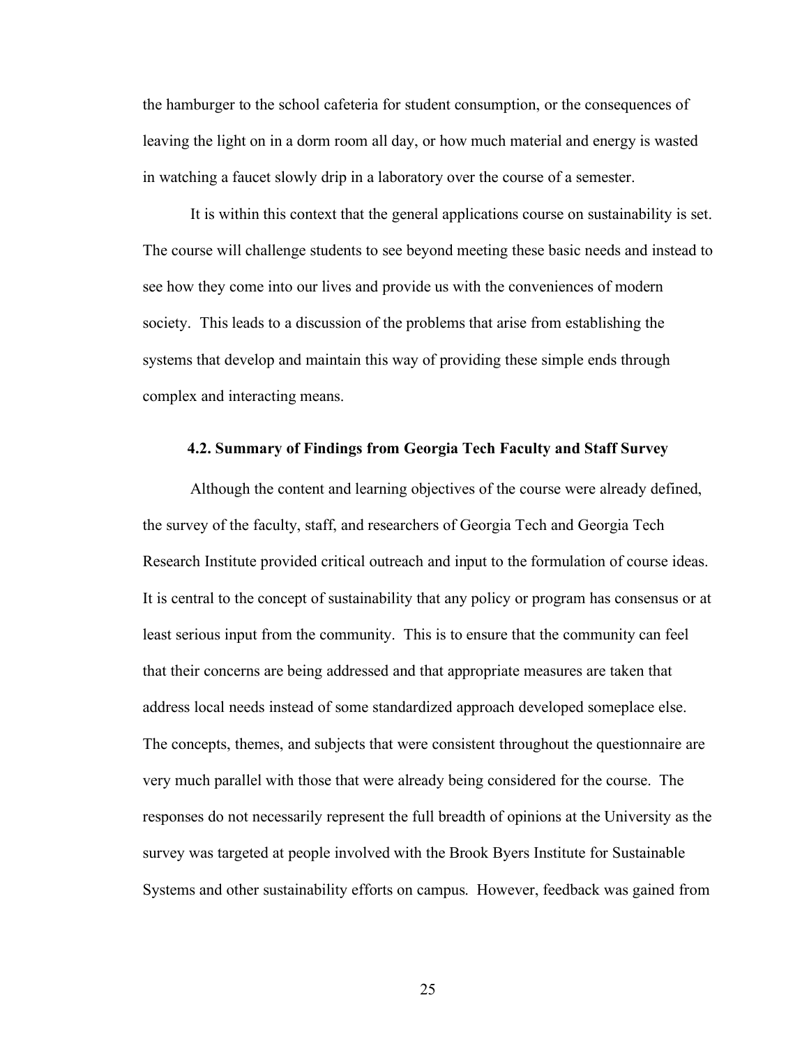the hamburger to the school cafeteria for student consumption, or the consequences of leaving the light on in a dorm room all day, or how much material and energy is wasted in watching a faucet slowly drip in a laboratory over the course of a semester.

It is within this context that the general applications course on sustainability is set. The course will challenge students to see beyond meeting these basic needs and instead to see how they come into our lives and provide us with the conveniences of modern society. This leads to a discussion of the problems that arise from establishing the systems that develop and maintain this way of providing these simple ends through complex and interacting means.

### 4.2. Summary of Findings from Georgia Tech Faculty and Staff Survey

Although the content and learning objectives of the course were already defined, the survey of the faculty, staff, and researchers of Georgia Tech and Georgia Tech Research Institute provided critical outreach and input to the formulation of course ideas. It is central to the concept of sustainability that any policy or program has consensus or at least serious input from the community. This is to ensure that the community can feel that their concerns are being addressed and that appropriate measures are taken that address local needs instead of some standardized approach developed someplace else. The concepts, themes, and subjects that were consistent throughout the questionnaire are very much parallel with those that were already being considered for the course. The responses do not necessarily represent the full breadth of opinions at the University as the survey was targeted at people involved with the Brook Byers Institute for Sustainable Systems and other sustainability efforts on campus. However, feedback was gained from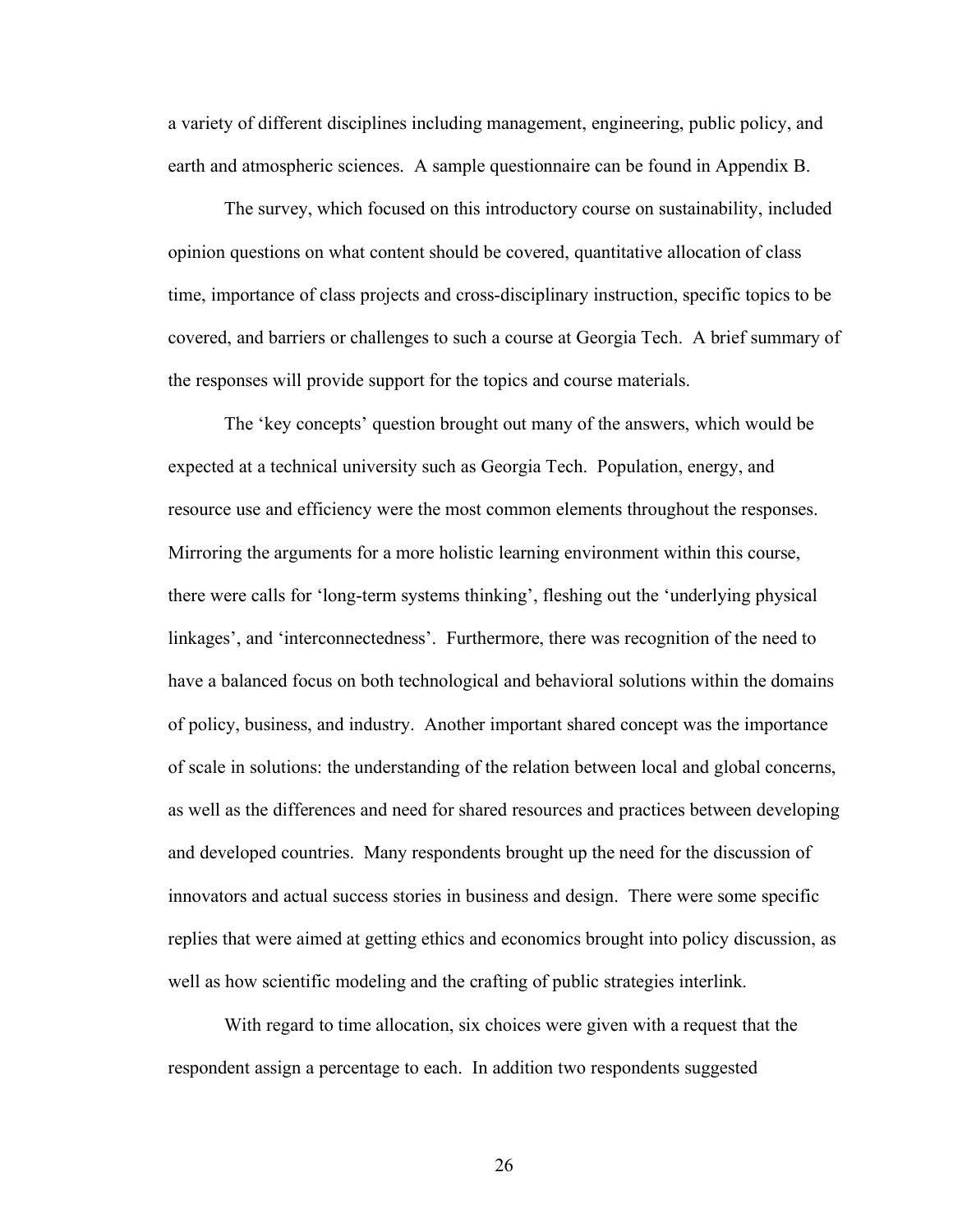a variety of different disciplines including management, engineering, public policy, and earth and atmospheric sciences. A sample questionnaire can be found in Appendix B.

The survey, which focused on this introductory course on sustainability, included opinion questions on what content should be covered, quantitative allocation of class time, importance of class projects and cross-disciplinary instruction, specific topics to be covered, and barriers or challenges to such a course at Georgia Tech. A brief summary of the responses will provide support for the topics and course materials.

The 'key concepts' question brought out many of the answers, which would be expected at a technical university such as Georgia Tech. Population, energy, and resource use and efficiency were the most common elements throughout the responses. Mirroring the arguments for a more holistic learning environment within this course, there were calls for 'long-term systems thinking', fleshing out the 'underlying physical linkages', and 'interconnectedness'. Furthermore, there was recognition of the need to have a balanced focus on both technological and behavioral solutions within the domains of policy, business, and industry. Another important shared concept was the importance of scale in solutions: the understanding of the relation between local and global concerns, as well as the differences and need for shared resources and practices between developing and developed countries. Many respondents brought up the need for the discussion of innovators and actual success stories in business and design. There were some specific replies that were aimed at getting ethics and economics brought into policy discussion, as well as how scientific modeling and the crafting of public strategies interlink.

With regard to time allocation, six choices were given with a request that the respondent assign a percentage to each. In addition two respondents suggested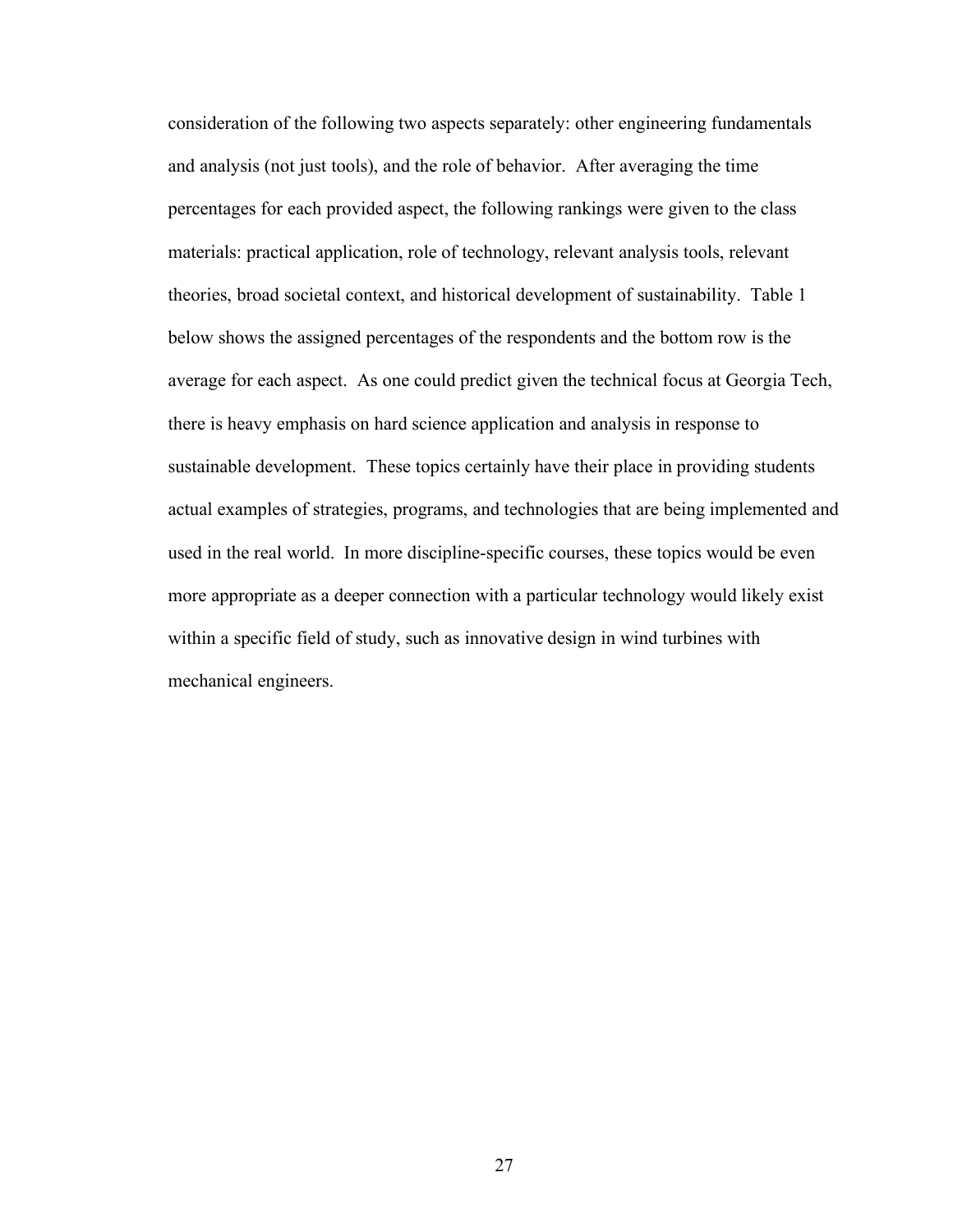consideration of the following two aspects separately: other engineering fundamentals and analysis (not just tools), and the role of behavior. After averaging the time percentages for each provided aspect, the following rankings were given to the class materials: practical application, role of technology, relevant analysis tools, relevant theories, broad societal context, and historical development of sustainability. Table 1 below shows the assigned percentages of the respondents and the bottom row is the average for each aspect. As one could predict given the technical focus at Georgia Tech, there is heavy emphasis on hard science application and analysis in response to sustainable development. These topics certainly have their place in providing students actual examples of strategies, programs, and technologies that are being implemented and used in the real world. In more discipline-specific courses, these topics would be even more appropriate as a deeper connection with a particular technology would likely exist within a specific field of study, such as innovative design in wind turbines with mechanical engineers.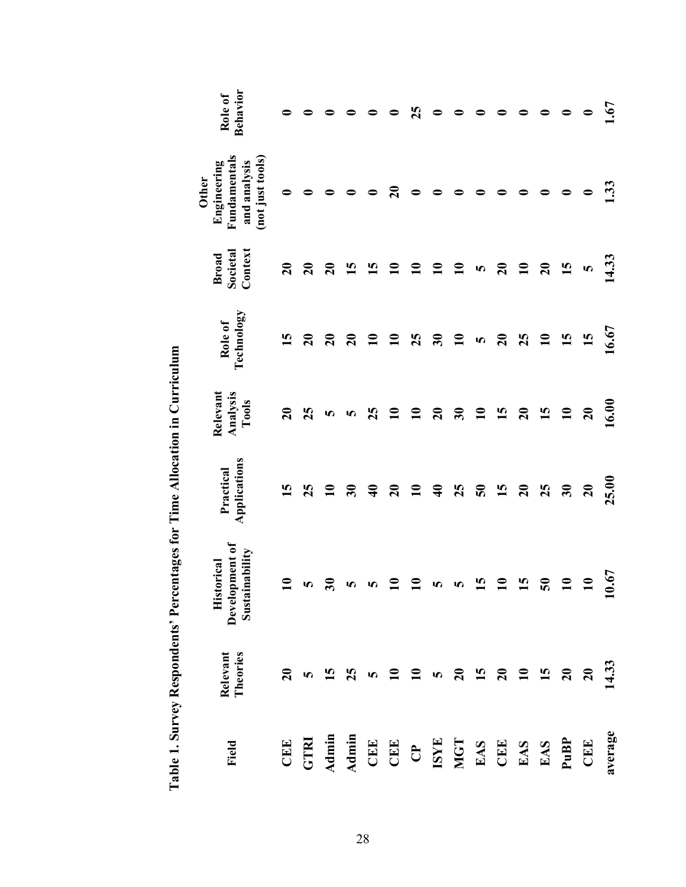**Table 1. Survey Respondents' Percentages for Time Allocation in Curriculum**

| Field | Relevant Theories | Historical Development of Sustainability | Practical Applications | Relevant Analysis Tools | Role of Technology | Broad Societal Context | Other Engineering Fundamentals and analysis (not just tools) | Role of Behavior |
|---|---|---|---|---|---|---|---|---|
| CEE | 20 | 10 | 15 | 20 | 15 | 20 | 0 | 0 |
| GTRI | 5 | 5 | 25 | 25 | 20 | 20 | 0 | 0 |
| Admin | 15 | 30 | 10 | 5 | 20 | 20 | 0 | 0 |
| Admin | 25 | 5 | 30 | 5 | 20 | 15 | 0 | 0 |
| CEE | 5 | 5 | 40 | 25 | 10 | 15 | 0 | 0 |
| CEE | 10 | 10 | 20 | 10 | 10 | 10 | 20 | 0 |
| CP | 10 | 10 | 10 | 10 | 25 | 10 | 0 | 25 |
| ISYE | 5 | 5 | 40 | 20 | 30 | 10 | 0 | 0 |
| MGT | 20 | 5 | 25 | 30 | 10 | 10 | 0 | 0 |
| EAS | 15 | 15 | 50 | 10 | 5 | 5 | 0 | 0 |
| CEE | 20 | 10 | 15 | 15 | 20 | 20 | 0 | 0 |
| EAS | 10 | 15 | 20 | 20 | 25 | 10 | 0 | 0 |
| EAS | 15 | 50 | 25 | 15 | 10 | 20 | 0 | 0 |
| PuBP | 20 | 10 | 30 | 10 | 15 | 15 | 0 | 0 |
| CEE | 20 | 10 | 20 | 20 | 15 | 5 | 0 | 0 |
| average | 14.33 | 10.67 | 25.00 | 16.00 | 16.67 | 14.33 | 1.33 | 1.67 |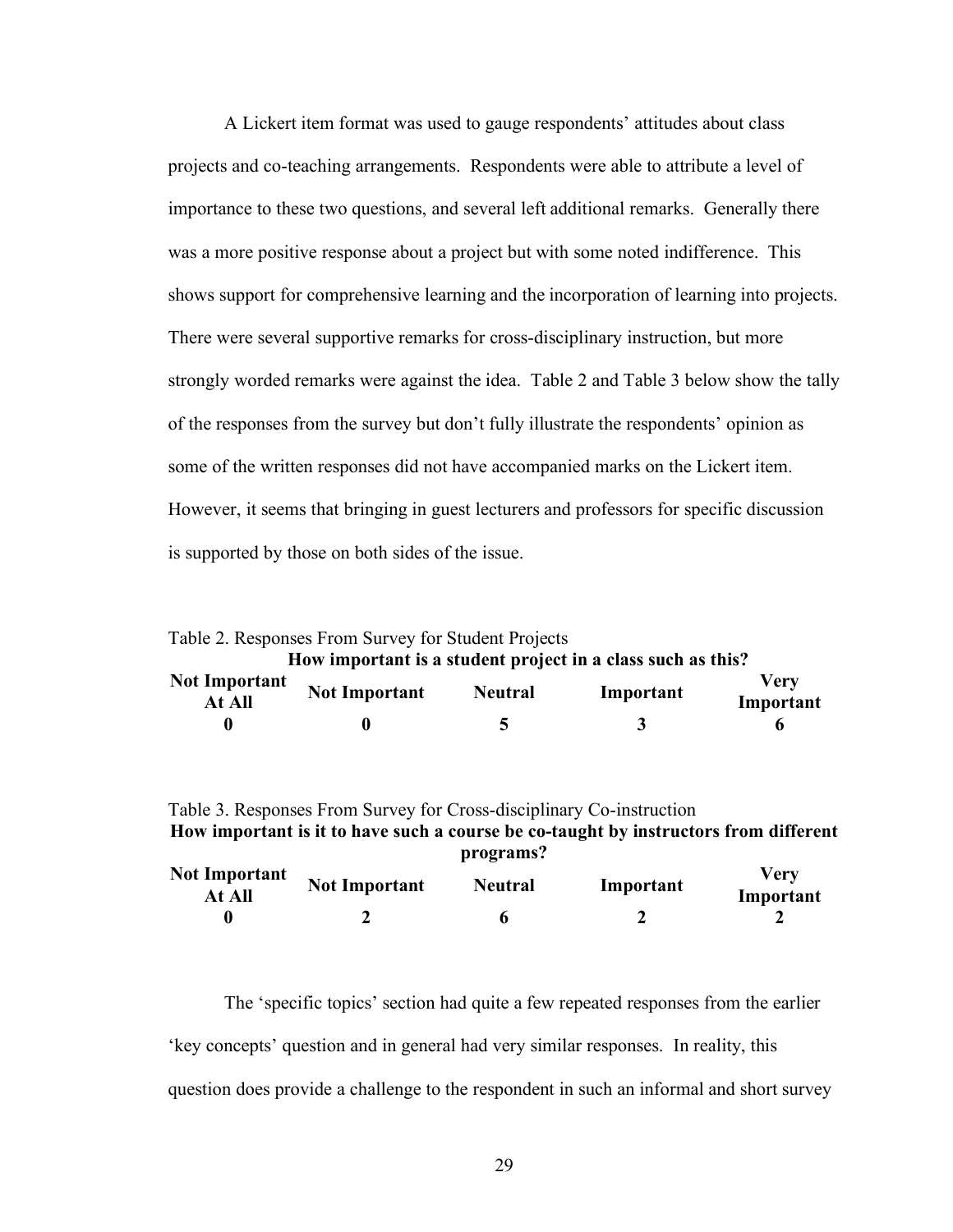A Lickert item format was used to gauge respondents' attitudes about class projects and co-teaching arrangements. Respondents were able to attribute a level of importance to these two questions, and several left additional remarks. Generally there was a more positive response about a project but with some noted indifference. This shows support for comprehensive learning and the incorporation of learning into projects. There were several supportive remarks for cross-disciplinary instruction, but more strongly worded remarks were against the idea. Table 2 and Table 3 below show the tally of the responses from the survey but don't fully illustrate the respondents' opinion as some of the written responses did not have accompanied marks on the Lickert item. However, it seems that bringing in guest lecturers and professors for specific discussion is supported by those on both sides of the issue.

Table 2. Responses From Survey for Student Projects

| **How important is a student project in a class such as this?** | | | | |
|---|---|---|---|---|
| **Not Important At All** | **Not Important** | **Neutral** | **Important** | **Very Important** |
| **0** | **0** | **5** | **3** | **6** |

Table 3. Responses From Survey for Cross-disciplinary Co-instruction

| **How important is it to have such a course be co-taught by instructors from different programs?** | | | | |
|---|---|---|---|---|
| **Not Important At All** | **Not Important** | **Neutral** | **Important** | **Very Important** |
| **0** | **2** | **6** | **2** | **2** |

The 'specific topics' section had quite a few repeated responses from the earlier 'key concepts' question and in general had very similar responses. In reality, this question does provide a challenge to the respondent in such an informal and short survey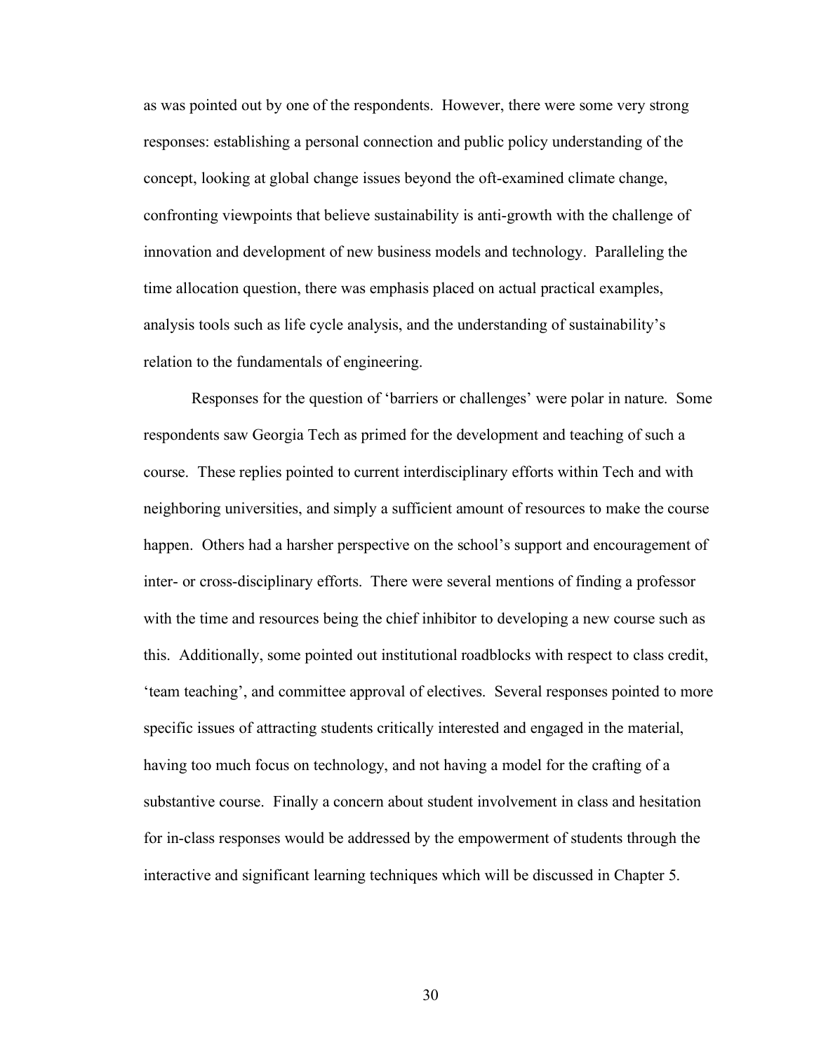as was pointed out by one of the respondents. However, there were some very strong responses: establishing a personal connection and public policy understanding of the concept, looking at global change issues beyond the oft-examined climate change, confronting viewpoints that believe sustainability is anti-growth with the challenge of innovation and development of new business models and technology. Paralleling the time allocation question, there was emphasis placed on actual practical examples, analysis tools such as life cycle analysis, and the understanding of sustainability's relation to the fundamentals of engineering.

Responses for the question of 'barriers or challenges' were polar in nature. Some respondents saw Georgia Tech as primed for the development and teaching of such a course. These replies pointed to current interdisciplinary efforts within Tech and with neighboring universities, and simply a sufficient amount of resources to make the course happen. Others had a harsher perspective on the school's support and encouragement of inter- or cross-disciplinary efforts. There were several mentions of finding a professor with the time and resources being the chief inhibitor to developing a new course such as this. Additionally, some pointed out institutional roadblocks with respect to class credit, 'team teaching', and committee approval of electives. Several responses pointed to more specific issues of attracting students critically interested and engaged in the material, having too much focus on technology, and not having a model for the crafting of a substantive course. Finally a concern about student involvement in class and hesitation for in-class responses would be addressed by the empowerment of students through the interactive and significant learning techniques which will be discussed in Chapter 5.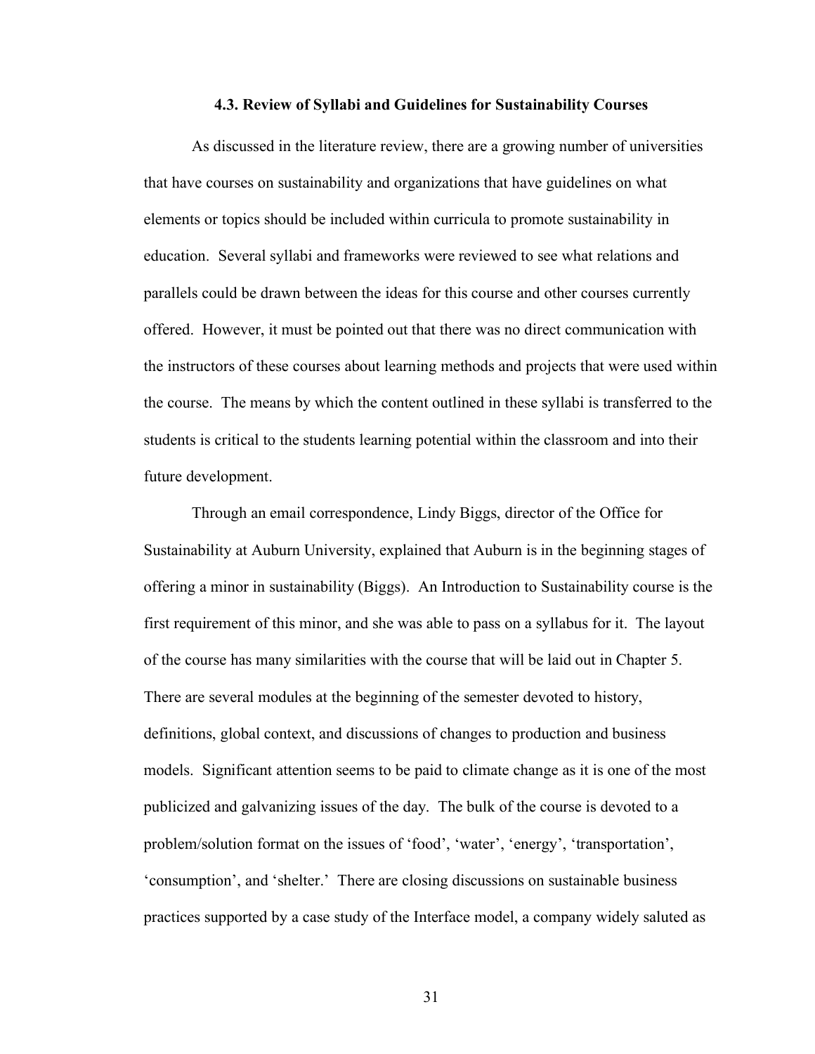### 4.3. Review of Syllabi and Guidelines for Sustainability Courses

As discussed in the literature review, there are a growing number of universities that have courses on sustainability and organizations that have guidelines on what elements or topics should be included within curricula to promote sustainability in education. Several syllabi and frameworks were reviewed to see what relations and parallels could be drawn between the ideas for this course and other courses currently offered. However, it must be pointed out that there was no direct communication with the instructors of these courses about learning methods and projects that were used within the course. The means by which the content outlined in these syllabi is transferred to the students is critical to the students learning potential within the classroom and into their future development.

Through an email correspondence, Lindy Biggs, director of the Office for Sustainability at Auburn University, explained that Auburn is in the beginning stages of offering a minor in sustainability (Biggs). An Introduction to Sustainability course is the first requirement of this minor, and she was able to pass on a syllabus for it. The layout of the course has many similarities with the course that will be laid out in Chapter 5. There are several modules at the beginning of the semester devoted to history, definitions, global context, and discussions of changes to production and business models. Significant attention seems to be paid to climate change as it is one of the most publicized and galvanizing issues of the day. The bulk of the course is devoted to a problem/solution format on the issues of 'food', 'water', 'energy', 'transportation', 'consumption', and 'shelter.' There are closing discussions on sustainable business practices supported by a case study of the Interface model, a company widely saluted as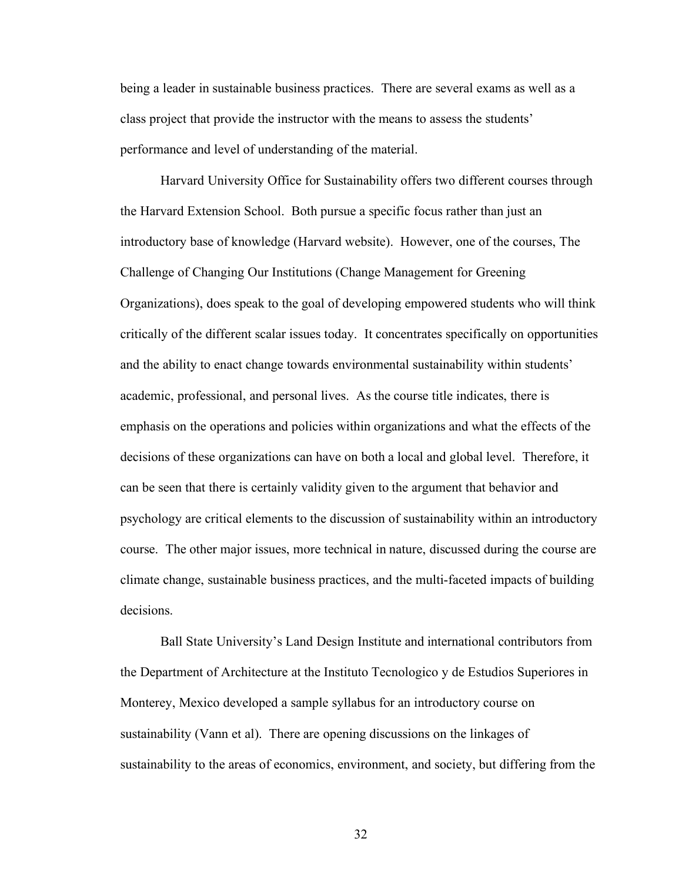being a leader in sustainable business practices. There are several exams as well as a class project that provide the instructor with the means to assess the students' performance and level of understanding of the material.

Harvard University Office for Sustainability offers two different courses through the Harvard Extension School. Both pursue a specific focus rather than just an introductory base of knowledge (Harvard website). However, one of the courses, The Challenge of Changing Our Institutions (Change Management for Greening Organizations), does speak to the goal of developing empowered students who will think critically of the different scalar issues today. It concentrates specifically on opportunities and the ability to enact change towards environmental sustainability within students' academic, professional, and personal lives. As the course title indicates, there is emphasis on the operations and policies within organizations and what the effects of the decisions of these organizations can have on both a local and global level. Therefore, it can be seen that there is certainly validity given to the argument that behavior and psychology are critical elements to the discussion of sustainability within an introductory course. The other major issues, more technical in nature, discussed during the course are climate change, sustainable business practices, and the multi-faceted impacts of building decisions.

Ball State University's Land Design Institute and international contributors from the Department of Architecture at the Instituto Tecnologico y de Estudios Superiores in Monterey, Mexico developed a sample syllabus for an introductory course on sustainability (Vann et al). There are opening discussions on the linkages of sustainability to the areas of economics, environment, and society, but differing from the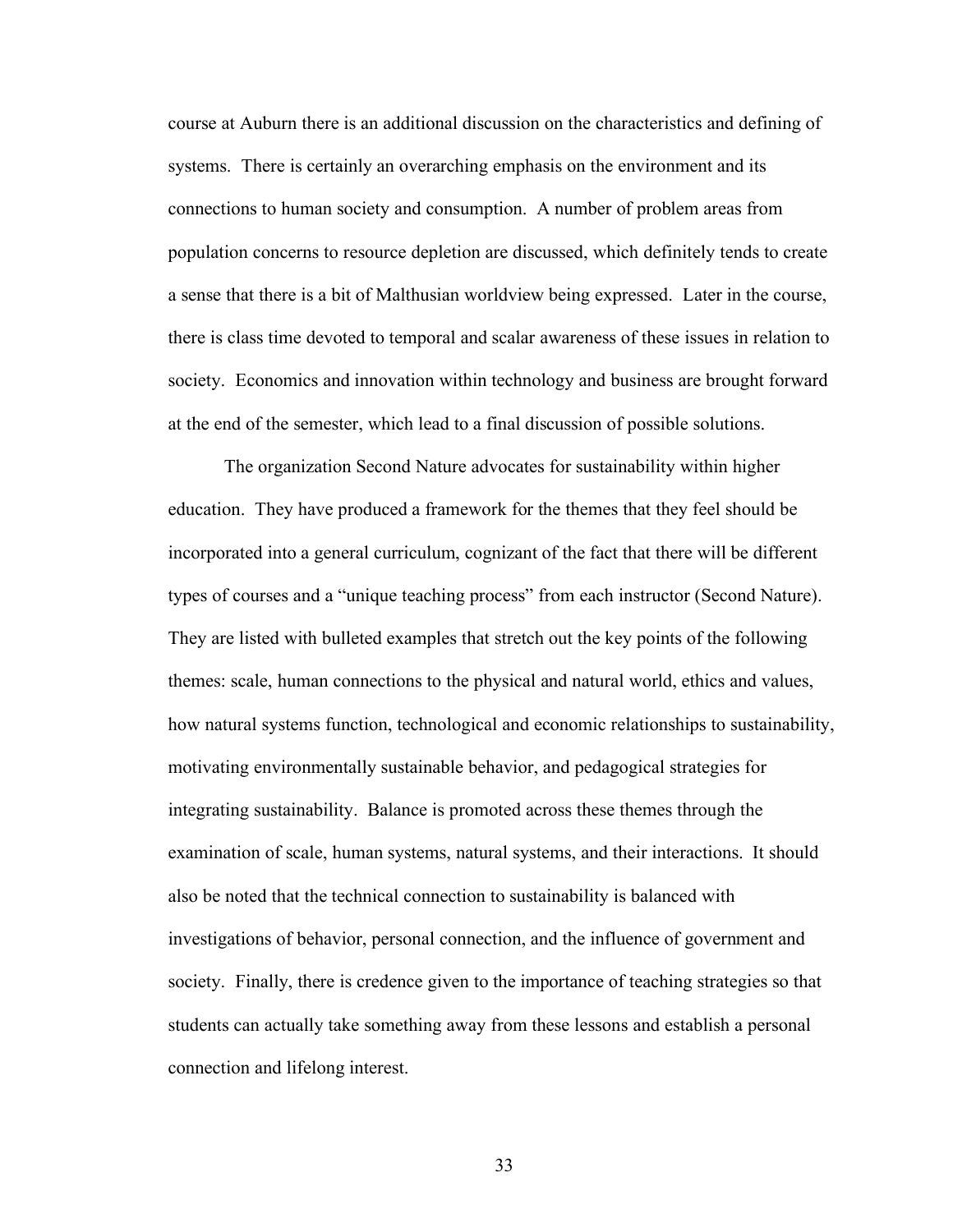course at Auburn there is an additional discussion on the characteristics and defining of systems. There is certainly an overarching emphasis on the environment and its connections to human society and consumption. A number of problem areas from population concerns to resource depletion are discussed, which definitely tends to create a sense that there is a bit of Malthusian worldview being expressed. Later in the course, there is class time devoted to temporal and scalar awareness of these issues in relation to society. Economics and innovation within technology and business are brought forward at the end of the semester, which lead to a final discussion of possible solutions.

The organization Second Nature advocates for sustainability within higher education. They have produced a framework for the themes that they feel should be incorporated into a general curriculum, cognizant of the fact that there will be different types of courses and a "unique teaching process" from each instructor (Second Nature). They are listed with bulleted examples that stretch out the key points of the following themes: scale, human connections to the physical and natural world, ethics and values, how natural systems function, technological and economic relationships to sustainability, motivating environmentally sustainable behavior, and pedagogical strategies for integrating sustainability. Balance is promoted across these themes through the examination of scale, human systems, natural systems, and their interactions. It should also be noted that the technical connection to sustainability is balanced with investigations of behavior, personal connection, and the influence of government and society. Finally, there is credence given to the importance of teaching strategies so that students can actually take something away from these lessons and establish a personal connection and lifelong interest.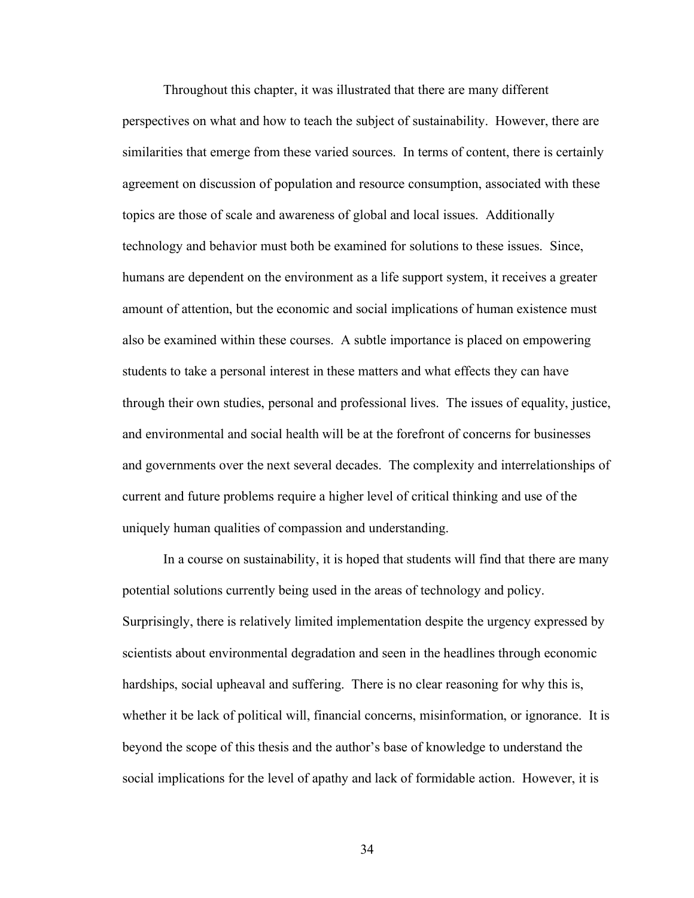Throughout this chapter, it was illustrated that there are many different perspectives on what and how to teach the subject of sustainability. However, there are similarities that emerge from these varied sources. In terms of content, there is certainly agreement on discussion of population and resource consumption, associated with these topics are those of scale and awareness of global and local issues. Additionally technology and behavior must both be examined for solutions to these issues. Since, humans are dependent on the environment as a life support system, it receives a greater amount of attention, but the economic and social implications of human existence must also be examined within these courses. A subtle importance is placed on empowering students to take a personal interest in these matters and what effects they can have through their own studies, personal and professional lives. The issues of equality, justice, and environmental and social health will be at the forefront of concerns for businesses and governments over the next several decades. The complexity and interrelationships of current and future problems require a higher level of critical thinking and use of the uniquely human qualities of compassion and understanding.

In a course on sustainability, it is hoped that students will find that there are many potential solutions currently being used in the areas of technology and policy. Surprisingly, there is relatively limited implementation despite the urgency expressed by scientists about environmental degradation and seen in the headlines through economic hardships, social upheaval and suffering. There is no clear reasoning for why this is, whether it be lack of political will, financial concerns, misinformation, or ignorance. It is beyond the scope of this thesis and the author's base of knowledge to understand the social implications for the level of apathy and lack of formidable action. However, it is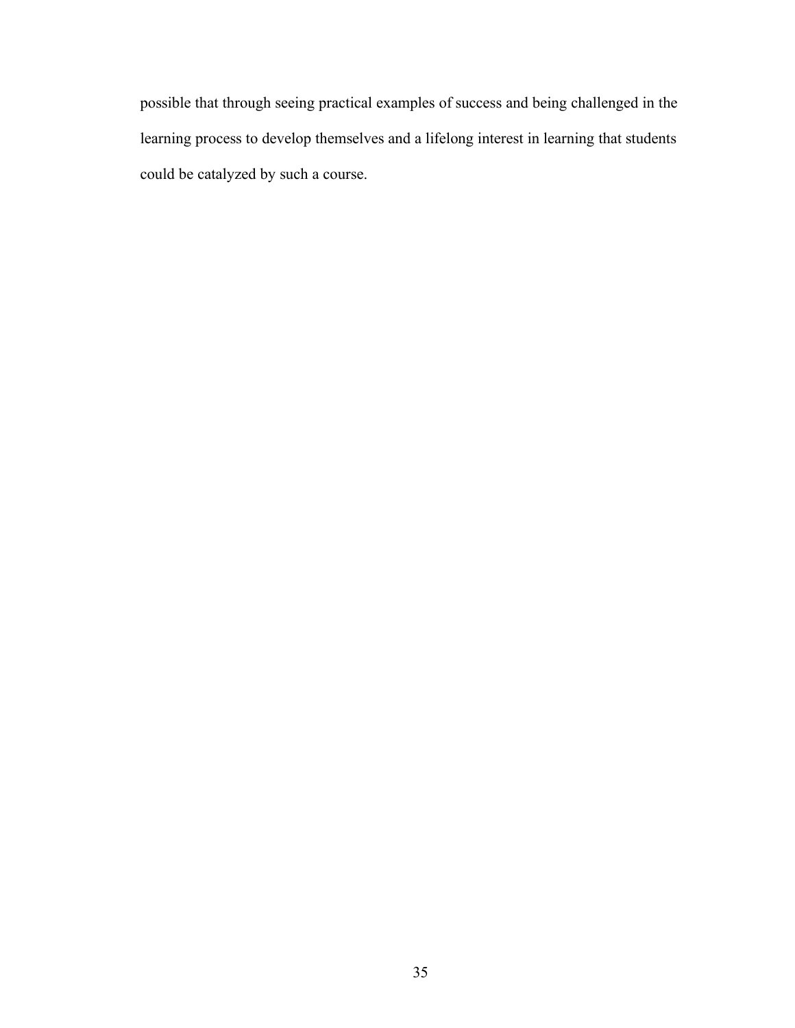possible that through seeing practical examples of success and being challenged in the learning process to develop themselves and a lifelong interest in learning that students could be catalyzed by such a course.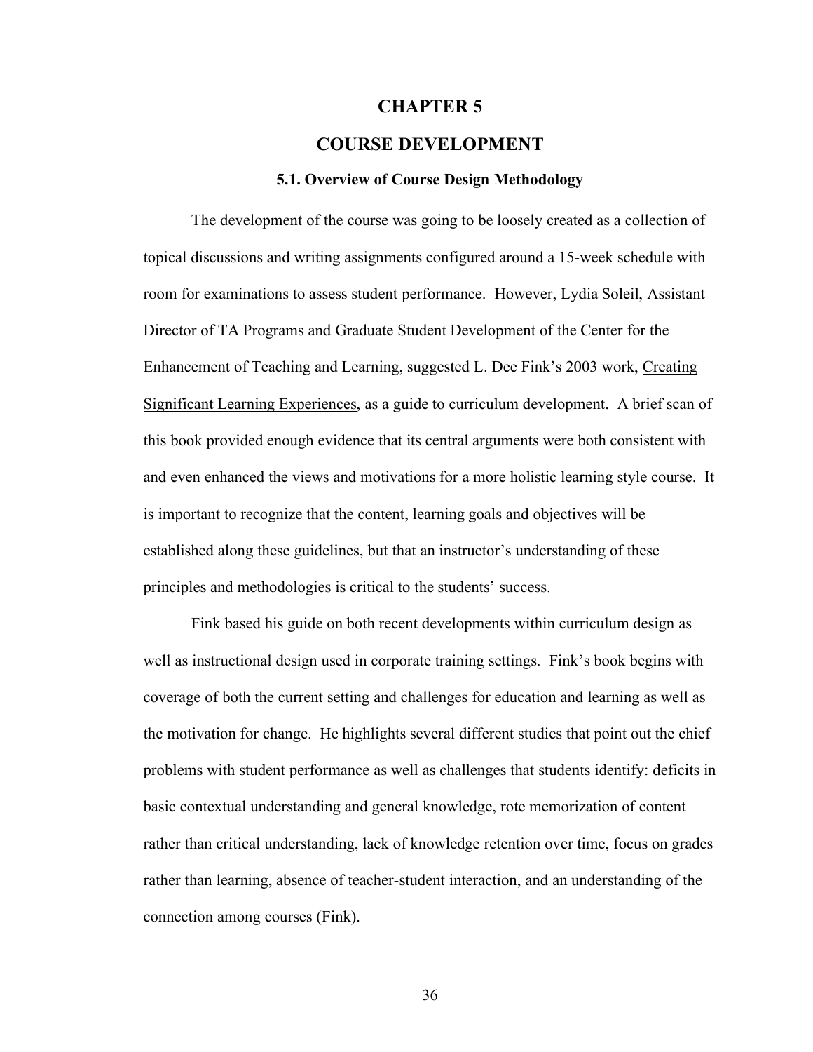# CHAPTER 5

# COURSE DEVELOPMENT

### 5.1. Overview of Course Design Methodology

The development of the course was going to be loosely created as a collection of topical discussions and writing assignments configured around a 15-week schedule with room for examinations to assess student performance. However, Lydia Soleil, Assistant Director of TA Programs and Graduate Student Development of the Center for the Enhancement of Teaching and Learning, suggested L. Dee Fink's 2003 work, Creating Significant Learning Experiences, as a guide to curriculum development. A brief scan of this book provided enough evidence that its central arguments were both consistent with and even enhanced the views and motivations for a more holistic learning style course. It is important to recognize that the content, learning goals and objectives will be established along these guidelines, but that an instructor's understanding of these principles and methodologies is critical to the students' success.

Fink based his guide on both recent developments within curriculum design as well as instructional design used in corporate training settings. Fink's book begins with coverage of both the current setting and challenges for education and learning as well as the motivation for change. He highlights several different studies that point out the chief problems with student performance as well as challenges that students identify: deficits in basic contextual understanding and general knowledge, rote memorization of content rather than critical understanding, lack of knowledge retention over time, focus on grades rather than learning, absence of teacher-student interaction, and an understanding of the connection among courses (Fink).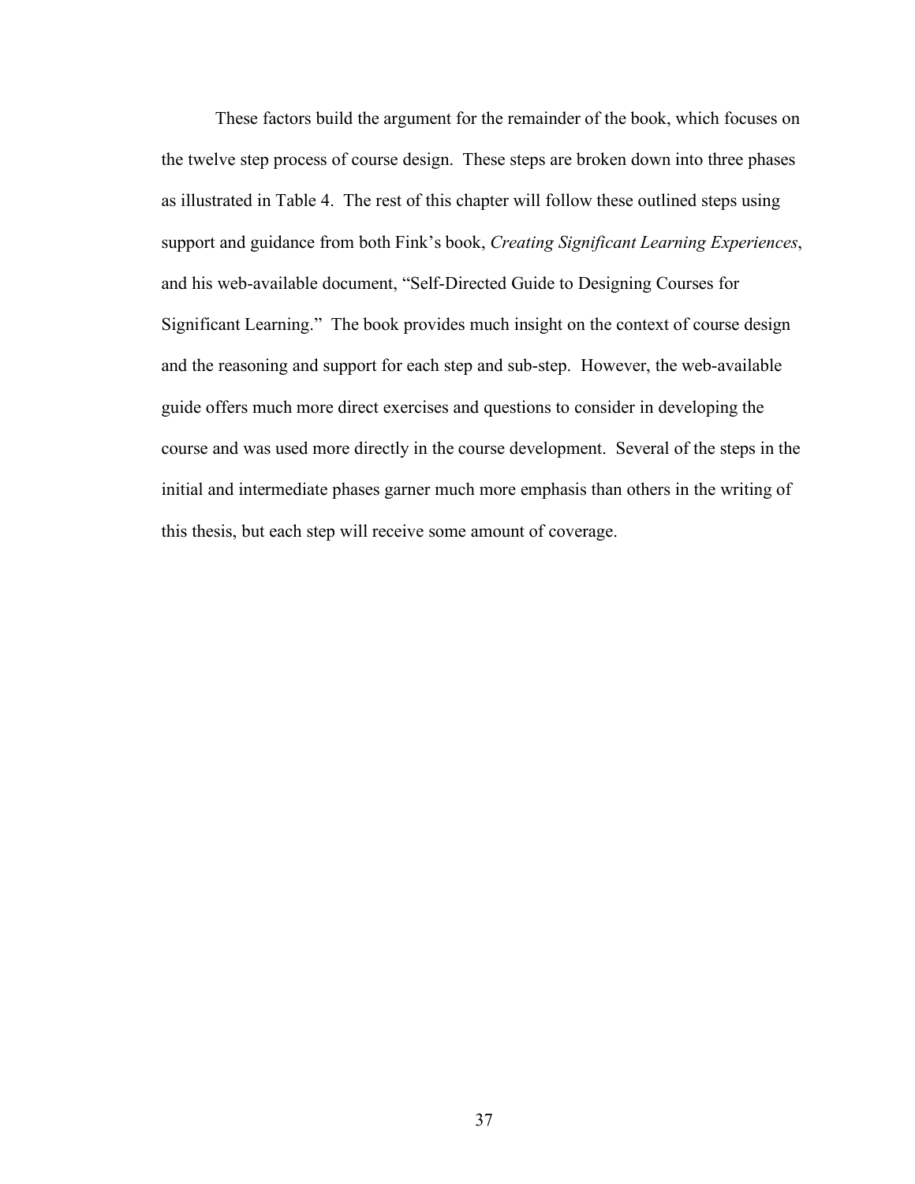These factors build the argument for the remainder of the book, which focuses on the twelve step process of course design. These steps are broken down into three phases as illustrated in Table 4. The rest of this chapter will follow these outlined steps using support and guidance from both Fink's book, *Creating Significant Learning Experiences*, and his web-available document, "Self-Directed Guide to Designing Courses for Significant Learning." The book provides much insight on the context of course design and the reasoning and support for each step and sub-step. However, the web-available guide offers much more direct exercises and questions to consider in developing the course and was used more directly in the course development. Several of the steps in the initial and intermediate phases garner much more emphasis than others in the writing of this thesis, but each step will receive some amount of coverage.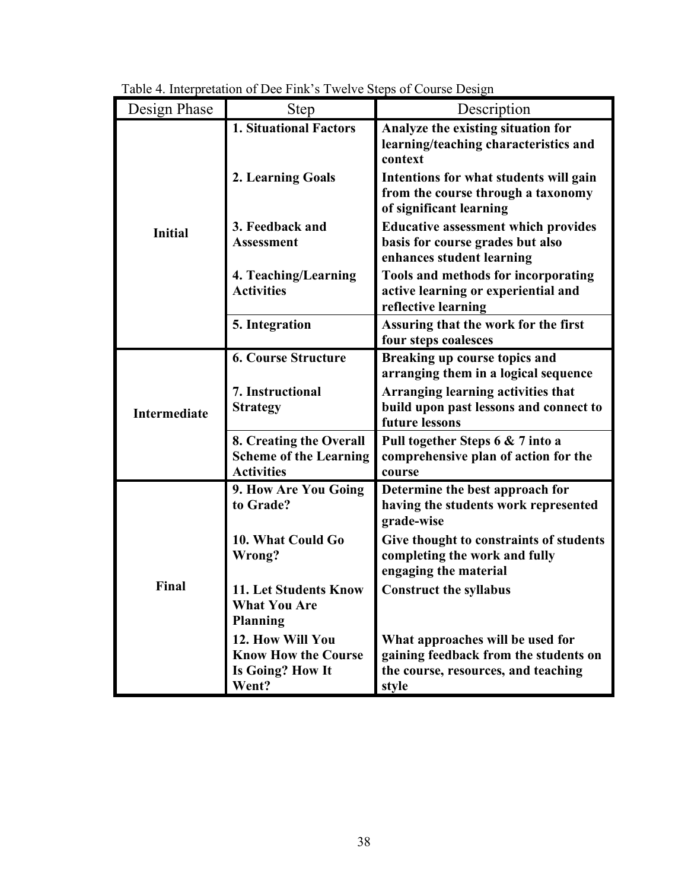Table 4. Interpretation of Dee Fink's Twelve Steps of Course Design

| Design Phase | Step | Description |
|---|---|---|
| **Initial** | **1. Situational Factors** | **Analyze the existing situation for learning/teaching characteristics and context** |
| | **2. Learning Goals** | **Intentions for what students will gain from the course through a taxonomy of significant learning** |
| | **3. Feedback and Assessment** | **Educative assessment which provides basis for course grades but also enhances student learning** |
| | **4. Teaching/Learning Activities** | **Tools and methods for incorporating active learning or experiential and reflective learning** |
| | **5. Integration** | **Assuring that the work for the first four steps coalesces** |
| **Intermediate** | **6. Course Structure** | **Breaking up course topics and arranging them in a logical sequence** |
| | **7. Instructional Strategy** | **Arranging learning activities that build upon past lessons and connect to future lessons** |
| | **8. Creating the Overall Scheme of the Learning Activities** | **Pull together Steps 6 & 7 into a comprehensive plan of action for the course** |
| **Final** | **9. How Are You Going to Grade?** | **Determine the best approach for having the students work represented grade-wise** |
| | **10. What Could Go Wrong?** | **Give thought to constraints of students completing the work and fully engaging the material** |
| | **11. Let Students Know What You Are Planning** | **Construct the syllabus** |
| | **12. How Will You Know How the Course Is Going? How It Went?** | **What approaches will be used for gaining feedback from the students on the course, resources, and teaching style** |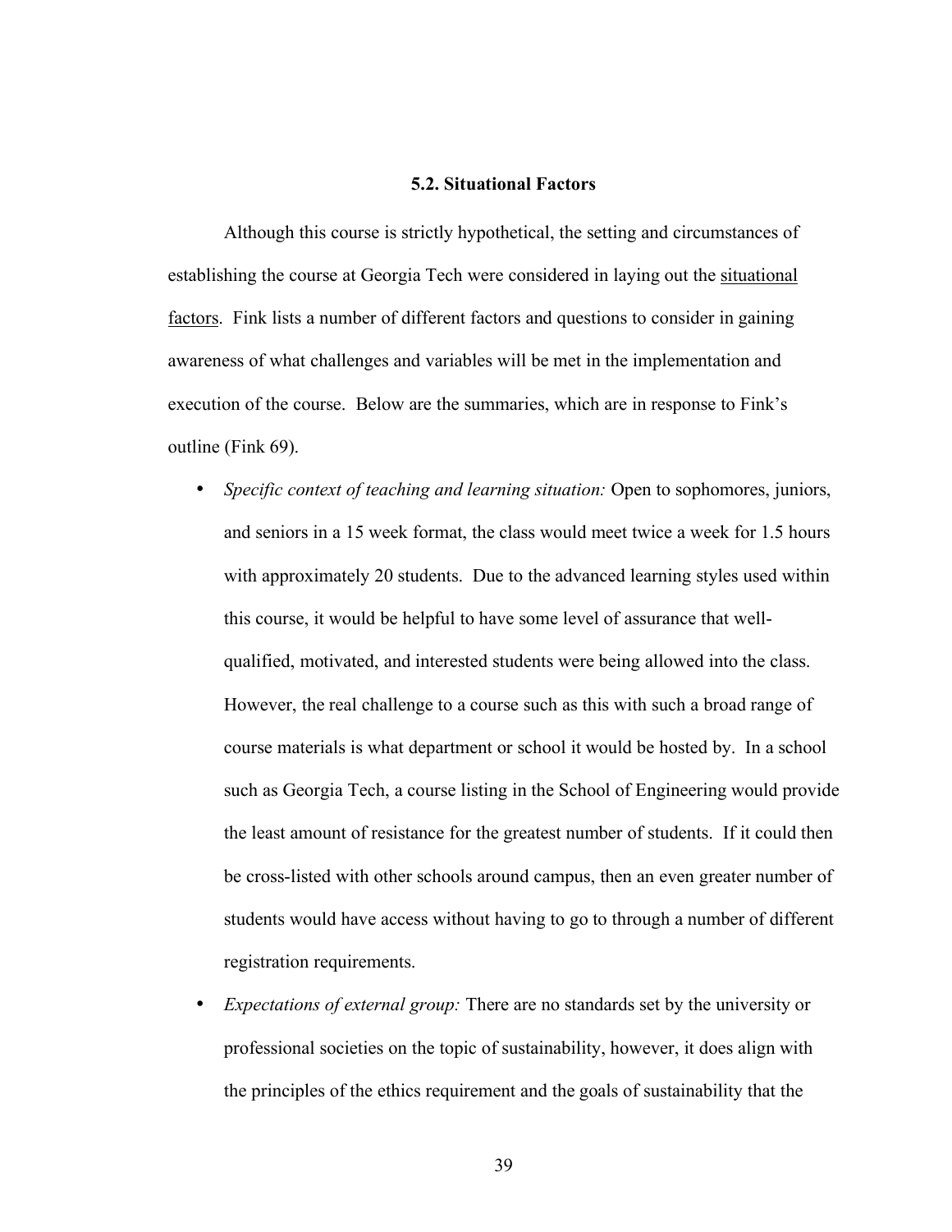## 5.2. Situational Factors

Although this course is strictly hypothetical, the setting and circumstances of establishing the course at Georgia Tech were considered in laying out the situational factors. Fink lists a number of different factors and questions to consider in gaining awareness of what challenges and variables will be met in the implementation and execution of the course. Below are the summaries, which are in response to Fink's outline (Fink 69).

- *Specific context of teaching and learning situation:* Open to sophomores, juniors, and seniors in a 15 week format, the class would meet twice a week for 1.5 hours with approximately 20 students. Due to the advanced learning styles used within this course, it would be helpful to have some level of assurance that well-qualified, motivated, and interested students were being allowed into the class. However, the real challenge to a course such as this with such a broad range of course materials is what department or school it would be hosted by. In a school such as Georgia Tech, a course listing in the School of Engineering would provide the least amount of resistance for the greatest number of students. If it could then be cross-listed with other schools around campus, then an even greater number of students would have access without having to go to through a number of different registration requirements.
- *Expectations of external group:* There are no standards set by the university or professional societies on the topic of sustainability, however, it does align with the principles of the ethics requirement and the goals of sustainability that the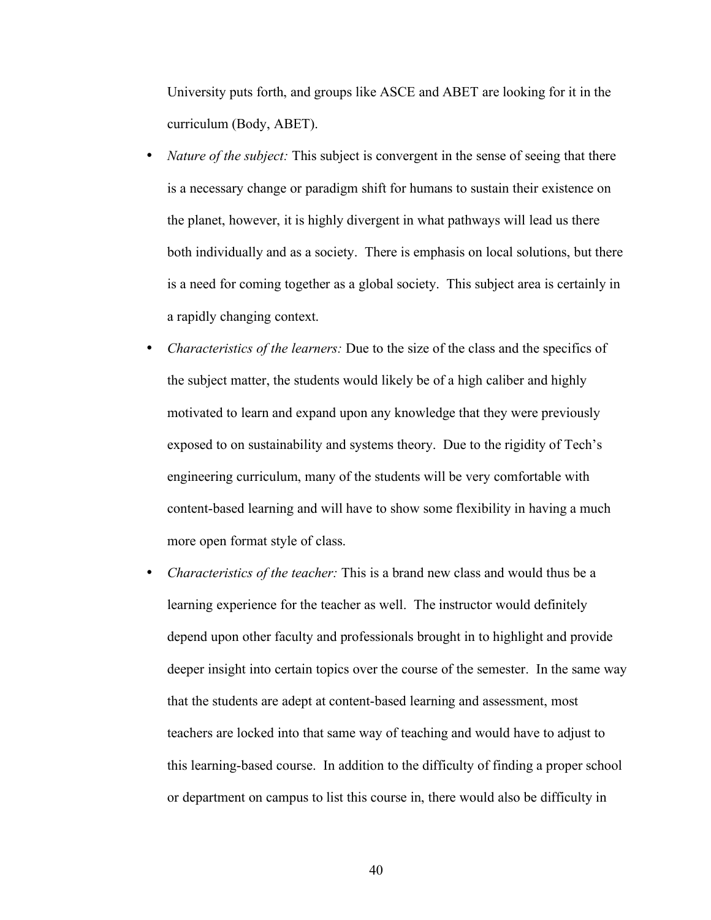University puts forth, and groups like ASCE and ABET are looking for it in the curriculum (Body, ABET).

- *Nature of the subject:* This subject is convergent in the sense of seeing that there is a necessary change or paradigm shift for humans to sustain their existence on the planet, however, it is highly divergent in what pathways will lead us there both individually and as a society. There is emphasis on local solutions, but there is a need for coming together as a global society. This subject area is certainly in a rapidly changing context.
- *Characteristics of the learners:* Due to the size of the class and the specifics of the subject matter, the students would likely be of a high caliber and highly motivated to learn and expand upon any knowledge that they were previously exposed to on sustainability and systems theory. Due to the rigidity of Tech's engineering curriculum, many of the students will be very comfortable with content-based learning and will have to show some flexibility in having a much more open format style of class.
- *Characteristics of the teacher:* This is a brand new class and would thus be a learning experience for the teacher as well. The instructor would definitely depend upon other faculty and professionals brought in to highlight and provide deeper insight into certain topics over the course of the semester. In the same way that the students are adept at content-based learning and assessment, most teachers are locked into that same way of teaching and would have to adjust to this learning-based course. In addition to the difficulty of finding a proper school or department on campus to list this course in, there would also be difficulty in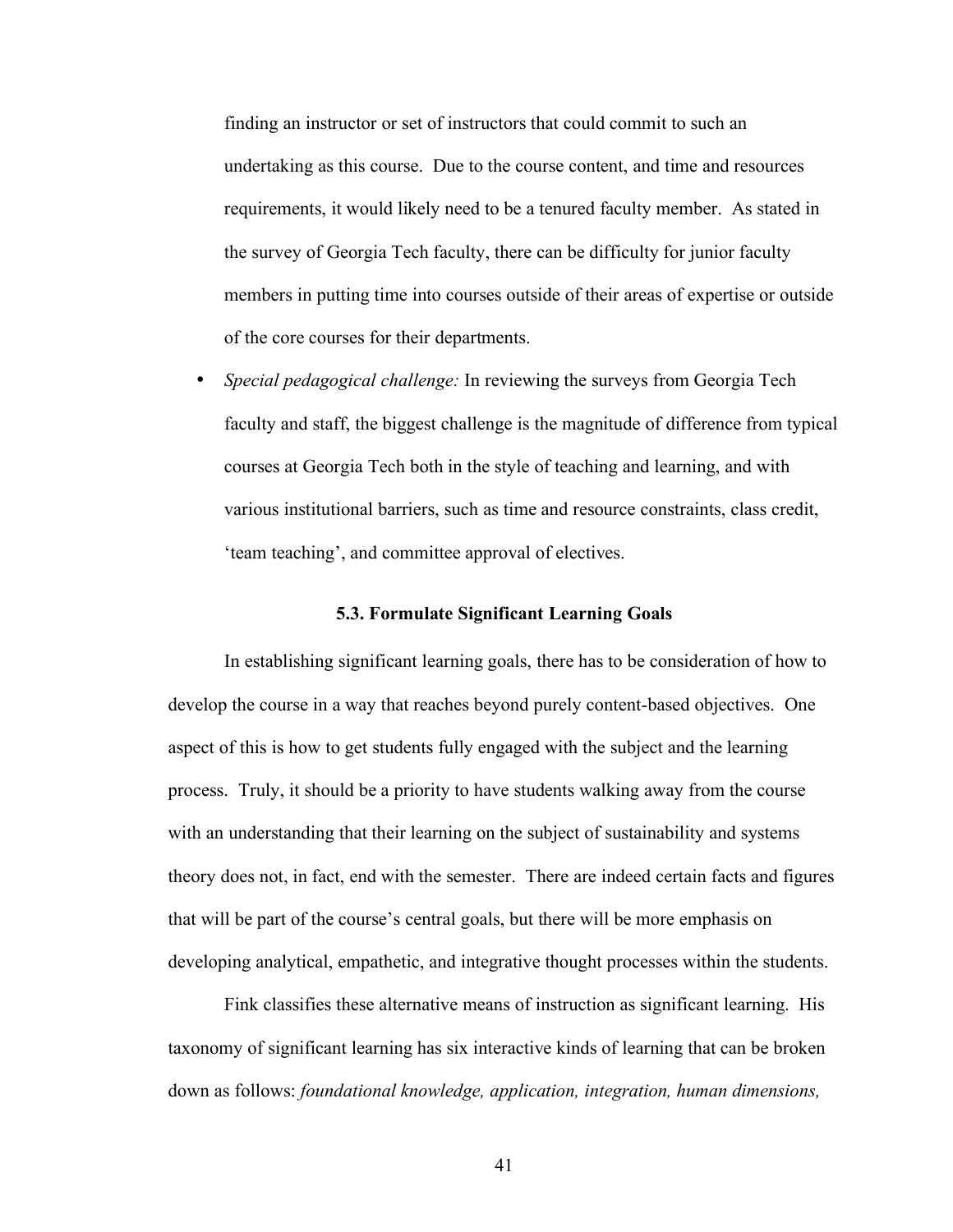finding an instructor or set of instructors that could commit to such an undertaking as this course. Due to the course content, and time and resources requirements, it would likely need to be a tenured faculty member. As stated in the survey of Georgia Tech faculty, there can be difficulty for junior faculty members in putting time into courses outside of their areas of expertise or outside of the core courses for their departments.

- *Special pedagogical challenge:* In reviewing the surveys from Georgia Tech faculty and staff, the biggest challenge is the magnitude of difference from typical courses at Georgia Tech both in the style of teaching and learning, and with various institutional barriers, such as time and resource constraints, class credit, 'team teaching', and committee approval of electives.

### 5.3. Formulate Significant Learning Goals

In establishing significant learning goals, there has to be consideration of how to develop the course in a way that reaches beyond purely content-based objectives. One aspect of this is how to get students fully engaged with the subject and the learning process. Truly, it should be a priority to have students walking away from the course with an understanding that their learning on the subject of sustainability and systems theory does not, in fact, end with the semester. There are indeed certain facts and figures that will be part of the course's central goals, but there will be more emphasis on developing analytical, empathetic, and integrative thought processes within the students.

Fink classifies these alternative means of instruction as significant learning. His taxonomy of significant learning has six interactive kinds of learning that can be broken down as follows: *foundational knowledge, application, integration, human dimensions,*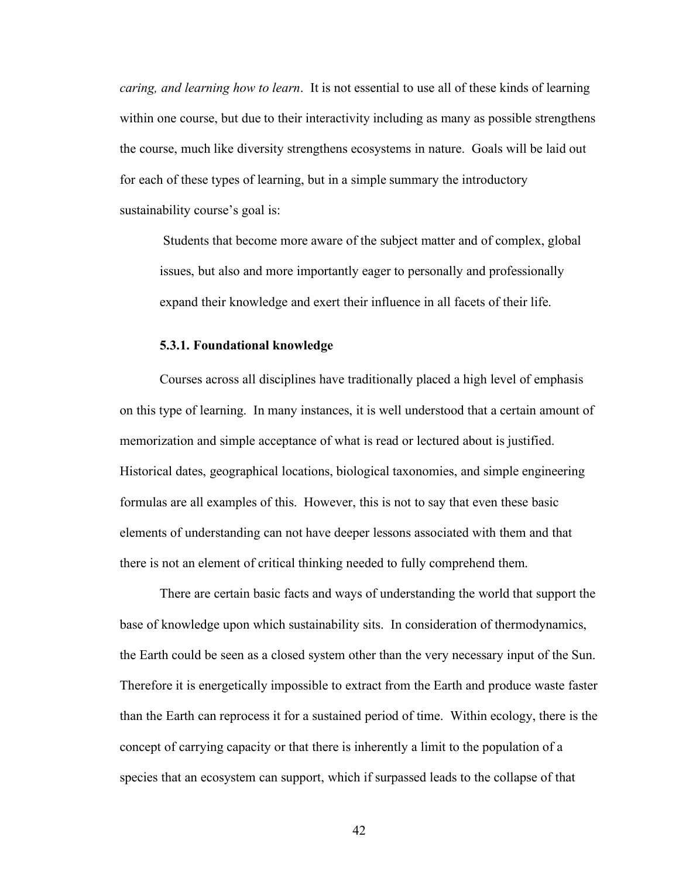*caring, and learning how to learn*. It is not essential to use all of these kinds of learning within one course, but due to their interactivity including as many as possible strengthens the course, much like diversity strengthens ecosystems in nature. Goals will be laid out for each of these types of learning, but in a simple summary the introductory sustainability course's goal is:

> Students that become more aware of the subject matter and of complex, global issues, but also and more importantly eager to personally and professionally expand their knowledge and exert their influence in all facets of their life.

#### 5.3.1. Foundational knowledge

Courses across all disciplines have traditionally placed a high level of emphasis on this type of learning. In many instances, it is well understood that a certain amount of memorization and simple acceptance of what is read or lectured about is justified. Historical dates, geographical locations, biological taxonomies, and simple engineering formulas are all examples of this. However, this is not to say that even these basic elements of understanding can not have deeper lessons associated with them and that there is not an element of critical thinking needed to fully comprehend them.

There are certain basic facts and ways of understanding the world that support the base of knowledge upon which sustainability sits. In consideration of thermodynamics, the Earth could be seen as a closed system other than the very necessary input of the Sun. Therefore it is energetically impossible to extract from the Earth and produce waste faster than the Earth can reprocess it for a sustained period of time. Within ecology, there is the concept of carrying capacity or that there is inherently a limit to the population of a species that an ecosystem can support, which if surpassed leads to the collapse of that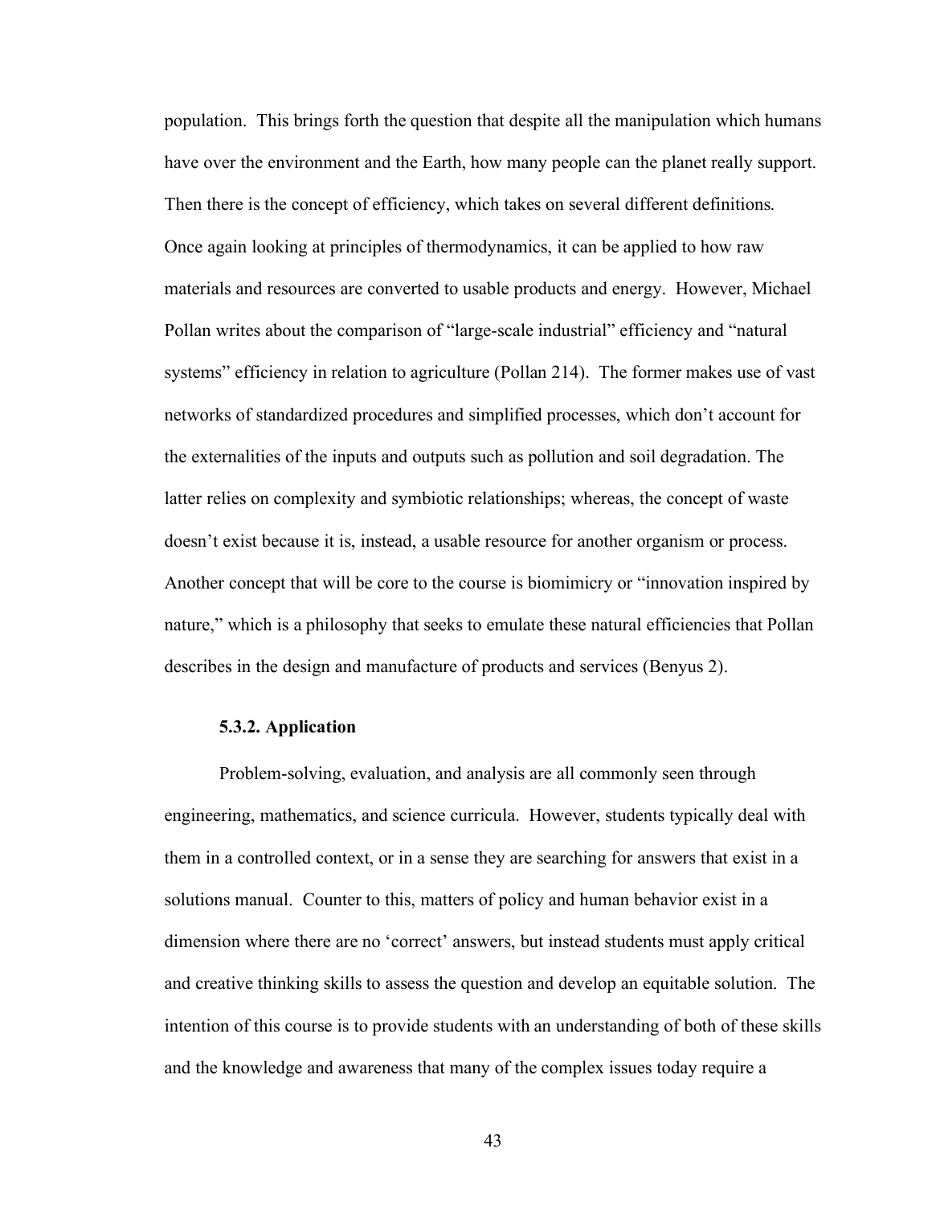population. This brings forth the question that despite all the manipulation which humans have over the environment and the Earth, how many people can the planet really support. Then there is the concept of efficiency, which takes on several different definitions. Once again looking at principles of thermodynamics, it can be applied to how raw materials and resources are converted to usable products and energy. However, Michael Pollan writes about the comparison of "large-scale industrial" efficiency and "natural systems" efficiency in relation to agriculture (Pollan 214). The former makes use of vast networks of standardized procedures and simplified processes, which don't account for the externalities of the inputs and outputs such as pollution and soil degradation. The latter relies on complexity and symbiotic relationships; whereas, the concept of waste doesn't exist because it is, instead, a usable resource for another organism or process. Another concept that will be core to the course is biomimicry or "innovation inspired by nature," which is a philosophy that seeks to emulate these natural efficiencies that Pollan describes in the design and manufacture of products and services (Benyus 2).

#### 5.3.2. Application

Problem-solving, evaluation, and analysis are all commonly seen through engineering, mathematics, and science curricula. However, students typically deal with them in a controlled context, or in a sense they are searching for answers that exist in a solutions manual. Counter to this, matters of policy and human behavior exist in a dimension where there are no 'correct' answers, but instead students must apply critical and creative thinking skills to assess the question and develop an equitable solution. The intention of this course is to provide students with an understanding of both of these skills and the knowledge and awareness that many of the complex issues today require a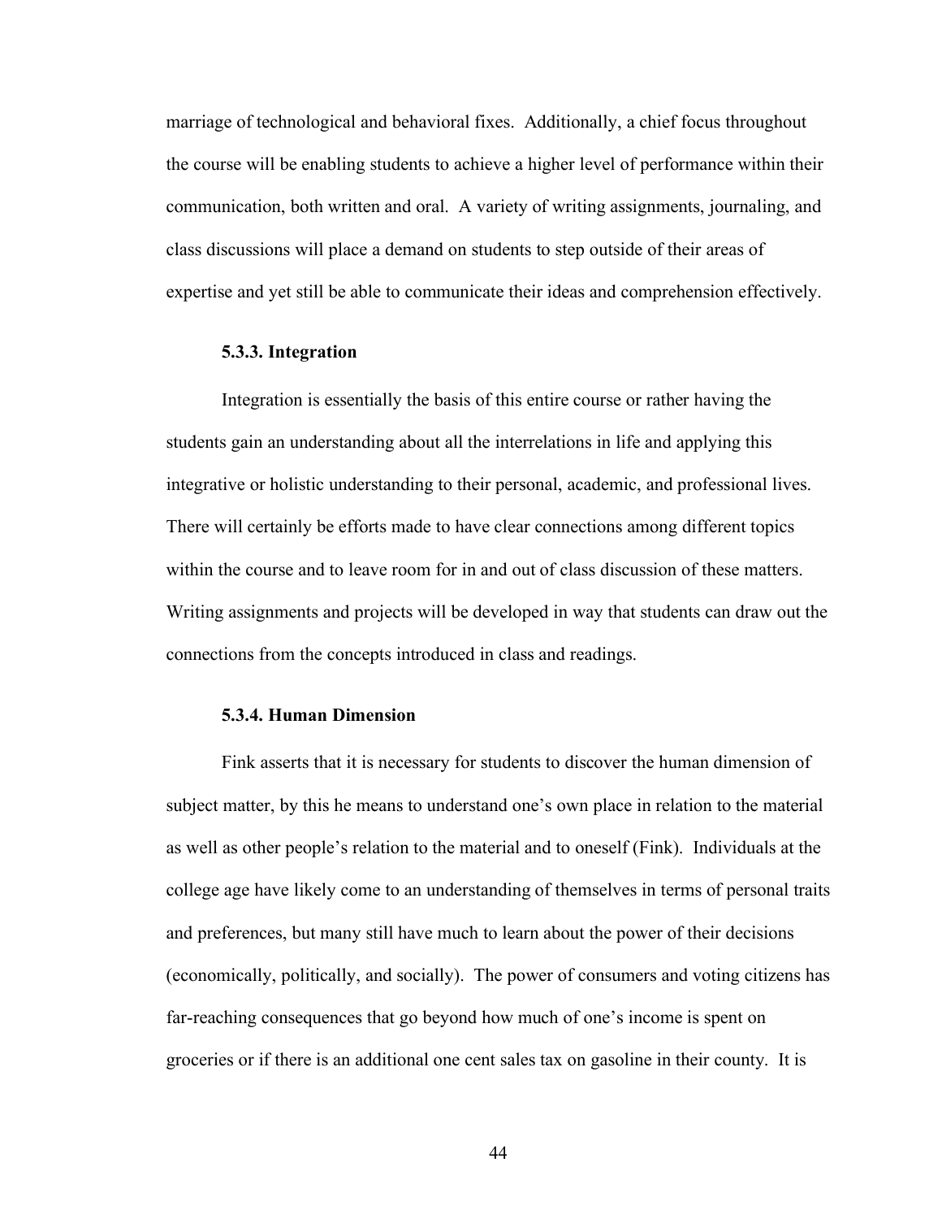marriage of technological and behavioral fixes. Additionally, a chief focus throughout the course will be enabling students to achieve a higher level of performance within their communication, both written and oral. A variety of writing assignments, journaling, and class discussions will place a demand on students to step outside of their areas of expertise and yet still be able to communicate their ideas and comprehension effectively.

### 5.3.3. Integration

Integration is essentially the basis of this entire course or rather having the students gain an understanding about all the interrelations in life and applying this integrative or holistic understanding to their personal, academic, and professional lives. There will certainly be efforts made to have clear connections among different topics within the course and to leave room for in and out of class discussion of these matters. Writing assignments and projects will be developed in way that students can draw out the connections from the concepts introduced in class and readings.

### 5.3.4. Human Dimension

Fink asserts that it is necessary for students to discover the human dimension of subject matter, by this he means to understand one's own place in relation to the material as well as other people's relation to the material and to oneself (Fink). Individuals at the college age have likely come to an understanding of themselves in terms of personal traits and preferences, but many still have much to learn about the power of their decisions (economically, politically, and socially). The power of consumers and voting citizens has far-reaching consequences that go beyond how much of one's income is spent on groceries or if there is an additional one cent sales tax on gasoline in their county. It is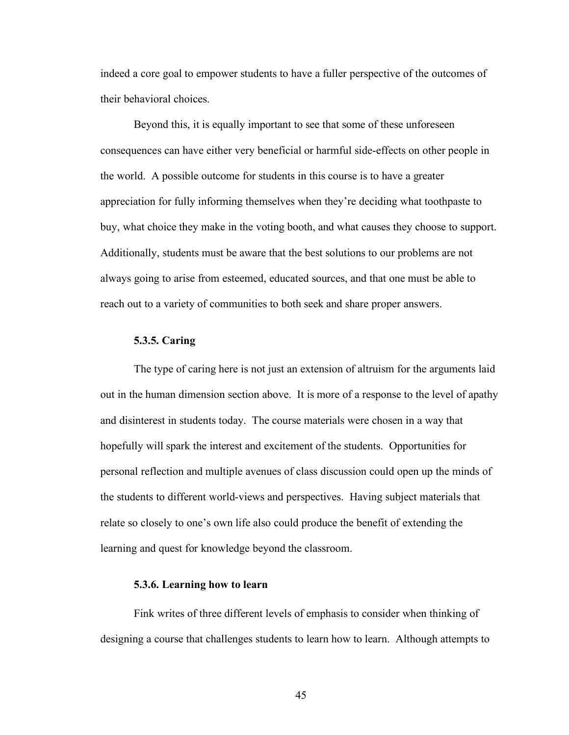indeed a core goal to empower students to have a fuller perspective of the outcomes of their behavioral choices.

Beyond this, it is equally important to see that some of these unforeseen consequences can have either very beneficial or harmful side-effects on other people in the world. A possible outcome for students in this course is to have a greater appreciation for fully informing themselves when they're deciding what toothpaste to buy, what choice they make in the voting booth, and what causes they choose to support. Additionally, students must be aware that the best solutions to our problems are not always going to arise from esteemed, educated sources, and that one must be able to reach out to a variety of communities to both seek and share proper answers.

### 5.3.5. Caring

The type of caring here is not just an extension of altruism for the arguments laid out in the human dimension section above. It is more of a response to the level of apathy and disinterest in students today. The course materials were chosen in a way that hopefully will spark the interest and excitement of the students. Opportunities for personal reflection and multiple avenues of class discussion could open up the minds of the students to different world-views and perspectives. Having subject materials that relate so closely to one's own life also could produce the benefit of extending the learning and quest for knowledge beyond the classroom.

### 5.3.6. Learning how to learn

Fink writes of three different levels of emphasis to consider when thinking of designing a course that challenges students to learn how to learn. Although attempts to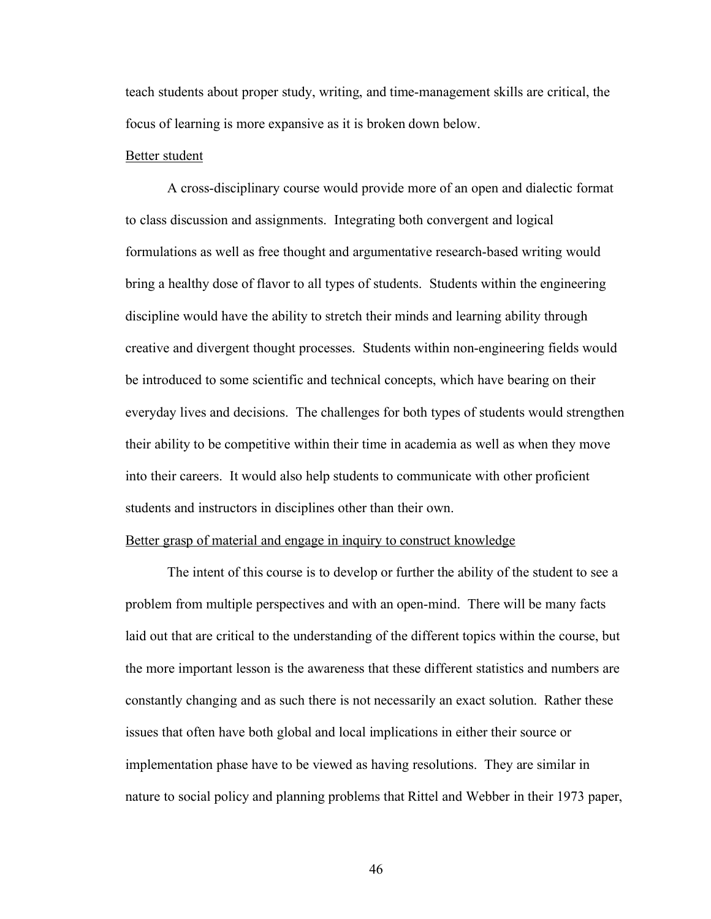teach students about proper study, writing, and time-management skills are critical, the focus of learning is more expansive as it is broken down below.

Better student

A cross-disciplinary course would provide more of an open and dialectic format to class discussion and assignments. Integrating both convergent and logical formulations as well as free thought and argumentative research-based writing would bring a healthy dose of flavor to all types of students. Students within the engineering discipline would have the ability to stretch their minds and learning ability through creative and divergent thought processes. Students within non-engineering fields would be introduced to some scientific and technical concepts, which have bearing on their everyday lives and decisions. The challenges for both types of students would strengthen their ability to be competitive within their time in academia as well as when they move into their careers. It would also help students to communicate with other proficient students and instructors in disciplines other than their own.

Better grasp of material and engage in inquiry to construct knowledge

The intent of this course is to develop or further the ability of the student to see a problem from multiple perspectives and with an open-mind. There will be many facts laid out that are critical to the understanding of the different topics within the course, but the more important lesson is the awareness that these different statistics and numbers are constantly changing and as such there is not necessarily an exact solution. Rather these issues that often have both global and local implications in either their source or implementation phase have to be viewed as having resolutions. They are similar in nature to social policy and planning problems that Rittel and Webber in their 1973 paper,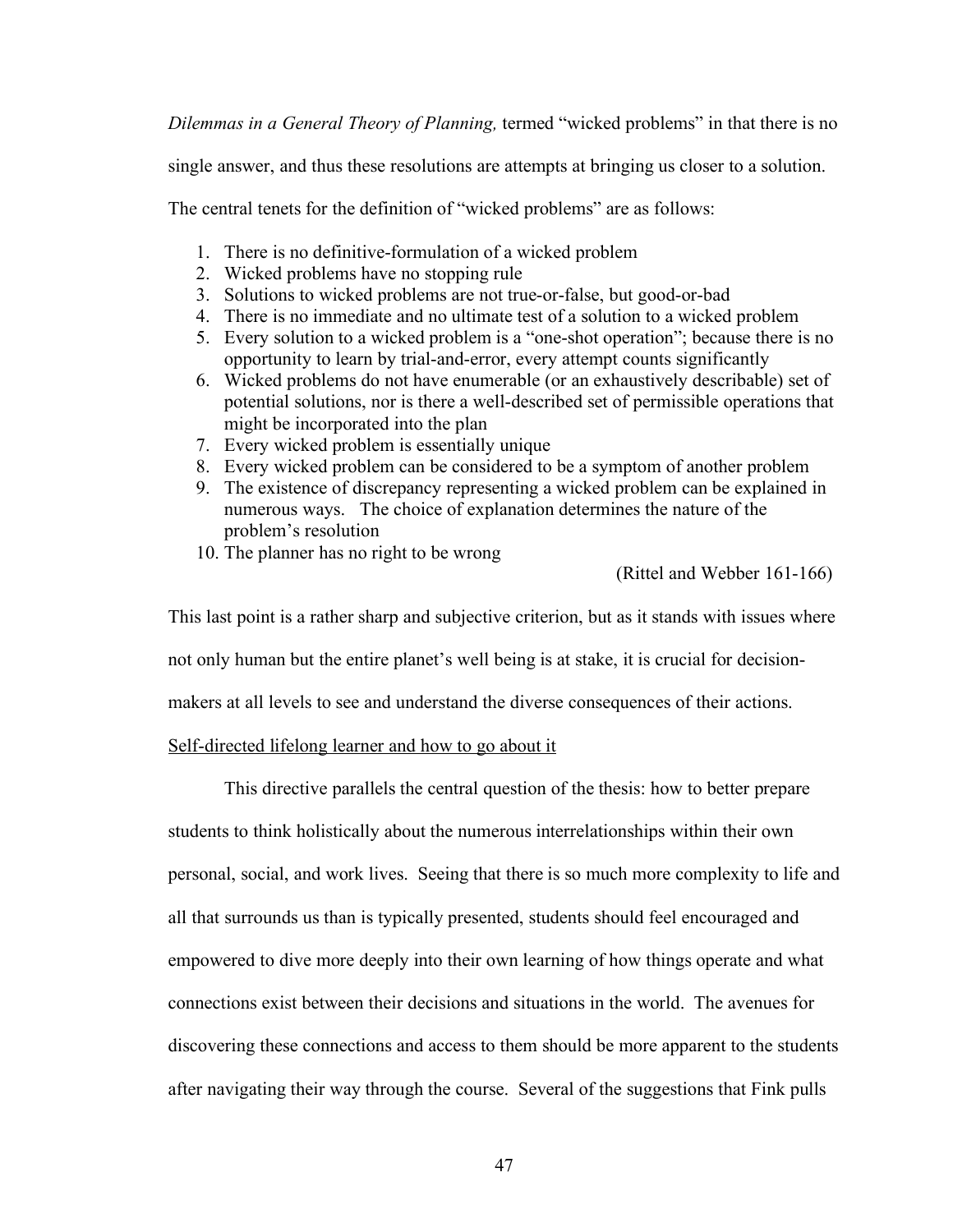*Dilemmas in a General Theory of Planning,* termed "wicked problems" in that there is no single answer, and thus these resolutions are attempts at bringing us closer to a solution. The central tenets for the definition of "wicked problems" are as follows:

1. There is no definitive-formulation of a wicked problem
2. Wicked problems have no stopping rule
3. Solutions to wicked problems are not true-or-false, but good-or-bad
4. There is no immediate and no ultimate test of a solution to a wicked problem
5. Every solution to a wicked problem is a "one-shot operation"; because there is no opportunity to learn by trial-and-error, every attempt counts significantly
6. Wicked problems do not have enumerable (or an exhaustively describable) set of potential solutions, nor is there a well-described set of permissible operations that might be incorporated into the plan
7. Every wicked problem is essentially unique
8. Every wicked problem can be considered to be a symptom of another problem
9. The existence of discrepancy representing a wicked problem can be explained in numerous ways. The choice of explanation determines the nature of the problem's resolution
10. The planner has no right to be wrong

(Rittel and Webber 161-166)

This last point is a rather sharp and subjective criterion, but as it stands with issues where not only human but the entire planet's well being is at stake, it is crucial for decision-makers at all levels to see and understand the diverse consequences of their actions.

<u>Self-directed lifelong learner and how to go about it</u>

This directive parallels the central question of the thesis: how to better prepare students to think holistically about the numerous interrelationships within their own personal, social, and work lives. Seeing that there is so much more complexity to life and all that surrounds us than is typically presented, students should feel encouraged and empowered to dive more deeply into their own learning of how things operate and what connections exist between their decisions and situations in the world. The avenues for discovering these connections and access to them should be more apparent to the students after navigating their way through the course. Several of the suggestions that Fink pulls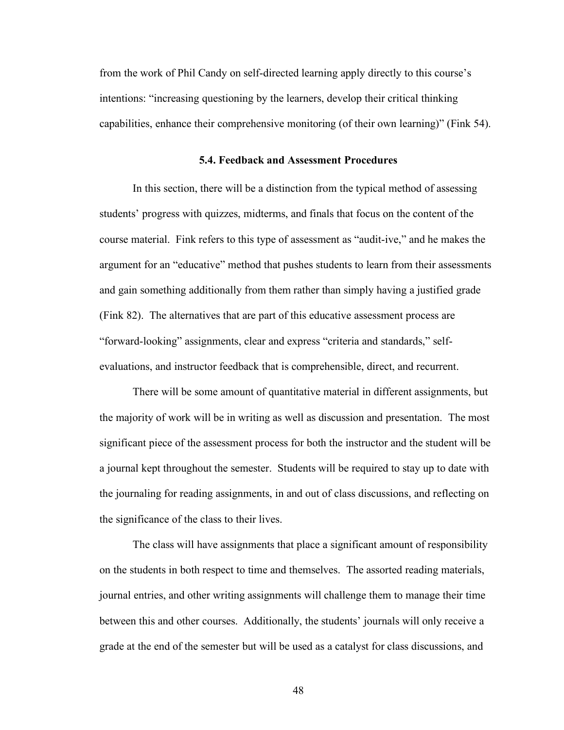from the work of Phil Candy on self-directed learning apply directly to this course's intentions: "increasing questioning by the learners, develop their critical thinking capabilities, enhance their comprehensive monitoring (of their own learning)" (Fink 54).

### 5.4. Feedback and Assessment Procedures

In this section, there will be a distinction from the typical method of assessing students' progress with quizzes, midterms, and finals that focus on the content of the course material. Fink refers to this type of assessment as "audit-ive," and he makes the argument for an "educative" method that pushes students to learn from their assessments and gain something additionally from them rather than simply having a justified grade (Fink 82). The alternatives that are part of this educative assessment process are "forward-looking" assignments, clear and express "criteria and standards," self-evaluations, and instructor feedback that is comprehensible, direct, and recurrent.

There will be some amount of quantitative material in different assignments, but the majority of work will be in writing as well as discussion and presentation. The most significant piece of the assessment process for both the instructor and the student will be a journal kept throughout the semester. Students will be required to stay up to date with the journaling for reading assignments, in and out of class discussions, and reflecting on the significance of the class to their lives.

The class will have assignments that place a significant amount of responsibility on the students in both respect to time and themselves. The assorted reading materials, journal entries, and other writing assignments will challenge them to manage their time between this and other courses. Additionally, the students' journals will only receive a grade at the end of the semester but will be used as a catalyst for class discussions, and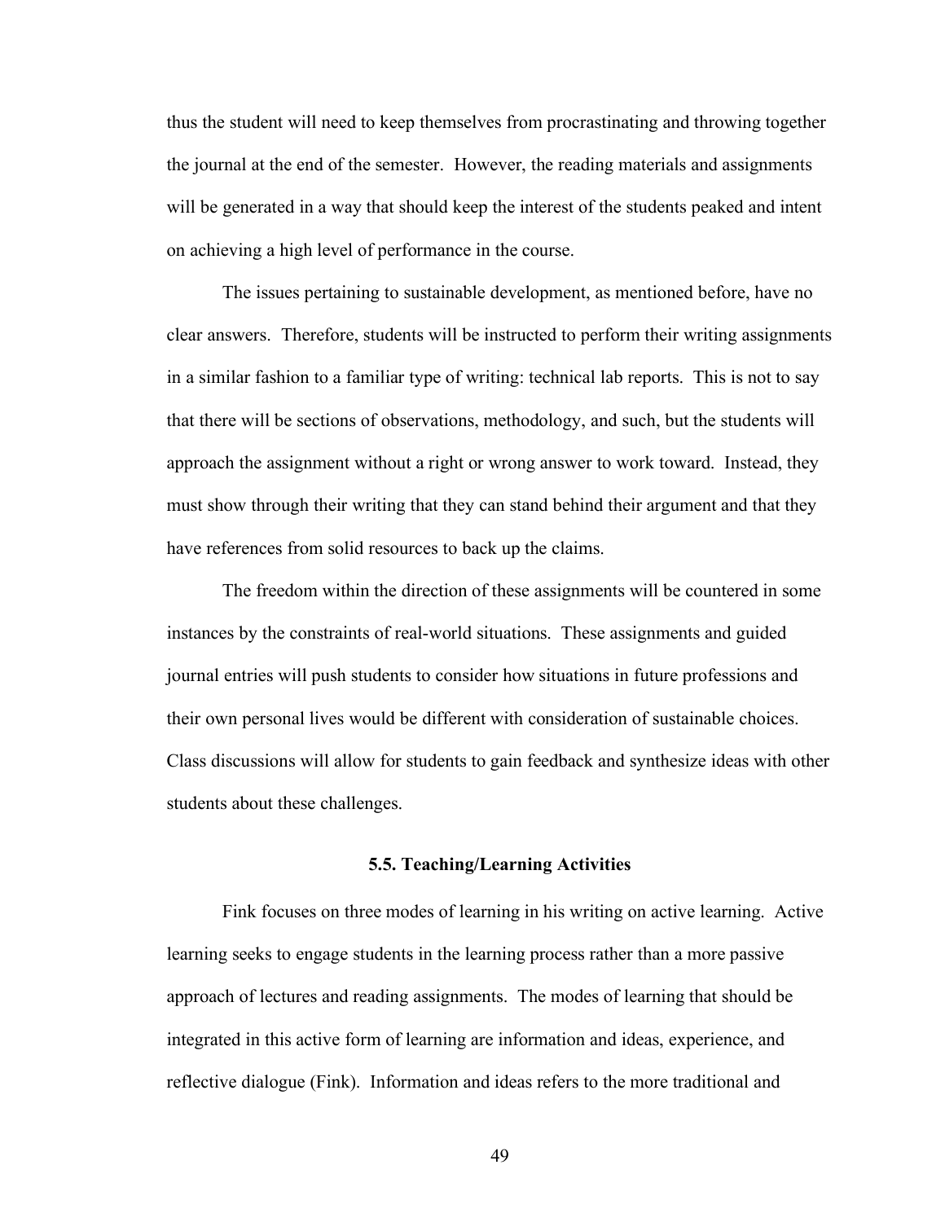thus the student will need to keep themselves from procrastinating and throwing together the journal at the end of the semester. However, the reading materials and assignments will be generated in a way that should keep the interest of the students peaked and intent on achieving a high level of performance in the course.

The issues pertaining to sustainable development, as mentioned before, have no clear answers. Therefore, students will be instructed to perform their writing assignments in a similar fashion to a familiar type of writing: technical lab reports. This is not to say that there will be sections of observations, methodology, and such, but the students will approach the assignment without a right or wrong answer to work toward. Instead, they must show through their writing that they can stand behind their argument and that they have references from solid resources to back up the claims.

The freedom within the direction of these assignments will be countered in some instances by the constraints of real-world situations. These assignments and guided journal entries will push students to consider how situations in future professions and their own personal lives would be different with consideration of sustainable choices. Class discussions will allow for students to gain feedback and synthesize ideas with other students about these challenges.

### 5.5. Teaching/Learning Activities

Fink focuses on three modes of learning in his writing on active learning. Active learning seeks to engage students in the learning process rather than a more passive approach of lectures and reading assignments. The modes of learning that should be integrated in this active form of learning are information and ideas, experience, and reflective dialogue (Fink). Information and ideas refers to the more traditional and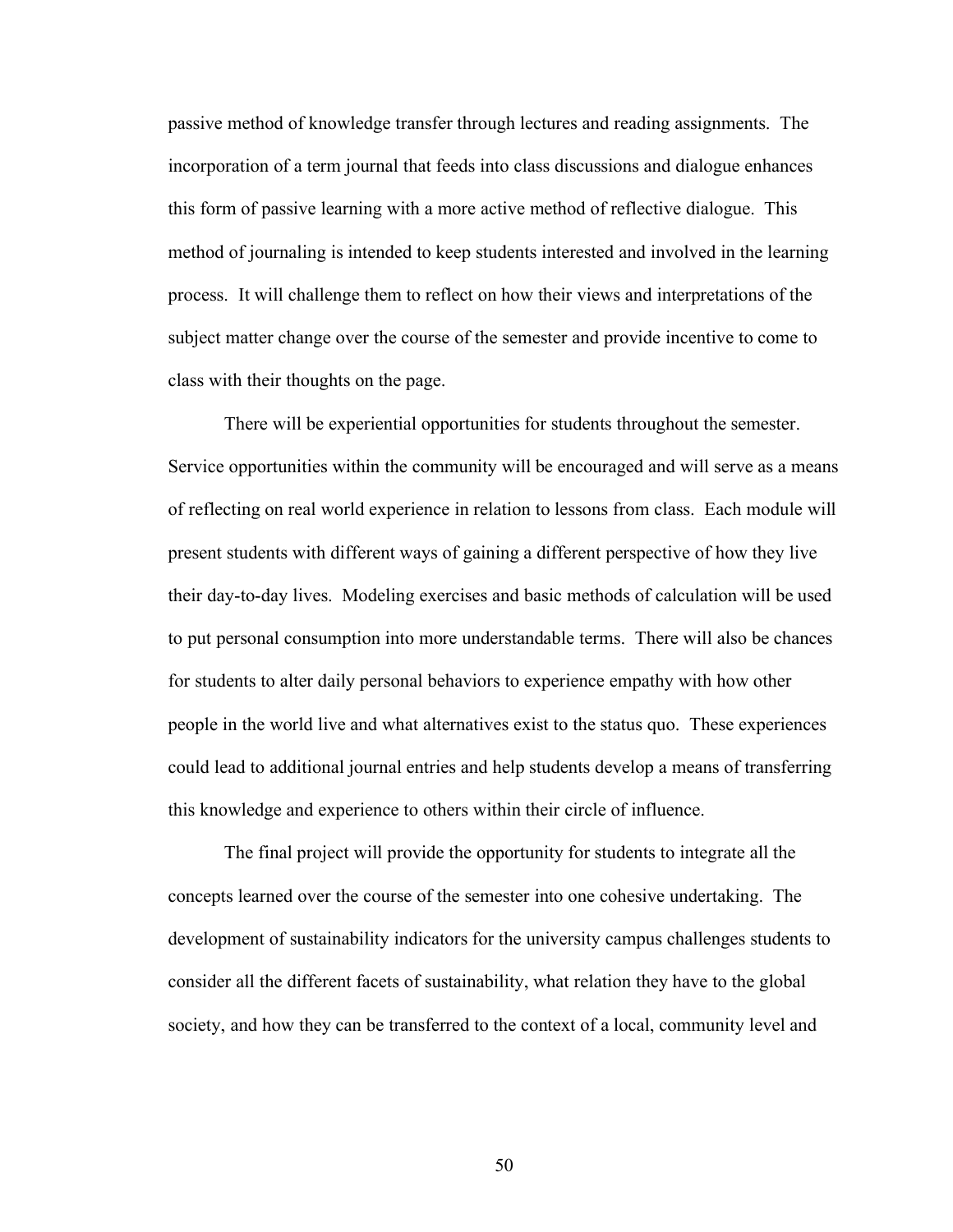passive method of knowledge transfer through lectures and reading assignments. The incorporation of a term journal that feeds into class discussions and dialogue enhances this form of passive learning with a more active method of reflective dialogue. This method of journaling is intended to keep students interested and involved in the learning process. It will challenge them to reflect on how their views and interpretations of the subject matter change over the course of the semester and provide incentive to come to class with their thoughts on the page.

There will be experiential opportunities for students throughout the semester. Service opportunities within the community will be encouraged and will serve as a means of reflecting on real world experience in relation to lessons from class. Each module will present students with different ways of gaining a different perspective of how they live their day-to-day lives. Modeling exercises and basic methods of calculation will be used to put personal consumption into more understandable terms. There will also be chances for students to alter daily personal behaviors to experience empathy with how other people in the world live and what alternatives exist to the status quo. These experiences could lead to additional journal entries and help students develop a means of transferring this knowledge and experience to others within their circle of influence.

The final project will provide the opportunity for students to integrate all the concepts learned over the course of the semester into one cohesive undertaking. The development of sustainability indicators for the university campus challenges students to consider all the different facets of sustainability, what relation they have to the global society, and how they can be transferred to the context of a local, community level and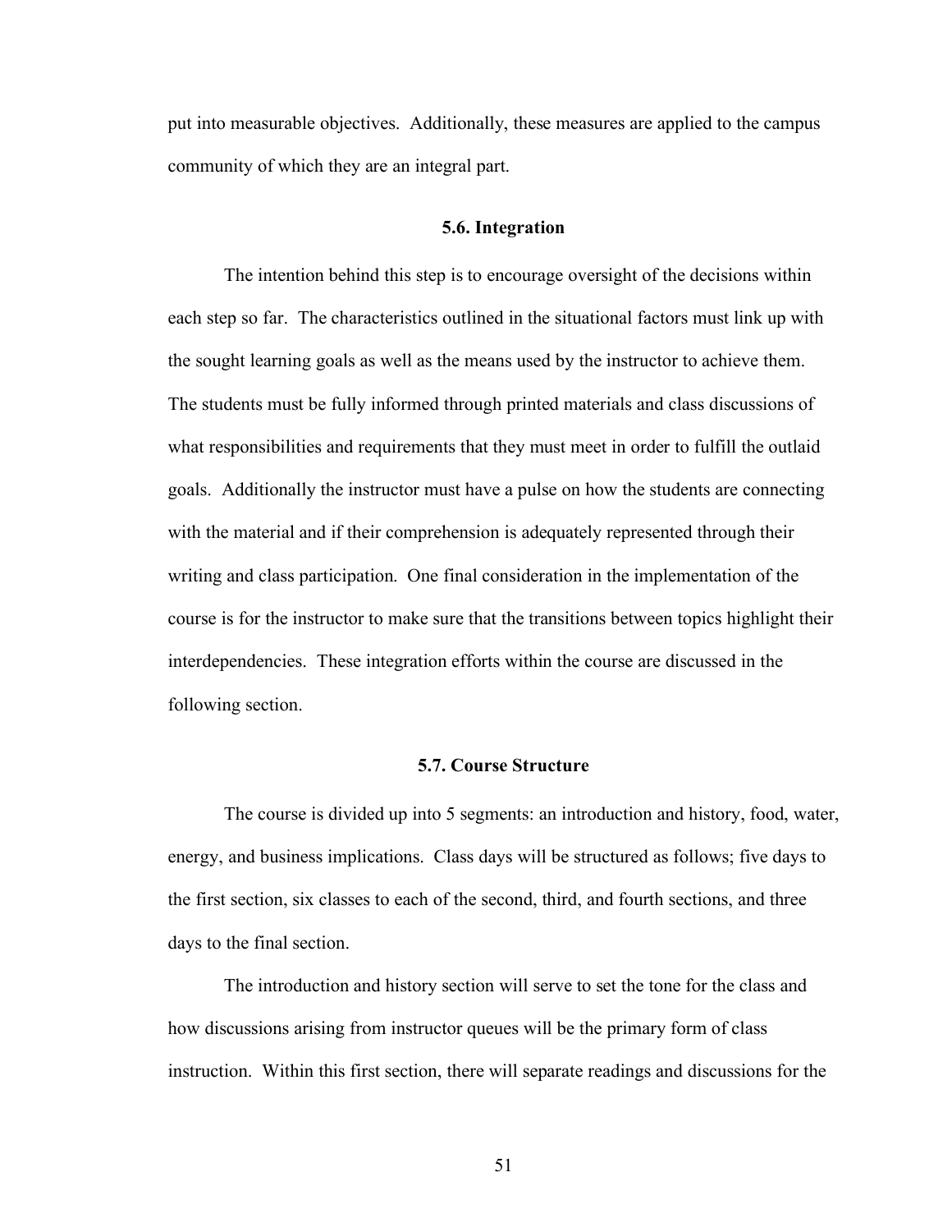put into measurable objectives. Additionally, these measures are applied to the campus community of which they are an integral part.

### 5.6. Integration

The intention behind this step is to encourage oversight of the decisions within each step so far. The characteristics outlined in the situational factors must link up with the sought learning goals as well as the means used by the instructor to achieve them. The students must be fully informed through printed materials and class discussions of what responsibilities and requirements that they must meet in order to fulfill the outlaid goals. Additionally the instructor must have a pulse on how the students are connecting with the material and if their comprehension is adequately represented through their writing and class participation. One final consideration in the implementation of the course is for the instructor to make sure that the transitions between topics highlight their interdependencies. These integration efforts within the course are discussed in the following section.

### 5.7. Course Structure

The course is divided up into 5 segments: an introduction and history, food, water, energy, and business implications. Class days will be structured as follows; five days to the first section, six classes to each of the second, third, and fourth sections, and three days to the final section.

The introduction and history section will serve to set the tone for the class and how discussions arising from instructor queues will be the primary form of class instruction. Within this first section, there will separate readings and discussions for the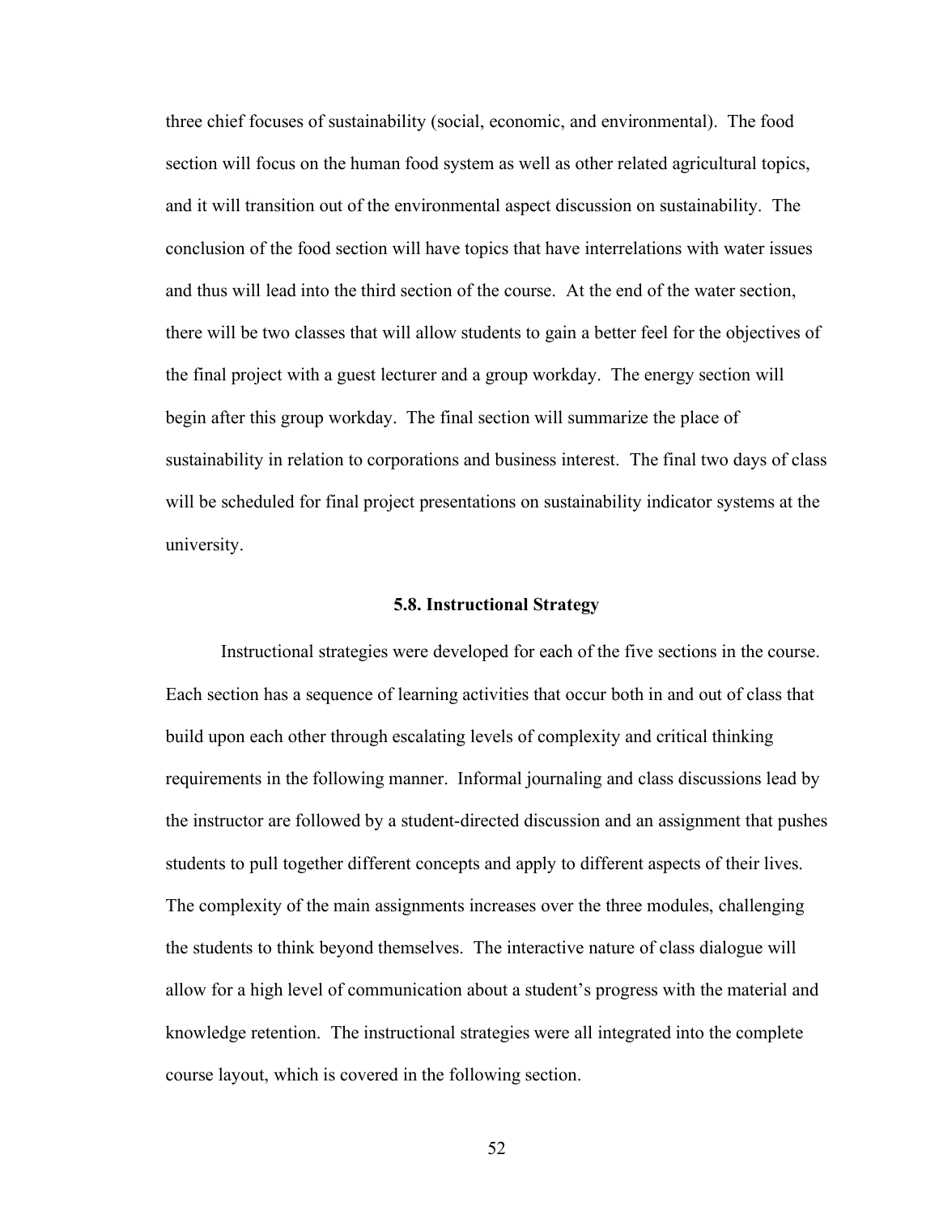three chief focuses of sustainability (social, economic, and environmental). The food section will focus on the human food system as well as other related agricultural topics, and it will transition out of the environmental aspect discussion on sustainability. The conclusion of the food section will have topics that have interrelations with water issues and thus will lead into the third section of the course. At the end of the water section, there will be two classes that will allow students to gain a better feel for the objectives of the final project with a guest lecturer and a group workday. The energy section will begin after this group workday. The final section will summarize the place of sustainability in relation to corporations and business interest. The final two days of class will be scheduled for final project presentations on sustainability indicator systems at the university.

### 5.8. Instructional Strategy

Instructional strategies were developed for each of the five sections in the course. Each section has a sequence of learning activities that occur both in and out of class that build upon each other through escalating levels of complexity and critical thinking requirements in the following manner. Informal journaling and class discussions lead by the instructor are followed by a student-directed discussion and an assignment that pushes students to pull together different concepts and apply to different aspects of their lives. The complexity of the main assignments increases over the three modules, challenging the students to think beyond themselves. The interactive nature of class dialogue will allow for a high level of communication about a student's progress with the material and knowledge retention. The instructional strategies were all integrated into the complete course layout, which is covered in the following section.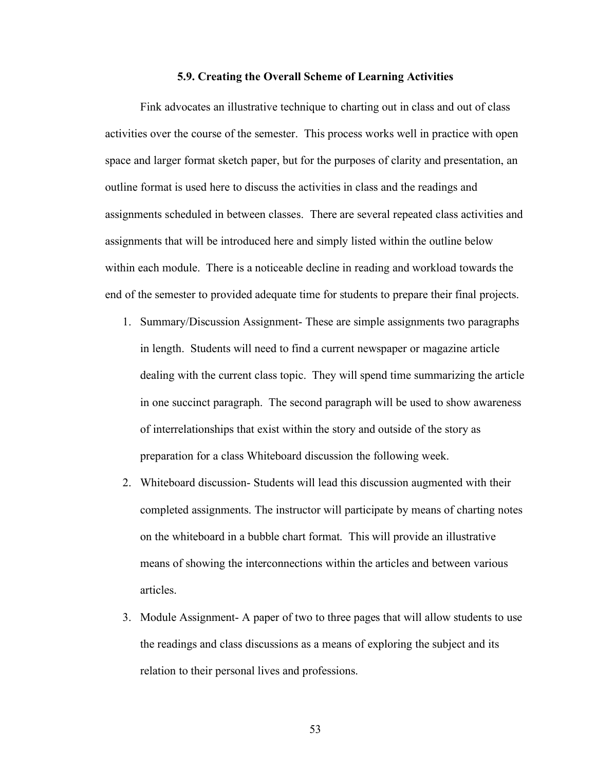### 5.9. Creating the Overall Scheme of Learning Activities

Fink advocates an illustrative technique to charting out in class and out of class activities over the course of the semester. This process works well in practice with open space and larger format sketch paper, but for the purposes of clarity and presentation, an outline format is used here to discuss the activities in class and the readings and assignments scheduled in between classes. There are several repeated class activities and assignments that will be introduced here and simply listed within the outline below within each module. There is a noticeable decline in reading and workload towards the end of the semester to provided adequate time for students to prepare their final projects.

1. Summary/Discussion Assignment- These are simple assignments two paragraphs in length. Students will need to find a current newspaper or magazine article dealing with the current class topic. They will spend time summarizing the article in one succinct paragraph. The second paragraph will be used to show awareness of interrelationships that exist within the story and outside of the story as preparation for a class Whiteboard discussion the following week.
2. Whiteboard discussion- Students will lead this discussion augmented with their completed assignments. The instructor will participate by means of charting notes on the whiteboard in a bubble chart format. This will provide an illustrative means of showing the interconnections within the articles and between various articles.
3. Module Assignment- A paper of two to three pages that will allow students to use the readings and class discussions as a means of exploring the subject and its relation to their personal lives and professions.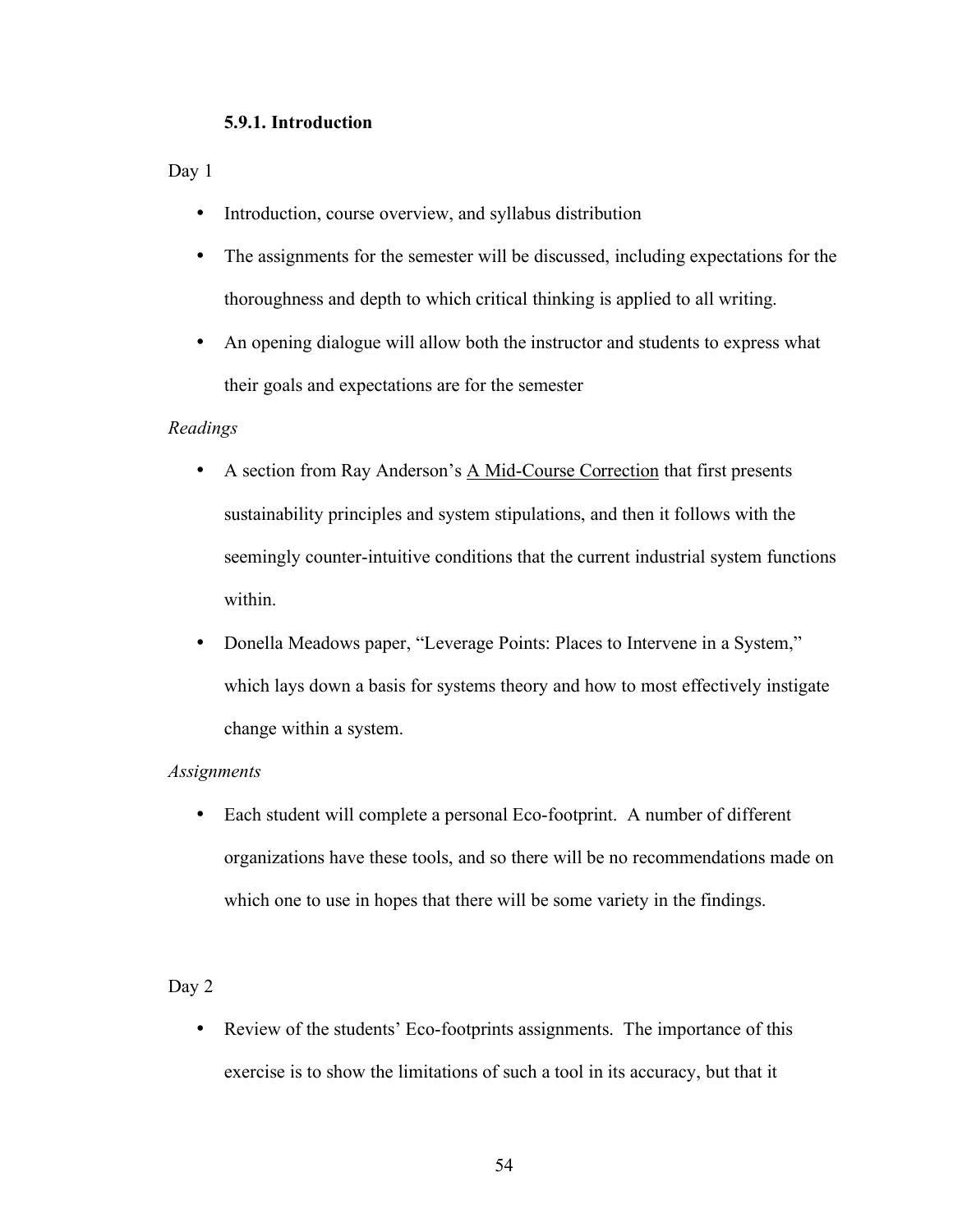### 5.9.1. Introduction

Day 1

- Introduction, course overview, and syllabus distribution
- The assignments for the semester will be discussed, including expectations for the thoroughness and depth to which critical thinking is applied to all writing.
- An opening dialogue will allow both the instructor and students to express what their goals and expectations are for the semester

*Readings*

- A section from Ray Anderson's A Mid-Course Correction that first presents sustainability principles and system stipulations, and then it follows with the seemingly counter-intuitive conditions that the current industrial system functions within.
- Donella Meadows paper, "Leverage Points: Places to Intervene in a System," which lays down a basis for systems theory and how to most effectively instigate change within a system.

*Assignments*

- Each student will complete a personal Eco-footprint. A number of different organizations have these tools, and so there will be no recommendations made on which one to use in hopes that there will be some variety in the findings.

Day 2

- Review of the students' Eco-footprints assignments. The importance of this exercise is to show the limitations of such a tool in its accuracy, but that it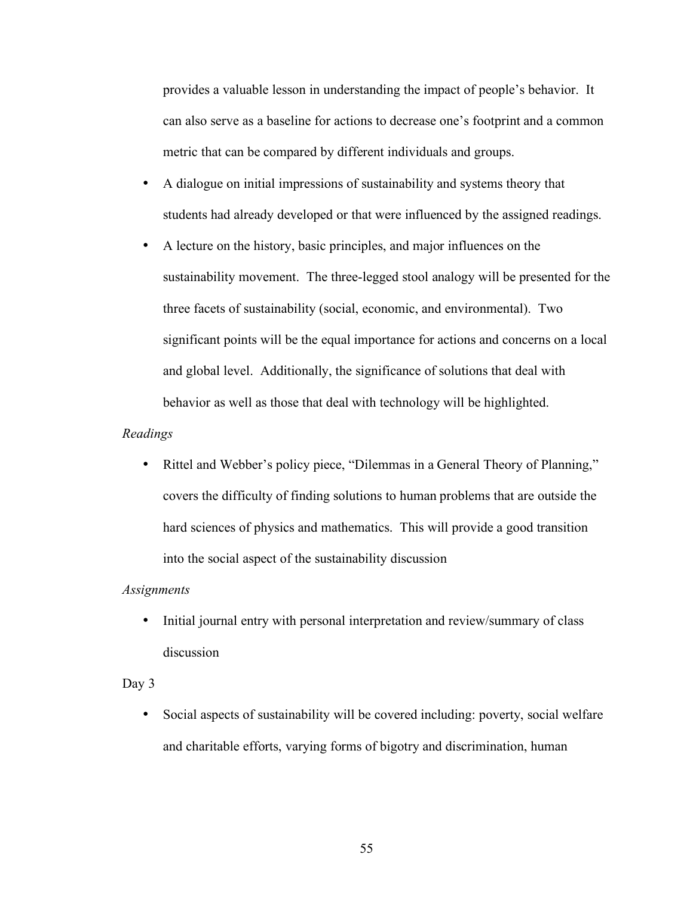provides a valuable lesson in understanding the impact of people's behavior. It can also serve as a baseline for actions to decrease one's footprint and a common metric that can be compared by different individuals and groups.

- A dialogue on initial impressions of sustainability and systems theory that students had already developed or that were influenced by the assigned readings.
- A lecture on the history, basic principles, and major influences on the sustainability movement. The three-legged stool analogy will be presented for the three facets of sustainability (social, economic, and environmental). Two significant points will be the equal importance for actions and concerns on a local and global level. Additionally, the significance of solutions that deal with behavior as well as those that deal with technology will be highlighted.

*Readings*

- Rittel and Webber's policy piece, "Dilemmas in a General Theory of Planning," covers the difficulty of finding solutions to human problems that are outside the hard sciences of physics and mathematics. This will provide a good transition into the social aspect of the sustainability discussion

*Assignments*

- Initial journal entry with personal interpretation and review/summary of class discussion

Day 3

- Social aspects of sustainability will be covered including: poverty, social welfare and charitable efforts, varying forms of bigotry and discrimination, human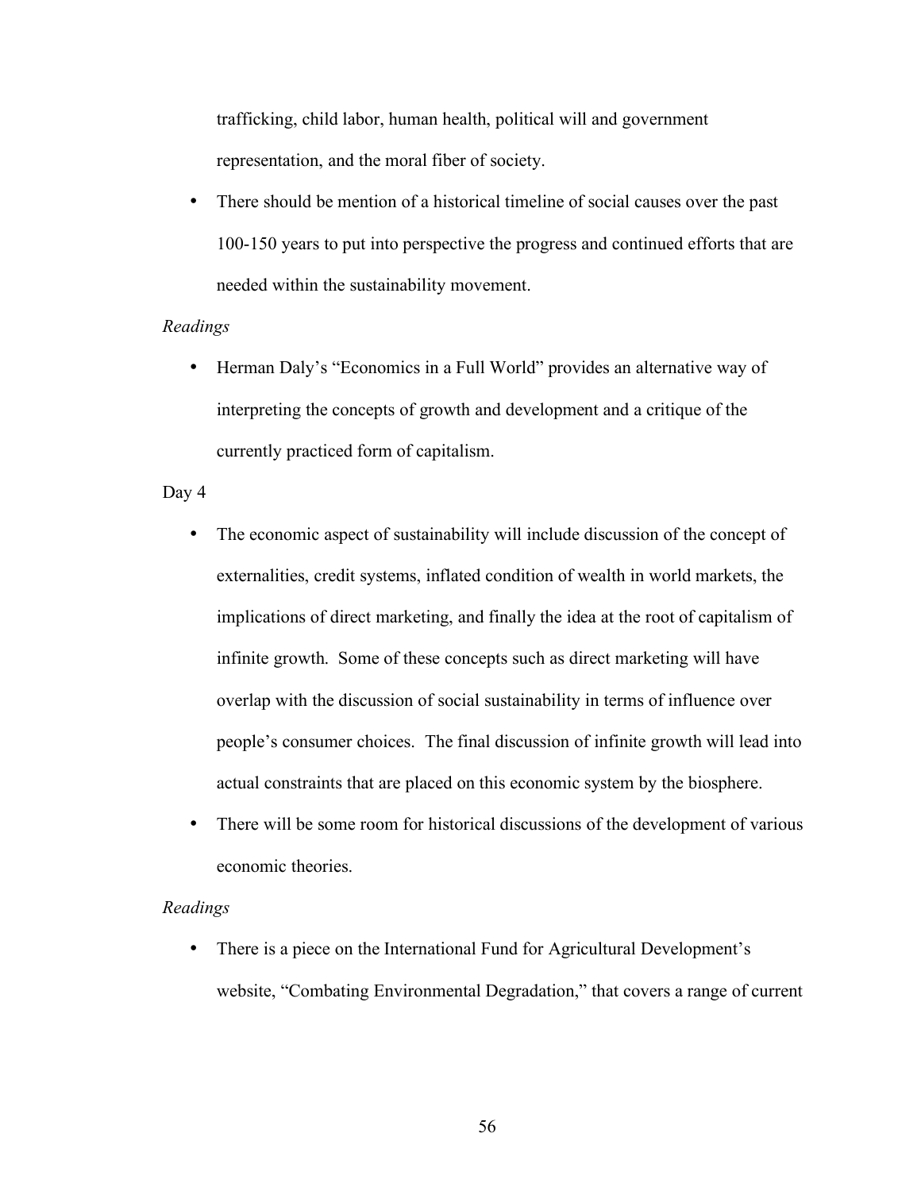trafficking, child labor, human health, political will and government representation, and the moral fiber of society.

- There should be mention of a historical timeline of social causes over the past 100-150 years to put into perspective the progress and continued efforts that are needed within the sustainability movement.

*Readings*

- Herman Daly's "Economics in a Full World" provides an alternative way of interpreting the concepts of growth and development and a critique of the currently practiced form of capitalism.

Day 4

- The economic aspect of sustainability will include discussion of the concept of externalities, credit systems, inflated condition of wealth in world markets, the implications of direct marketing, and finally the idea at the root of capitalism of infinite growth. Some of these concepts such as direct marketing will have overlap with the discussion of social sustainability in terms of influence over people's consumer choices. The final discussion of infinite growth will lead into actual constraints that are placed on this economic system by the biosphere.
- There will be some room for historical discussions of the development of various economic theories.

*Readings*

- There is a piece on the International Fund for Agricultural Development's website, "Combating Environmental Degradation," that covers a range of current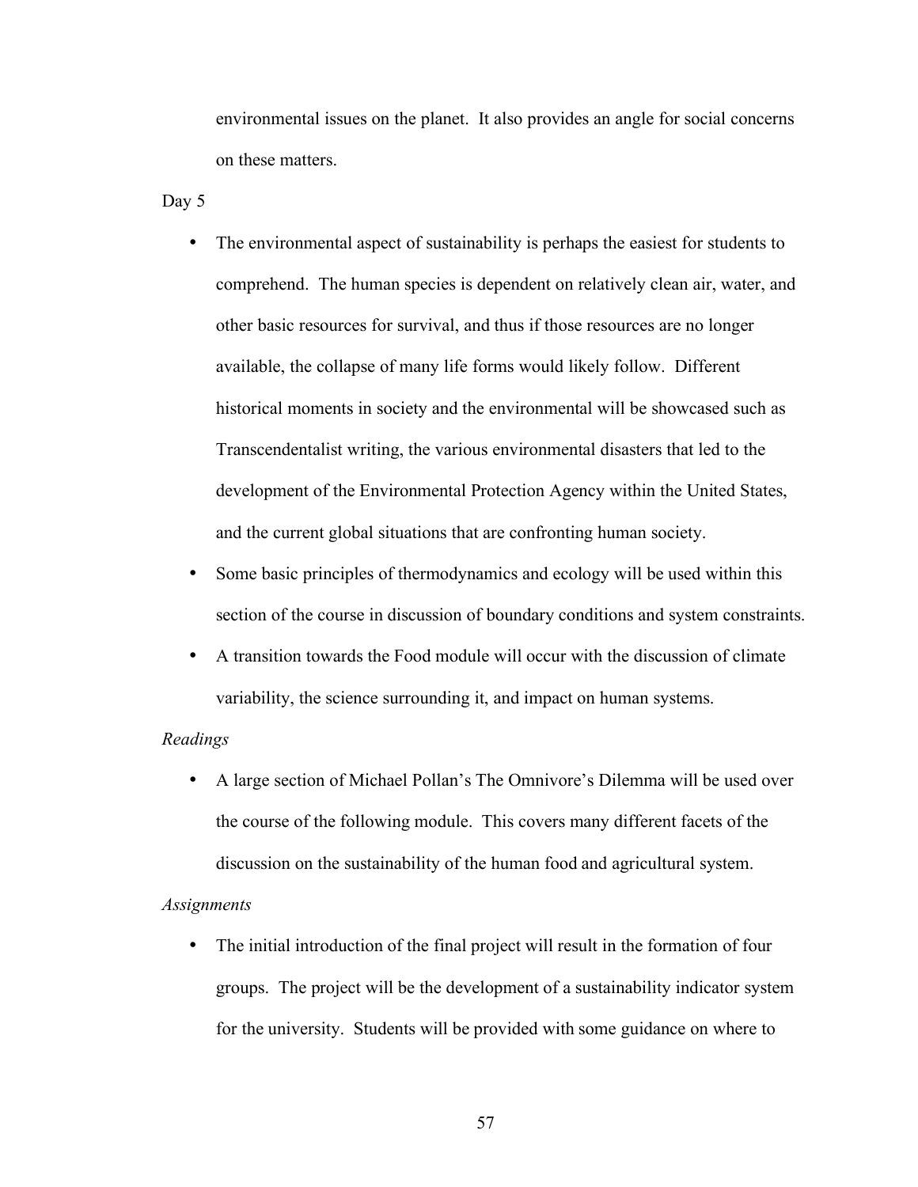environmental issues on the planet. It also provides an angle for social concerns on these matters.

Day 5

- The environmental aspect of sustainability is perhaps the easiest for students to comprehend. The human species is dependent on relatively clean air, water, and other basic resources for survival, and thus if those resources are no longer available, the collapse of many life forms would likely follow. Different historical moments in society and the environmental will be showcased such as Transcendentalist writing, the various environmental disasters that led to the development of the Environmental Protection Agency within the United States, and the current global situations that are confronting human society.
- Some basic principles of thermodynamics and ecology will be used within this section of the course in discussion of boundary conditions and system constraints.
- A transition towards the Food module will occur with the discussion of climate variability, the science surrounding it, and impact on human systems.

*Readings*

- A large section of Michael Pollan's The Omnivore's Dilemma will be used over the course of the following module. This covers many different facets of the discussion on the sustainability of the human food and agricultural system.

*Assignments*

- The initial introduction of the final project will result in the formation of four groups. The project will be the development of a sustainability indicator system for the university. Students will be provided with some guidance on where to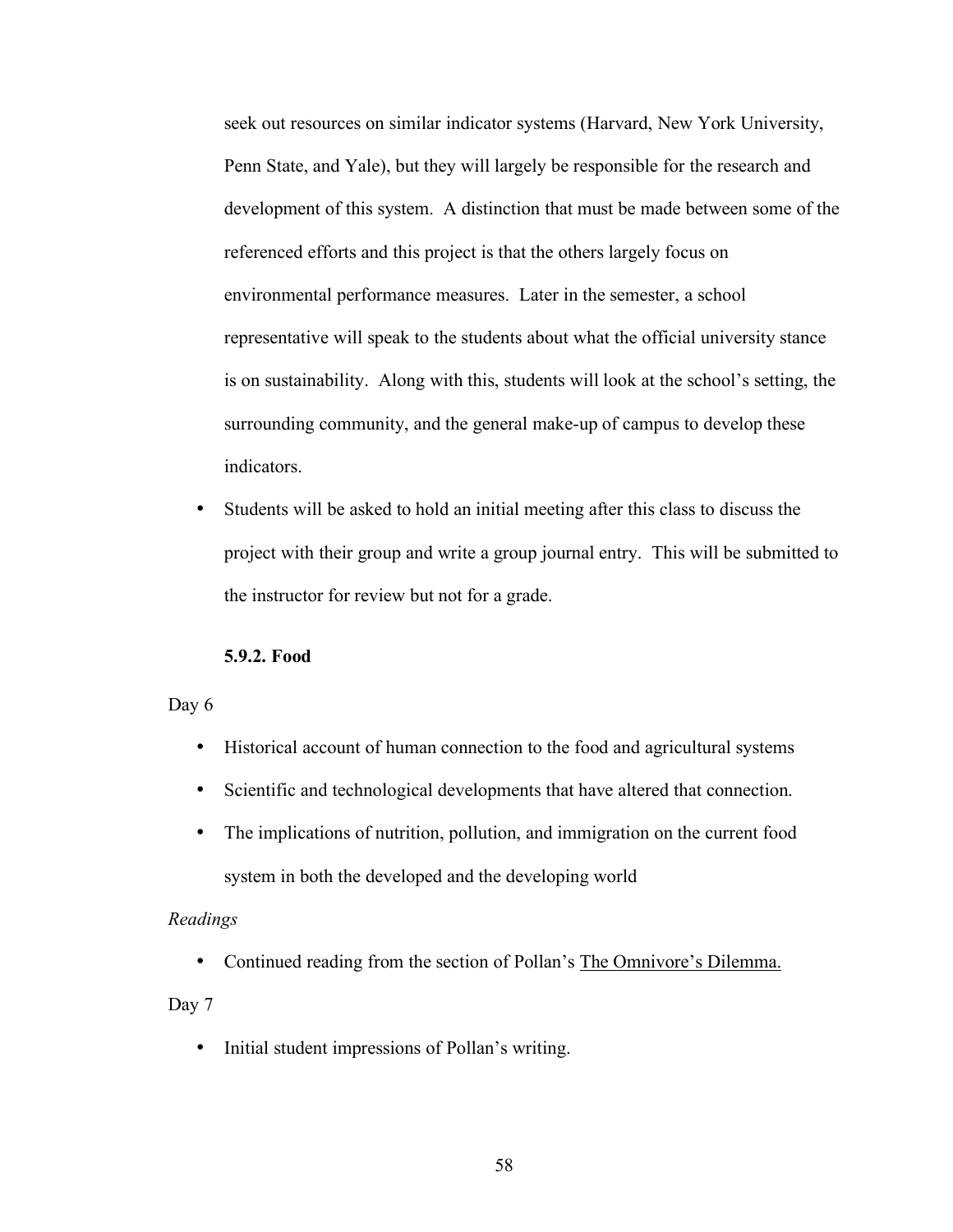seek out resources on similar indicator systems (Harvard, New York University, Penn State, and Yale), but they will largely be responsible for the research and development of this system. A distinction that must be made between some of the referenced efforts and this project is that the others largely focus on environmental performance measures. Later in the semester, a school representative will speak to the students about what the official university stance is on sustainability. Along with this, students will look at the school's setting, the surrounding community, and the general make-up of campus to develop these indicators.

- Students will be asked to hold an initial meeting after this class to discuss the project with their group and write a group journal entry. This will be submitted to the instructor for review but not for a grade.

### 5.9.2. Food

Day 6

- Historical account of human connection to the food and agricultural systems
- Scientific and technological developments that have altered that connection.
- The implications of nutrition, pollution, and immigration on the current food system in both the developed and the developing world

*Readings*

- Continued reading from the section of Pollan's The Omnivore's Dilemma.

Day 7

- Initial student impressions of Pollan's writing.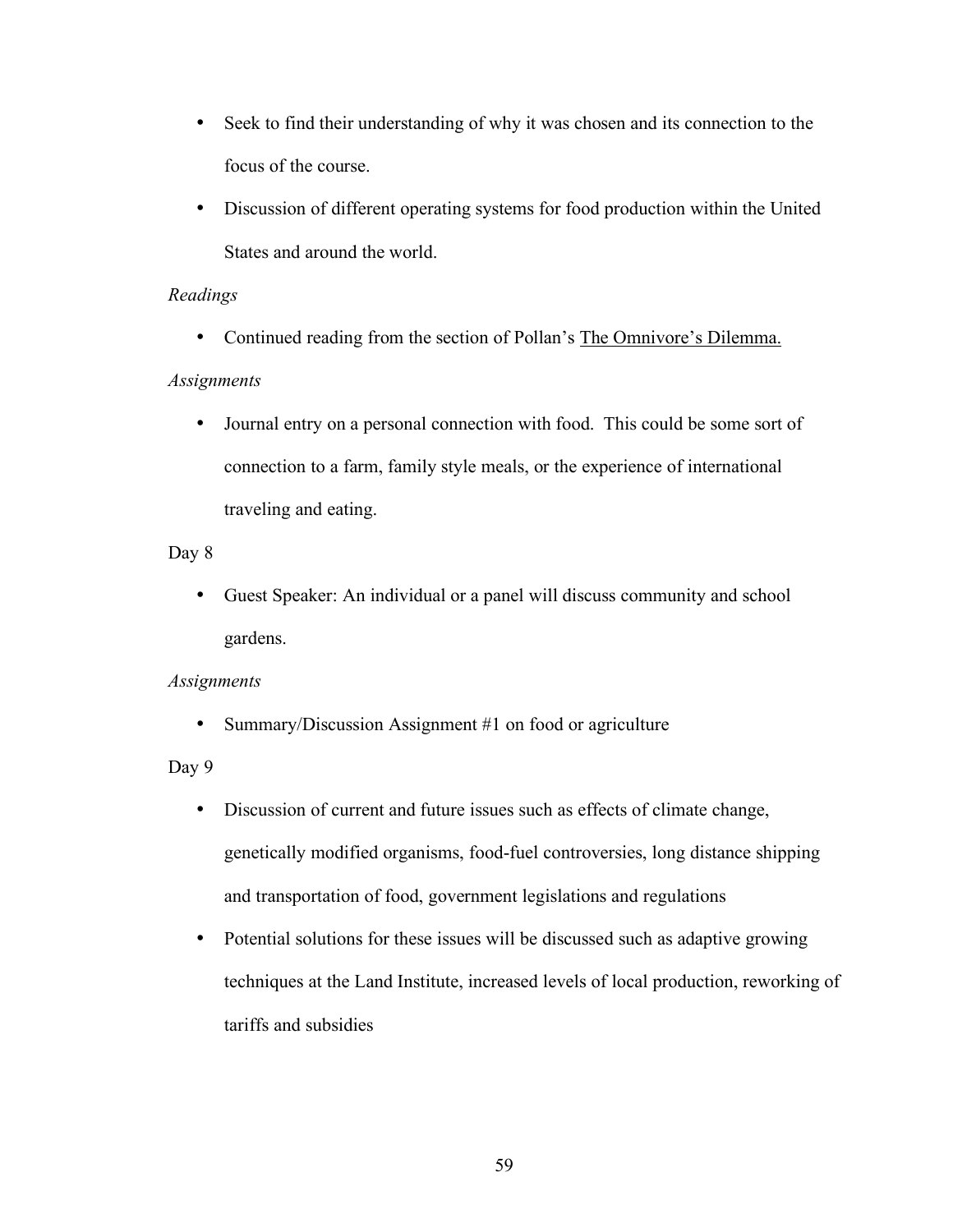- Seek to find their understanding of why it was chosen and its connection to the focus of the course.
- Discussion of different operating systems for food production within the United States and around the world.

*Readings*

- Continued reading from the section of Pollan's The Omnivore's Dilemma.

*Assignments*

- Journal entry on a personal connection with food. This could be some sort of connection to a farm, family style meals, or the experience of international traveling and eating.

Day 8

- Guest Speaker: An individual or a panel will discuss community and school gardens.

*Assignments*

- Summary/Discussion Assignment #1 on food or agriculture

Day 9

- Discussion of current and future issues such as effects of climate change, genetically modified organisms, food-fuel controversies, long distance shipping and transportation of food, government legislations and regulations
- Potential solutions for these issues will be discussed such as adaptive growing techniques at the Land Institute, increased levels of local production, reworking of tariffs and subsidies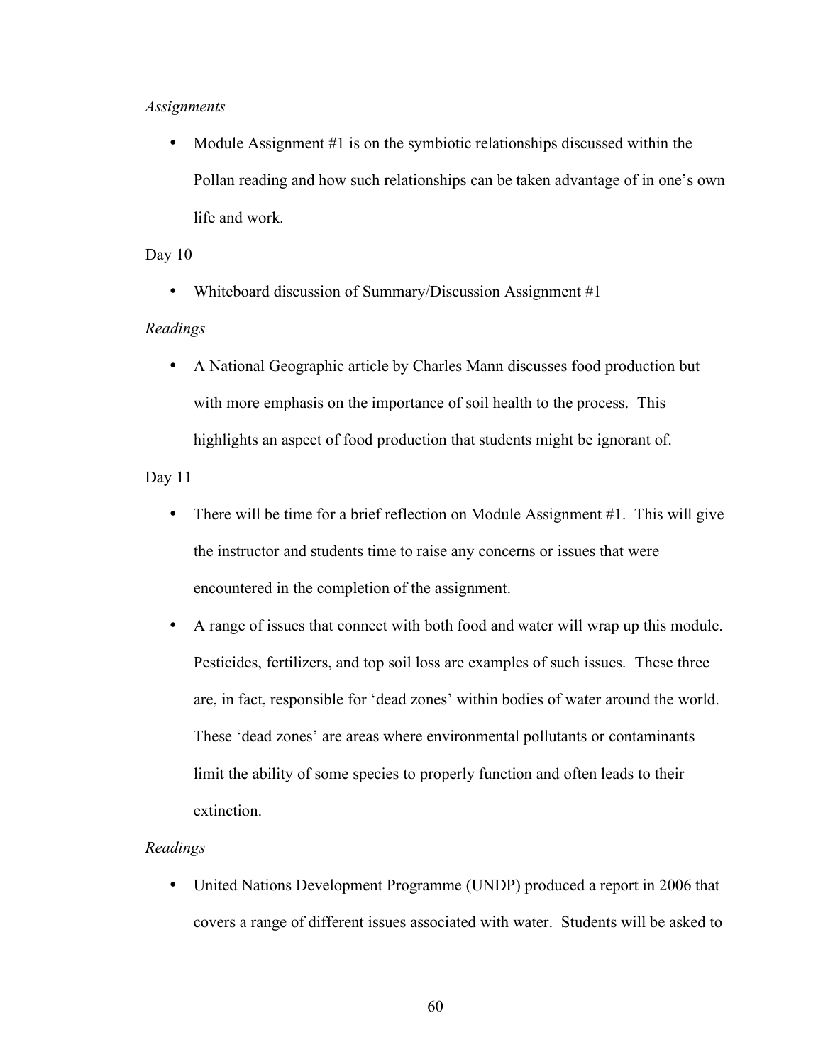*Assignments*

- Module Assignment #1 is on the symbiotic relationships discussed within the Pollan reading and how such relationships can be taken advantage of in one's own life and work.

Day 10

- Whiteboard discussion of Summary/Discussion Assignment #1

*Readings*

- A National Geographic article by Charles Mann discusses food production but with more emphasis on the importance of soil health to the process. This highlights an aspect of food production that students might be ignorant of.

Day 11

- There will be time for a brief reflection on Module Assignment #1. This will give the instructor and students time to raise any concerns or issues that were encountered in the completion of the assignment.
- A range of issues that connect with both food and water will wrap up this module. Pesticides, fertilizers, and top soil loss are examples of such issues. These three are, in fact, responsible for 'dead zones' within bodies of water around the world. These 'dead zones' are areas where environmental pollutants or contaminants limit the ability of some species to properly function and often leads to their extinction.

*Readings*

- United Nations Development Programme (UNDP) produced a report in 2006 that covers a range of different issues associated with water. Students will be asked to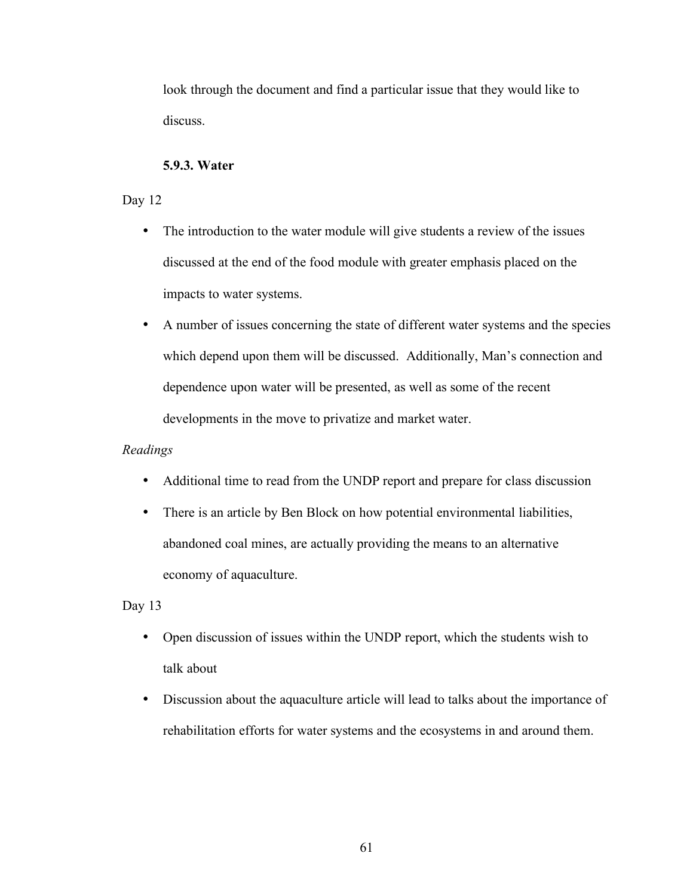look through the document and find a particular issue that they would like to discuss.

### 5.9.3. Water

Day 12

- The introduction to the water module will give students a review of the issues discussed at the end of the food module with greater emphasis placed on the impacts to water systems.
- A number of issues concerning the state of different water systems and the species which depend upon them will be discussed. Additionally, Man's connection and dependence upon water will be presented, as well as some of the recent developments in the move to privatize and market water.

*Readings*

- Additional time to read from the UNDP report and prepare for class discussion
- There is an article by Ben Block on how potential environmental liabilities, abandoned coal mines, are actually providing the means to an alternative economy of aquaculture.

Day 13

- Open discussion of issues within the UNDP report, which the students wish to talk about
- Discussion about the aquaculture article will lead to talks about the importance of rehabilitation efforts for water systems and the ecosystems in and around them.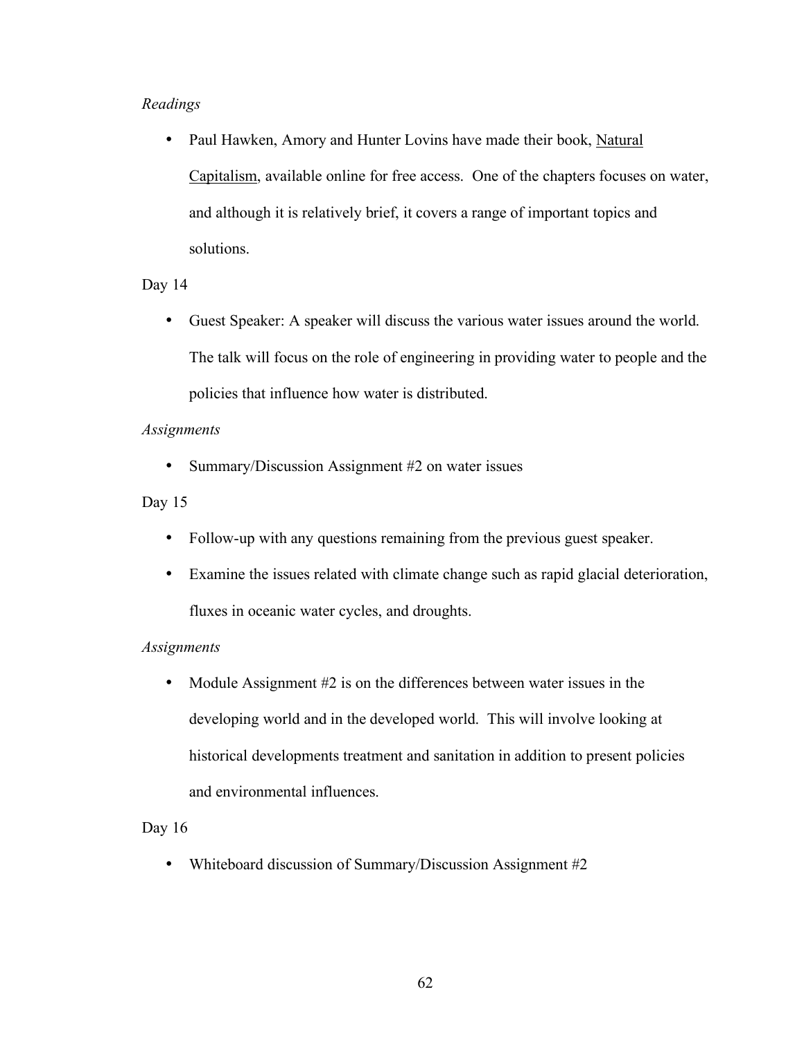*Readings*

- Paul Hawken, Amory and Hunter Lovins have made their book, Natural Capitalism, available online for free access. One of the chapters focuses on water, and although it is relatively brief, it covers a range of important topics and solutions.

Day 14

- Guest Speaker: A speaker will discuss the various water issues around the world. The talk will focus on the role of engineering in providing water to people and the policies that influence how water is distributed.

*Assignments*

- Summary/Discussion Assignment #2 on water issues

Day 15

- Follow-up with any questions remaining from the previous guest speaker.
- Examine the issues related with climate change such as rapid glacial deterioration, fluxes in oceanic water cycles, and droughts.

*Assignments*

- Module Assignment #2 is on the differences between water issues in the developing world and in the developed world. This will involve looking at historical developments treatment and sanitation in addition to present policies and environmental influences.

Day 16

- Whiteboard discussion of Summary/Discussion Assignment #2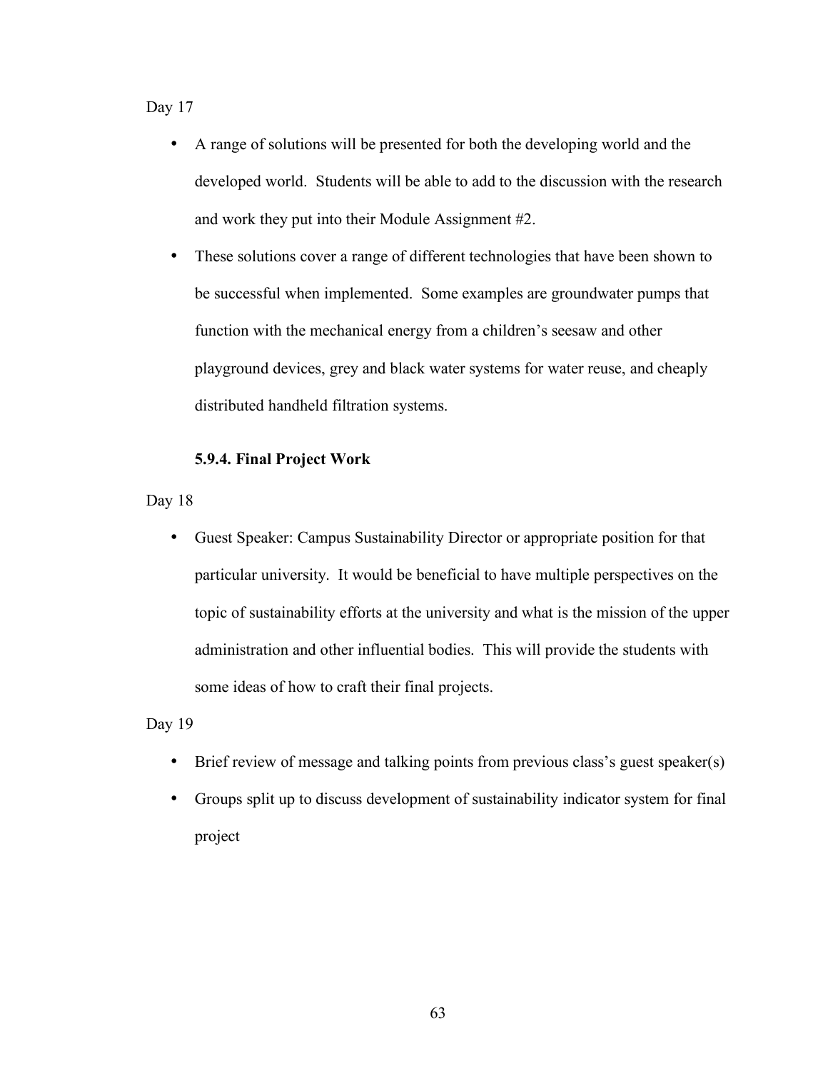Day 17

- A range of solutions will be presented for both the developing world and the developed world. Students will be able to add to the discussion with the research and work they put into their Module Assignment #2.
- These solutions cover a range of different technologies that have been shown to be successful when implemented. Some examples are groundwater pumps that function with the mechanical energy from a children's seesaw and other playground devices, grey and black water systems for water reuse, and cheaply distributed handheld filtration systems.

### 5.9.4. Final Project Work

Day 18

- Guest Speaker: Campus Sustainability Director or appropriate position for that particular university. It would be beneficial to have multiple perspectives on the topic of sustainability efforts at the university and what is the mission of the upper administration and other influential bodies. This will provide the students with some ideas of how to craft their final projects.

Day 19

- Brief review of message and talking points from previous class's guest speaker(s)
- Groups split up to discuss development of sustainability indicator system for final project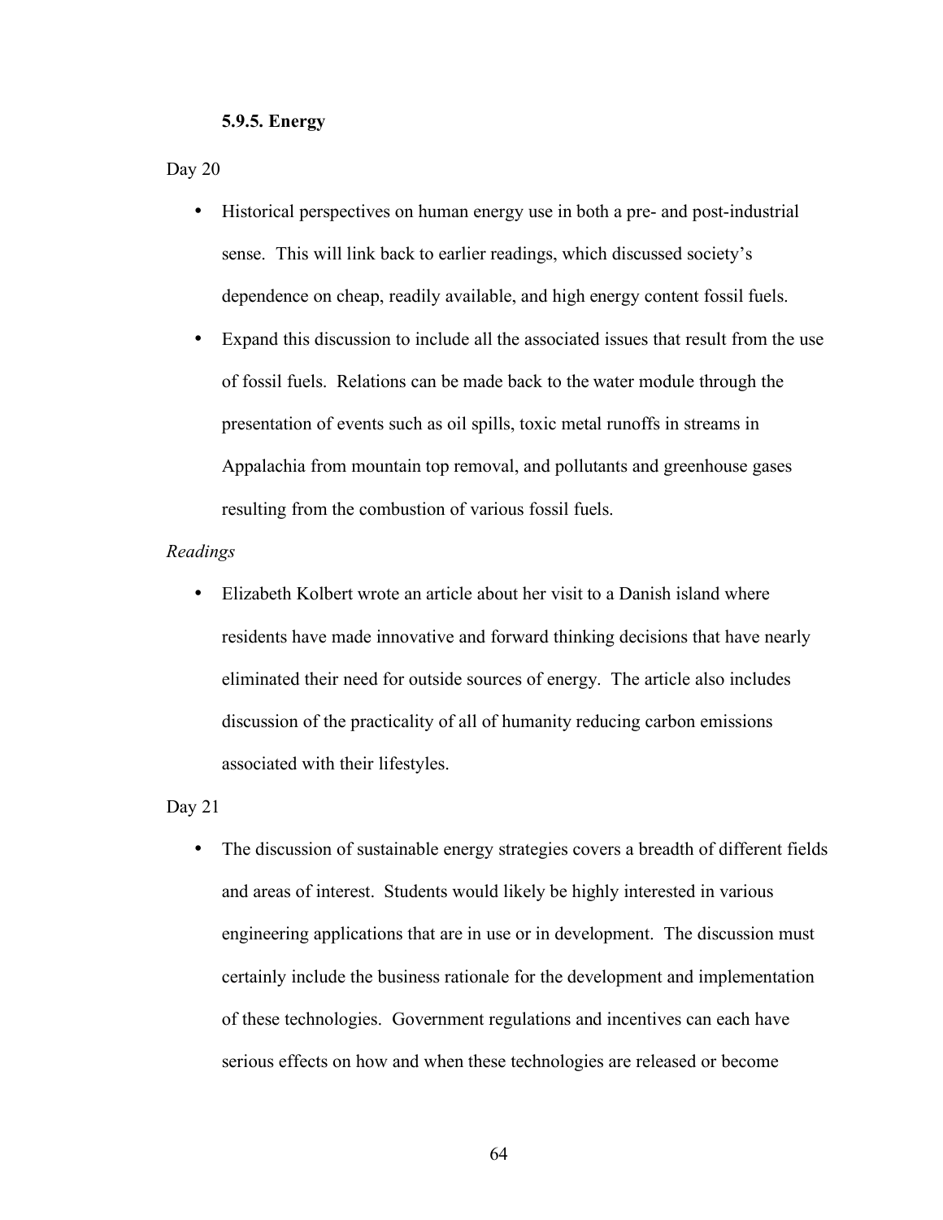#### 5.9.5. Energy

Day 20

- Historical perspectives on human energy use in both a pre- and post-industrial sense. This will link back to earlier readings, which discussed society's dependence on cheap, readily available, and high energy content fossil fuels.
- Expand this discussion to include all the associated issues that result from the use of fossil fuels. Relations can be made back to the water module through the presentation of events such as oil spills, toxic metal runoffs in streams in Appalachia from mountain top removal, and pollutants and greenhouse gases resulting from the combustion of various fossil fuels.

*Readings*

- Elizabeth Kolbert wrote an article about her visit to a Danish island where residents have made innovative and forward thinking decisions that have nearly eliminated their need for outside sources of energy. The article also includes discussion of the practicality of all of humanity reducing carbon emissions associated with their lifestyles.

Day 21

- The discussion of sustainable energy strategies covers a breadth of different fields and areas of interest. Students would likely be highly interested in various engineering applications that are in use or in development. The discussion must certainly include the business rationale for the development and implementation of these technologies. Government regulations and incentives can each have serious effects on how and when these technologies are released or become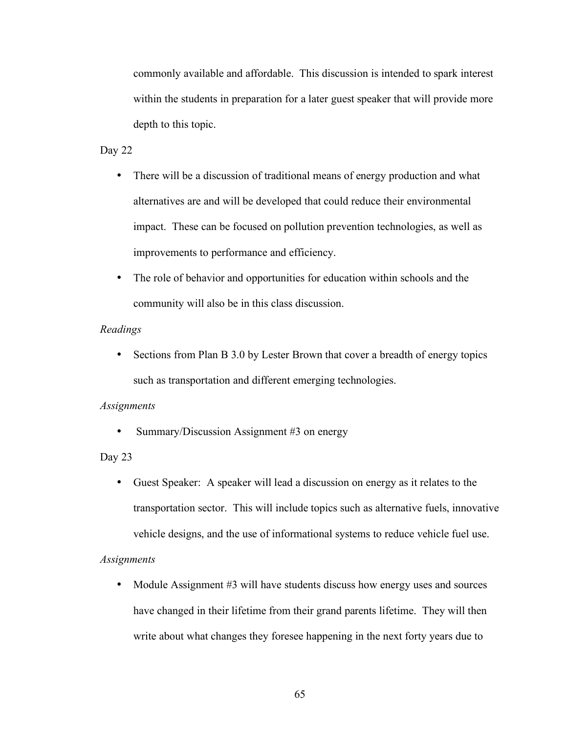commonly available and affordable. This discussion is intended to spark interest within the students in preparation for a later guest speaker that will provide more depth to this topic.

Day 22

- There will be a discussion of traditional means of energy production and what alternatives are and will be developed that could reduce their environmental impact. These can be focused on pollution prevention technologies, as well as improvements to performance and efficiency.
- The role of behavior and opportunities for education within schools and the community will also be in this class discussion.

*Readings*

- Sections from Plan B 3.0 by Lester Brown that cover a breadth of energy topics such as transportation and different emerging technologies.

*Assignments*

- Summary/Discussion Assignment #3 on energy

Day 23

- Guest Speaker: A speaker will lead a discussion on energy as it relates to the transportation sector. This will include topics such as alternative fuels, innovative vehicle designs, and the use of informational systems to reduce vehicle fuel use.

*Assignments*

- Module Assignment #3 will have students discuss how energy uses and sources have changed in their lifetime from their grand parents lifetime. They will then write about what changes they foresee happening in the next forty years due to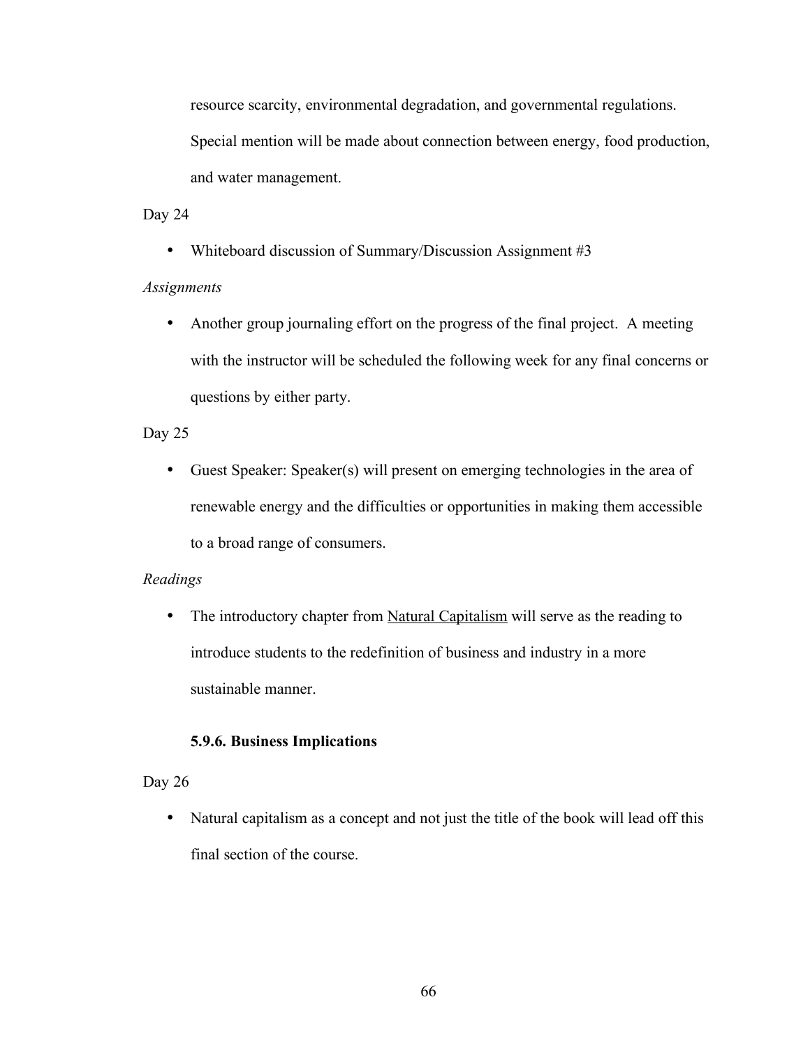resource scarcity, environmental degradation, and governmental regulations. Special mention will be made about connection between energy, food production, and water management.

Day 24

- Whiteboard discussion of Summary/Discussion Assignment #3

*Assignments*

- Another group journaling effort on the progress of the final project. A meeting with the instructor will be scheduled the following week for any final concerns or questions by either party.

Day 25

- Guest Speaker: Speaker(s) will present on emerging technologies in the area of renewable energy and the difficulties or opportunities in making them accessible to a broad range of consumers.

*Readings*

- The introductory chapter from <u>Natural Capitalism</u> will serve as the reading to introduce students to the redefinition of business and industry in a more sustainable manner.

### 5.9.6. Business Implications

Day 26

- Natural capitalism as a concept and not just the title of the book will lead off this final section of the course.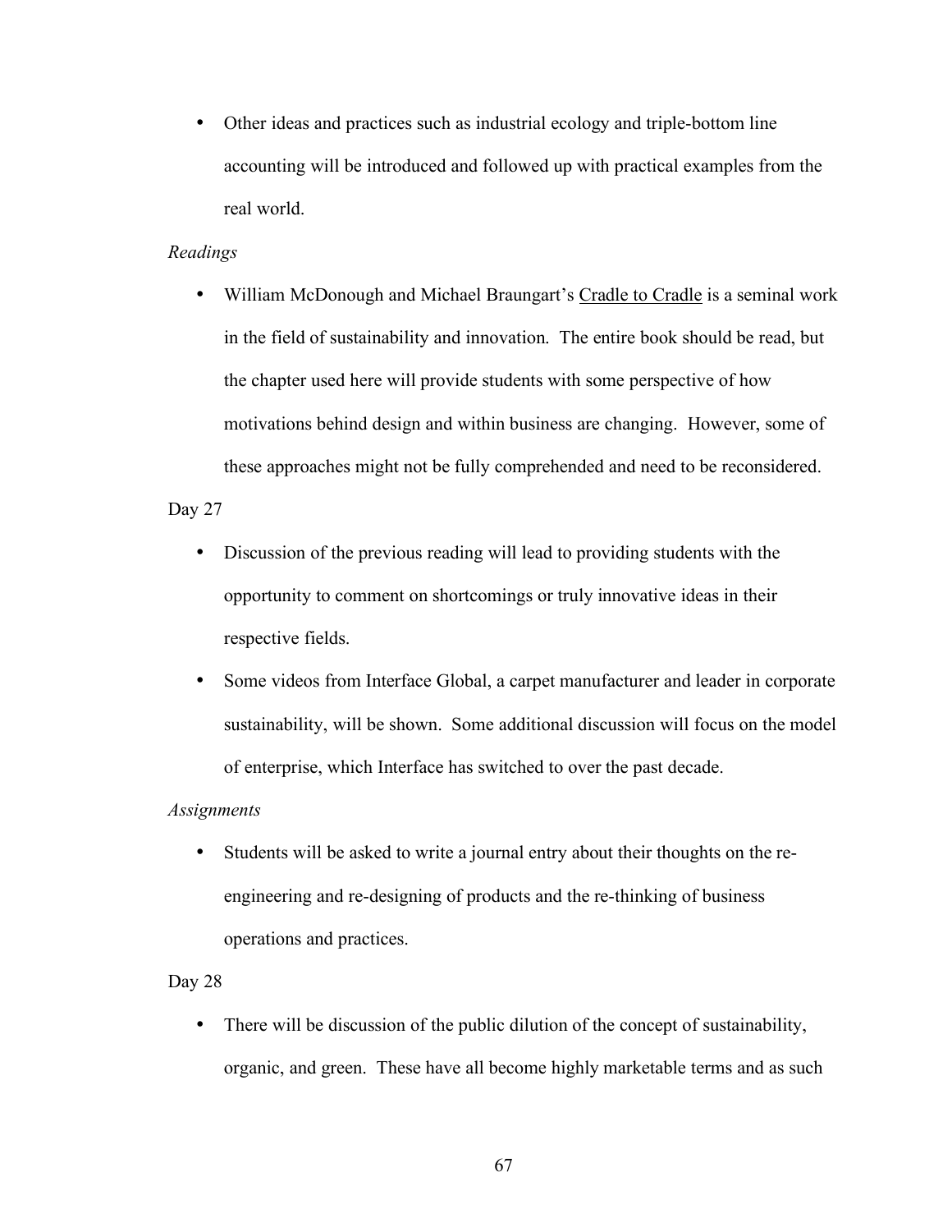- Other ideas and practices such as industrial ecology and triple-bottom line accounting will be introduced and followed up with practical examples from the real world.

*Readings*

- William McDonough and Michael Braungart's <u>Cradle to Cradle</u> is a seminal work in the field of sustainability and innovation. The entire book should be read, but the chapter used here will provide students with some perspective of how motivations behind design and within business are changing. However, some of these approaches might not be fully comprehended and need to be reconsidered.

Day 27

- Discussion of the previous reading will lead to providing students with the opportunity to comment on shortcomings or truly innovative ideas in their respective fields.
- Some videos from Interface Global, a carpet manufacturer and leader in corporate sustainability, will be shown. Some additional discussion will focus on the model of enterprise, which Interface has switched to over the past decade.

*Assignments*

- Students will be asked to write a journal entry about their thoughts on the re-engineering and re-designing of products and the re-thinking of business operations and practices.

Day 28

- There will be discussion of the public dilution of the concept of sustainability, organic, and green. These have all become highly marketable terms and as such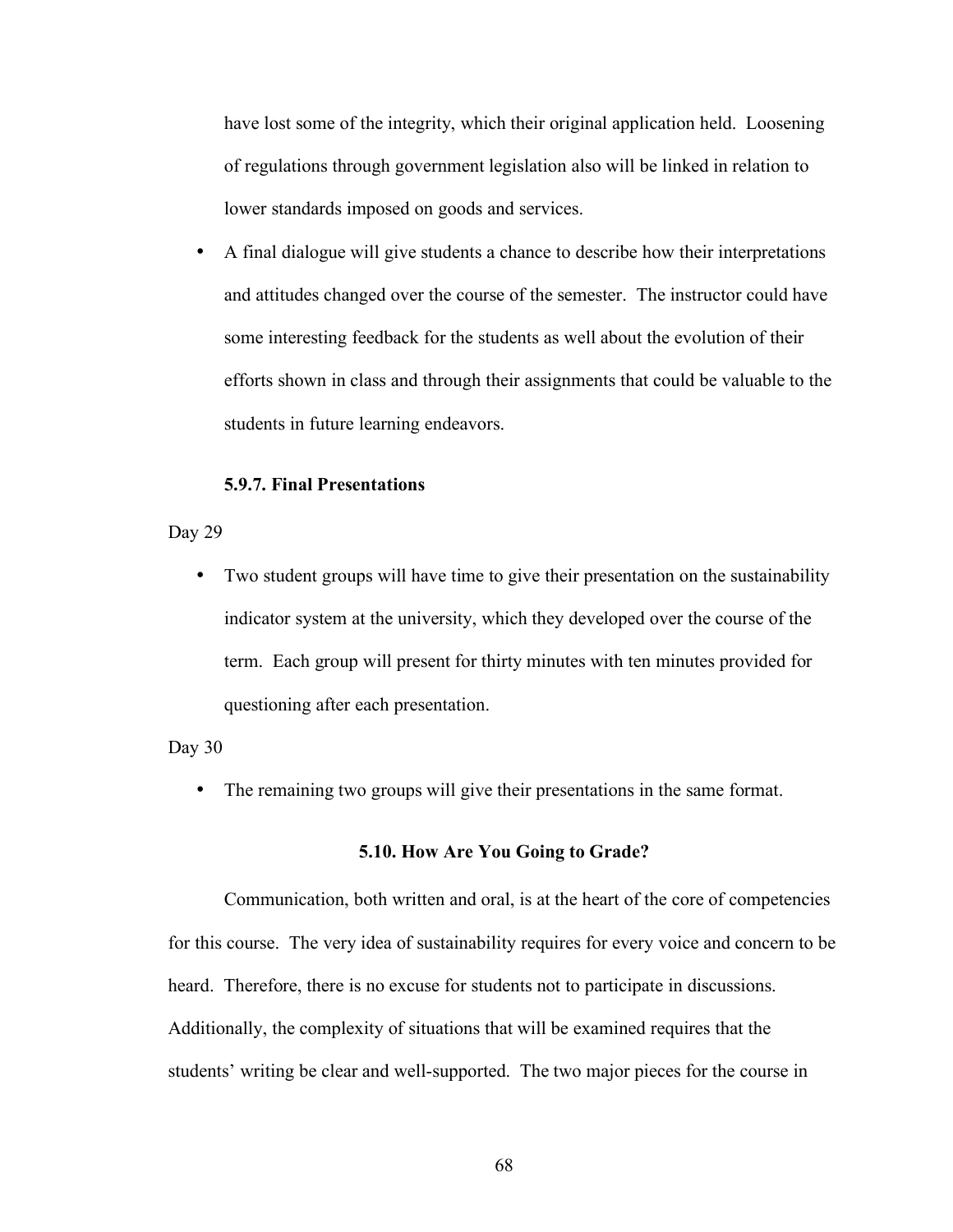have lost some of the integrity, which their original application held. Loosening of regulations through government legislation also will be linked in relation to lower standards imposed on goods and services.

- A final dialogue will give students a chance to describe how their interpretations and attitudes changed over the course of the semester. The instructor could have some interesting feedback for the students as well about the evolution of their efforts shown in class and through their assignments that could be valuable to the students in future learning endeavors.

#### 5.9.7. Final Presentations

Day 29

- Two student groups will have time to give their presentation on the sustainability indicator system at the university, which they developed over the course of the term. Each group will present for thirty minutes with ten minutes provided for questioning after each presentation.

Day 30

- The remaining two groups will give their presentations in the same format.

### 5.10. How Are You Going to Grade?

Communication, both written and oral, is at the heart of the core of competencies for this course. The very idea of sustainability requires for every voice and concern to be heard. Therefore, there is no excuse for students not to participate in discussions. Additionally, the complexity of situations that will be examined requires that the students' writing be clear and well-supported. The two major pieces for the course in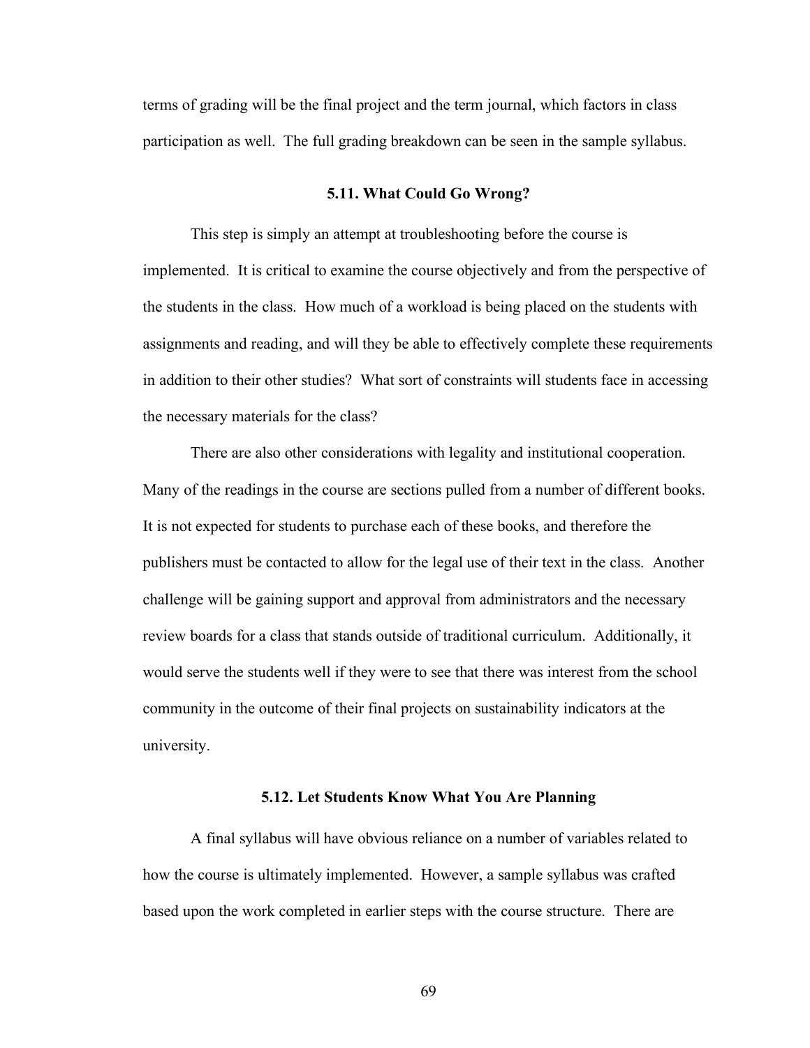terms of grading will be the final project and the term journal, which factors in class participation as well. The full grading breakdown can be seen in the sample syllabus.

### 5.11. What Could Go Wrong?

This step is simply an attempt at troubleshooting before the course is implemented. It is critical to examine the course objectively and from the perspective of the students in the class. How much of a workload is being placed on the students with assignments and reading, and will they be able to effectively complete these requirements in addition to their other studies? What sort of constraints will students face in accessing the necessary materials for the class?

There are also other considerations with legality and institutional cooperation. Many of the readings in the course are sections pulled from a number of different books. It is not expected for students to purchase each of these books, and therefore the publishers must be contacted to allow for the legal use of their text in the class. Another challenge will be gaining support and approval from administrators and the necessary review boards for a class that stands outside of traditional curriculum. Additionally, it would serve the students well if they were to see that there was interest from the school community in the outcome of their final projects on sustainability indicators at the university.

### 5.12. Let Students Know What You Are Planning

A final syllabus will have obvious reliance on a number of variables related to how the course is ultimately implemented. However, a sample syllabus was crafted based upon the work completed in earlier steps with the course structure. There are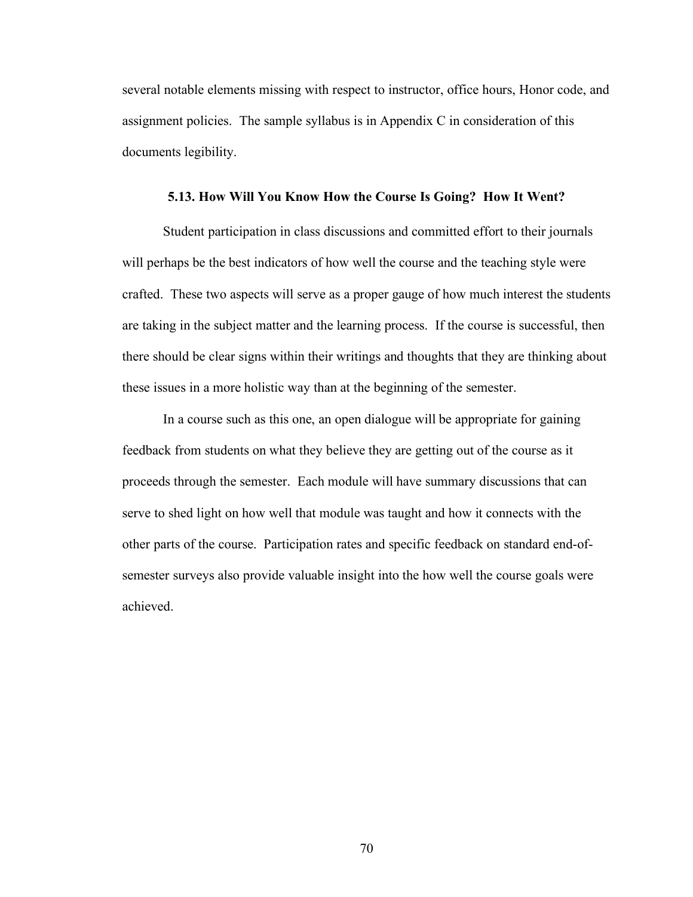several notable elements missing with respect to instructor, office hours, Honor code, and assignment policies. The sample syllabus is in Appendix C in consideration of this documents legibility.

### 5.13. How Will You Know How the Course Is Going? How It Went?

Student participation in class discussions and committed effort to their journals will perhaps be the best indicators of how well the course and the teaching style were crafted. These two aspects will serve as a proper gauge of how much interest the students are taking in the subject matter and the learning process. If the course is successful, then there should be clear signs within their writings and thoughts that they are thinking about these issues in a more holistic way than at the beginning of the semester.

In a course such as this one, an open dialogue will be appropriate for gaining feedback from students on what they believe they are getting out of the course as it proceeds through the semester. Each module will have summary discussions that can serve to shed light on how well that module was taught and how it connects with the other parts of the course. Participation rates and specific feedback on standard end-of-semester surveys also provide valuable insight into the how well the course goals were achieved.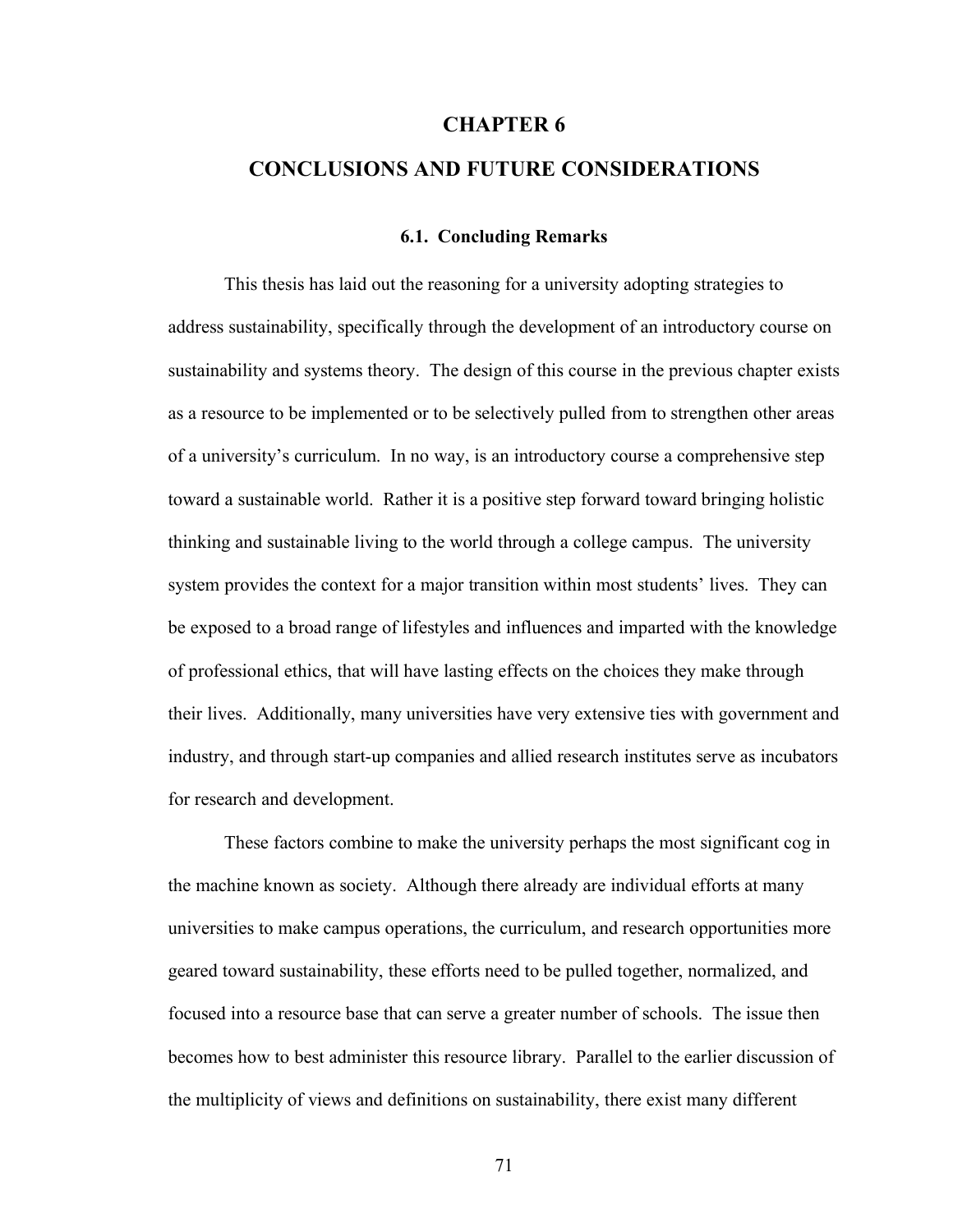# CHAPTER 6

# CONCLUSIONS AND FUTURE CONSIDERATIONS

## 6.1. Concluding Remarks

This thesis has laid out the reasoning for a university adopting strategies to address sustainability, specifically through the development of an introductory course on sustainability and systems theory. The design of this course in the previous chapter exists as a resource to be implemented or to be selectively pulled from to strengthen other areas of a university's curriculum. In no way, is an introductory course a comprehensive step toward a sustainable world. Rather it is a positive step forward toward bringing holistic thinking and sustainable living to the world through a college campus. The university system provides the context for a major transition within most students' lives. They can be exposed to a broad range of lifestyles and influences and imparted with the knowledge of professional ethics, that will have lasting effects on the choices they make through their lives. Additionally, many universities have very extensive ties with government and industry, and through start-up companies and allied research institutes serve as incubators for research and development.

These factors combine to make the university perhaps the most significant cog in the machine known as society. Although there already are individual efforts at many universities to make campus operations, the curriculum, and research opportunities more geared toward sustainability, these efforts need to be pulled together, normalized, and focused into a resource base that can serve a greater number of schools. The issue then becomes how to best administer this resource library. Parallel to the earlier discussion of the multiplicity of views and definitions on sustainability, there exist many different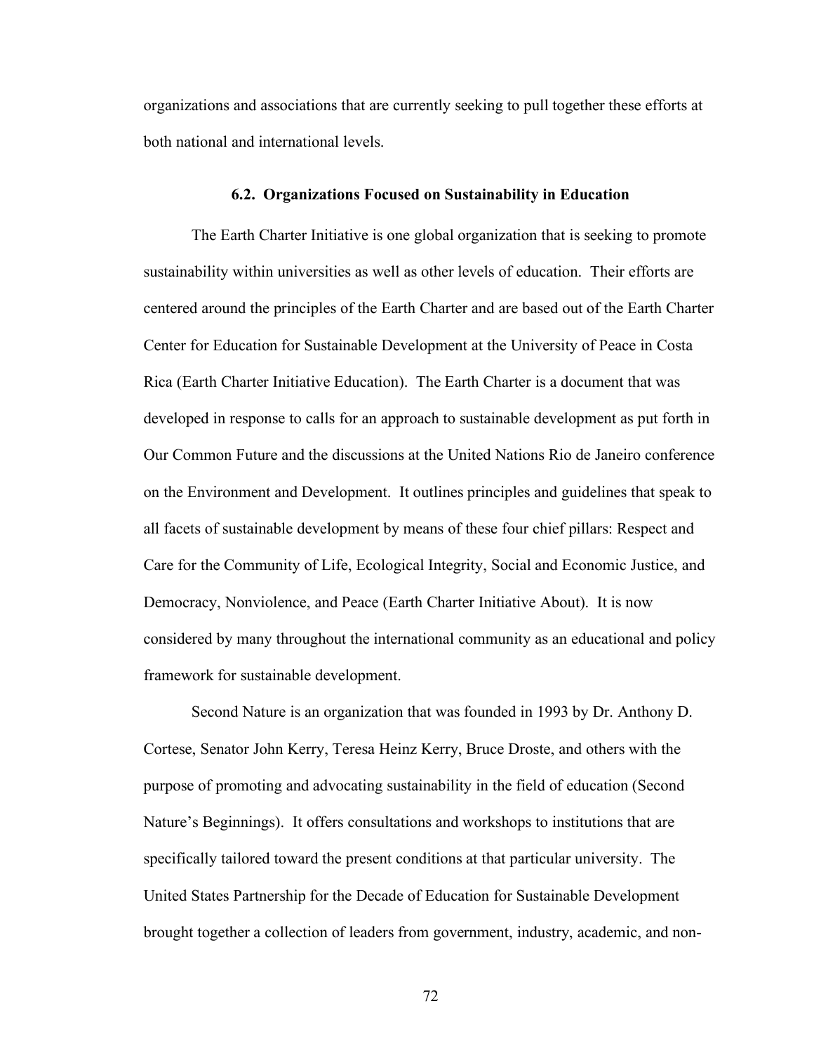organizations and associations that are currently seeking to pull together these efforts at both national and international levels.

### 6.2. Organizations Focused on Sustainability in Education

The Earth Charter Initiative is one global organization that is seeking to promote sustainability within universities as well as other levels of education. Their efforts are centered around the principles of the Earth Charter and are based out of the Earth Charter Center for Education for Sustainable Development at the University of Peace in Costa Rica (Earth Charter Initiative Education). The Earth Charter is a document that was developed in response to calls for an approach to sustainable development as put forth in Our Common Future and the discussions at the United Nations Rio de Janeiro conference on the Environment and Development. It outlines principles and guidelines that speak to all facets of sustainable development by means of these four chief pillars: Respect and Care for the Community of Life, Ecological Integrity, Social and Economic Justice, and Democracy, Nonviolence, and Peace (Earth Charter Initiative About). It is now considered by many throughout the international community as an educational and policy framework for sustainable development.

Second Nature is an organization that was founded in 1993 by Dr. Anthony D. Cortese, Senator John Kerry, Teresa Heinz Kerry, Bruce Droste, and others with the purpose of promoting and advocating sustainability in the field of education (Second Nature's Beginnings). It offers consultations and workshops to institutions that are specifically tailored toward the present conditions at that particular university. The United States Partnership for the Decade of Education for Sustainable Development brought together a collection of leaders from government, industry, academic, and non-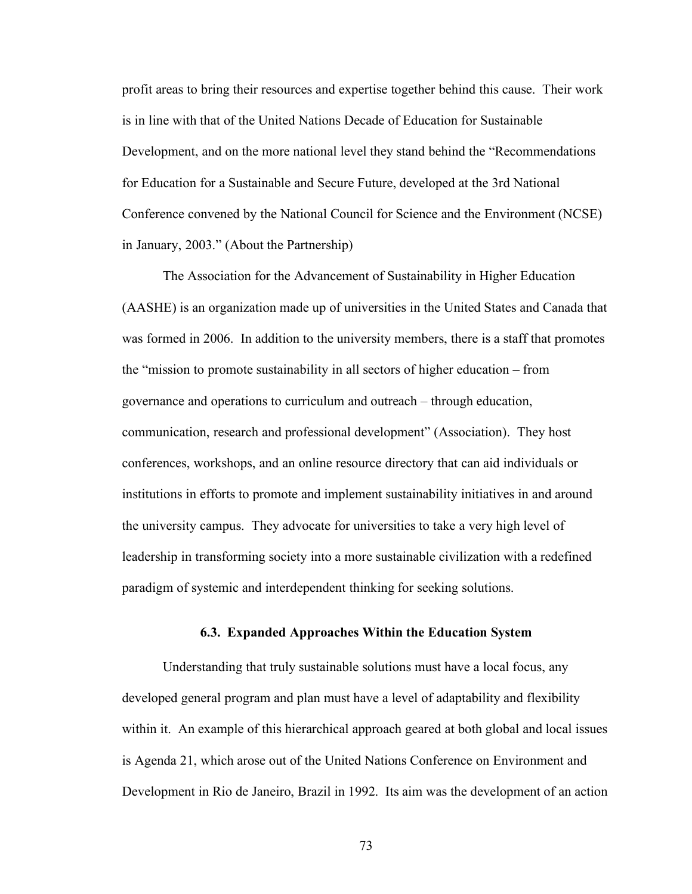profit areas to bring their resources and expertise together behind this cause. Their work is in line with that of the United Nations Decade of Education for Sustainable Development, and on the more national level they stand behind the "Recommendations for Education for a Sustainable and Secure Future, developed at the 3rd National Conference convened by the National Council for Science and the Environment (NCSE) in January, 2003." (About the Partnership)

The Association for the Advancement of Sustainability in Higher Education (AASHE) is an organization made up of universities in the United States and Canada that was formed in 2006. In addition to the university members, there is a staff that promotes the "mission to promote sustainability in all sectors of higher education – from governance and operations to curriculum and outreach – through education, communication, research and professional development" (Association). They host conferences, workshops, and an online resource directory that can aid individuals or institutions in efforts to promote and implement sustainability initiatives in and around the university campus. They advocate for universities to take a very high level of leadership in transforming society into a more sustainable civilization with a redefined paradigm of systemic and interdependent thinking for seeking solutions.

### 6.3. Expanded Approaches Within the Education System

Understanding that truly sustainable solutions must have a local focus, any developed general program and plan must have a level of adaptability and flexibility within it. An example of this hierarchical approach geared at both global and local issues is Agenda 21, which arose out of the United Nations Conference on Environment and Development in Rio de Janeiro, Brazil in 1992. Its aim was the development of an action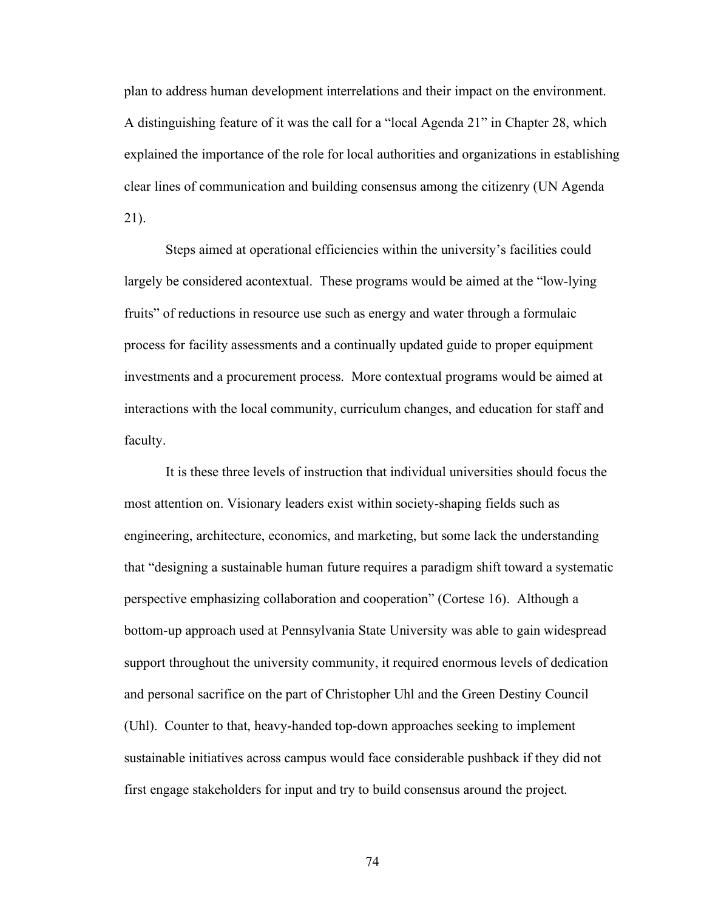plan to address human development interrelations and their impact on the environment. A distinguishing feature of it was the call for a "local Agenda 21" in Chapter 28, which explained the importance of the role for local authorities and organizations in establishing clear lines of communication and building consensus among the citizenry (UN Agenda 21).

Steps aimed at operational efficiencies within the university's facilities could largely be considered acontextual. These programs would be aimed at the "low-lying fruits" of reductions in resource use such as energy and water through a formulaic process for facility assessments and a continually updated guide to proper equipment investments and a procurement process. More contextual programs would be aimed at interactions with the local community, curriculum changes, and education for staff and faculty.

It is these three levels of instruction that individual universities should focus the most attention on. Visionary leaders exist within society-shaping fields such as engineering, architecture, economics, and marketing, but some lack the understanding that "designing a sustainable human future requires a paradigm shift toward a systematic perspective emphasizing collaboration and cooperation" (Cortese 16). Although a bottom-up approach used at Pennsylvania State University was able to gain widespread support throughout the university community, it required enormous levels of dedication and personal sacrifice on the part of Christopher Uhl and the Green Destiny Council (Uhl). Counter to that, heavy-handed top-down approaches seeking to implement sustainable initiatives across campus would face considerable pushback if they did not first engage stakeholders for input and try to build consensus around the project.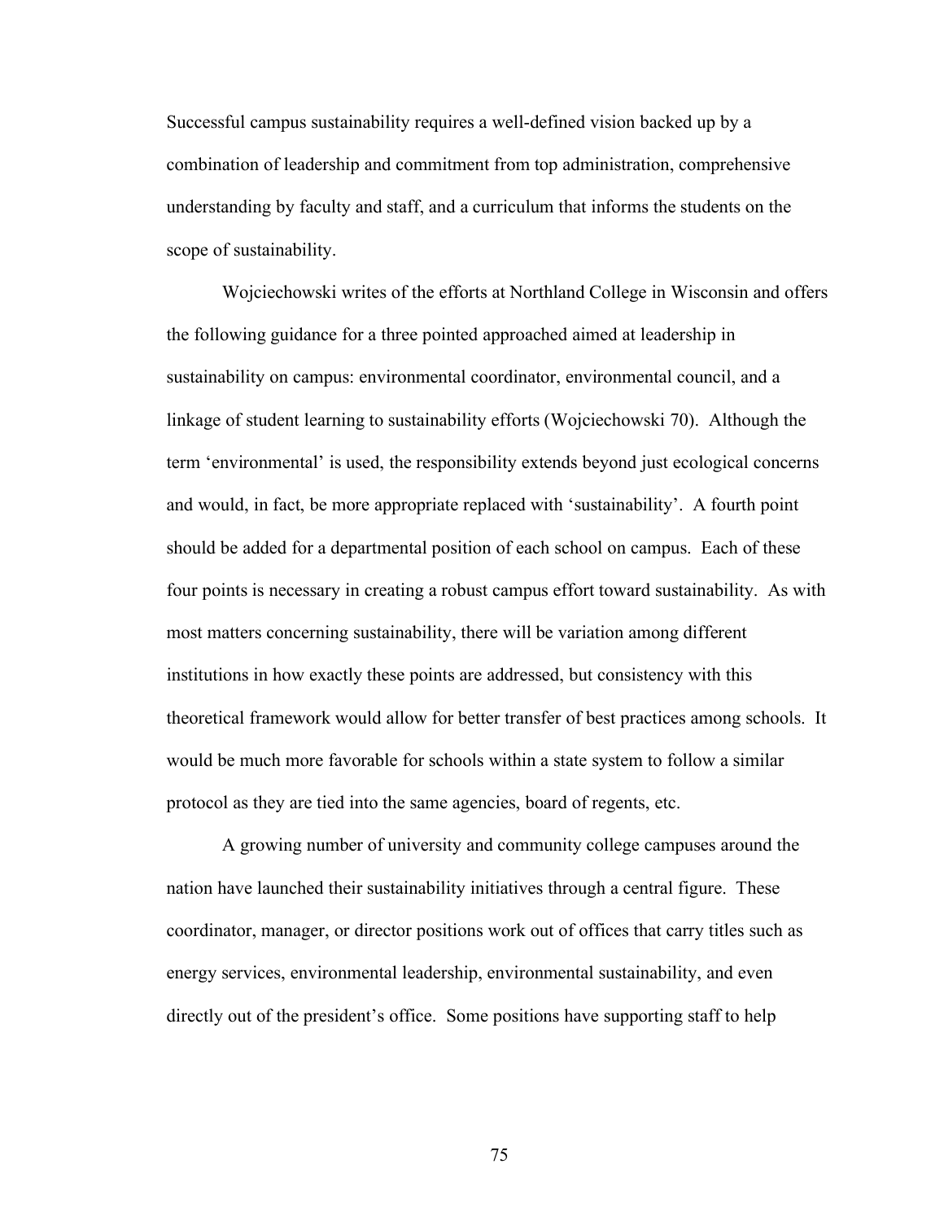Successful campus sustainability requires a well-defined vision backed up by a combination of leadership and commitment from top administration, comprehensive understanding by faculty and staff, and a curriculum that informs the students on the scope of sustainability.

Wojciechowski writes of the efforts at Northland College in Wisconsin and offers the following guidance for a three pointed approached aimed at leadership in sustainability on campus: environmental coordinator, environmental council, and a linkage of student learning to sustainability efforts (Wojciechowski 70). Although the term 'environmental' is used, the responsibility extends beyond just ecological concerns and would, in fact, be more appropriate replaced with 'sustainability'. A fourth point should be added for a departmental position of each school on campus. Each of these four points is necessary in creating a robust campus effort toward sustainability. As with most matters concerning sustainability, there will be variation among different institutions in how exactly these points are addressed, but consistency with this theoretical framework would allow for better transfer of best practices among schools. It would be much more favorable for schools within a state system to follow a similar protocol as they are tied into the same agencies, board of regents, etc.

A growing number of university and community college campuses around the nation have launched their sustainability initiatives through a central figure. These coordinator, manager, or director positions work out of offices that carry titles such as energy services, environmental leadership, environmental sustainability, and even directly out of the president's office. Some positions have supporting staff to help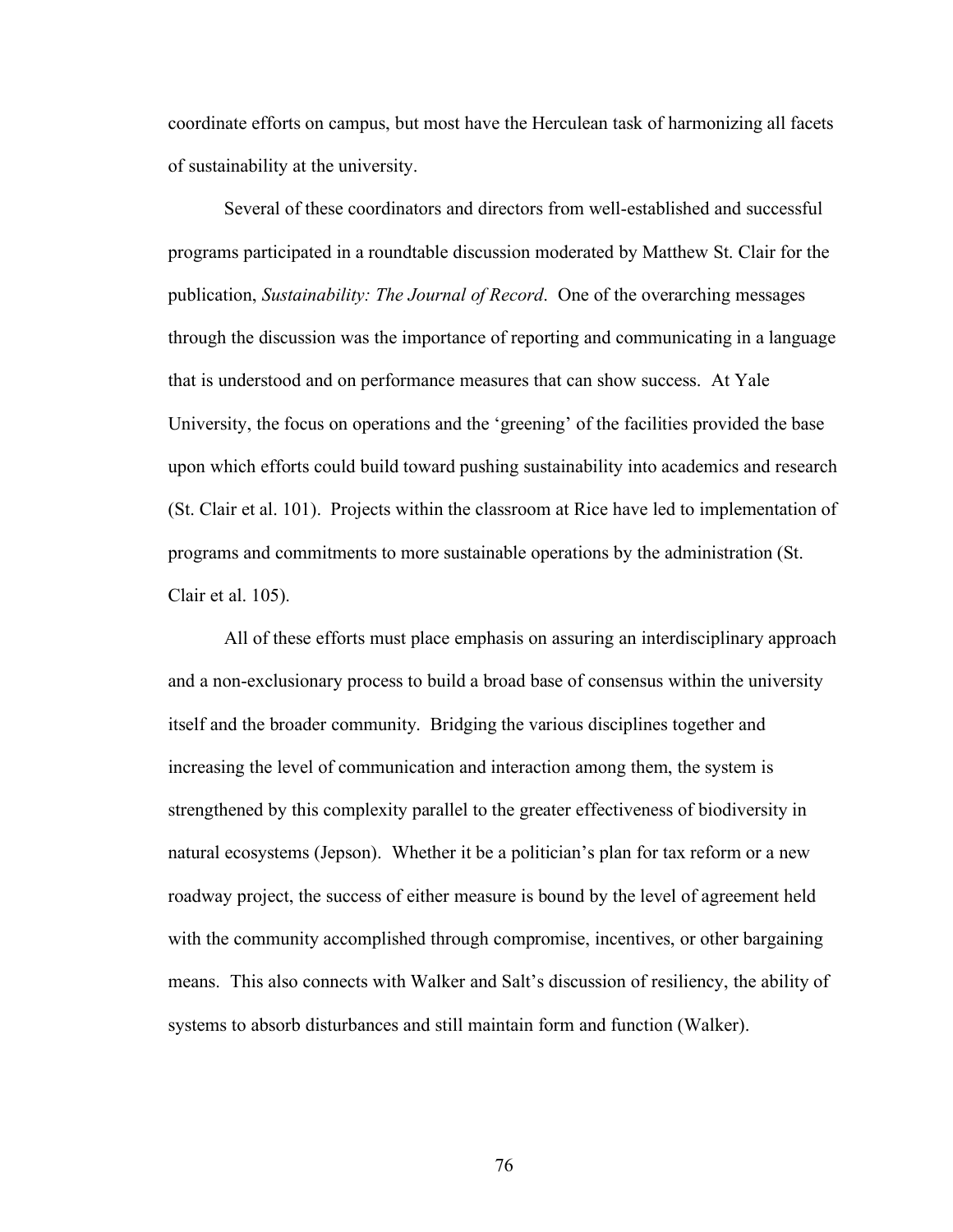coordinate efforts on campus, but most have the Herculean task of harmonizing all facets of sustainability at the university.

Several of these coordinators and directors from well-established and successful programs participated in a roundtable discussion moderated by Matthew St. Clair for the publication, *Sustainability: The Journal of Record*. One of the overarching messages through the discussion was the importance of reporting and communicating in a language that is understood and on performance measures that can show success. At Yale University, the focus on operations and the 'greening' of the facilities provided the base upon which efforts could build toward pushing sustainability into academics and research (St. Clair et al. 101). Projects within the classroom at Rice have led to implementation of programs and commitments to more sustainable operations by the administration (St. Clair et al. 105).

All of these efforts must place emphasis on assuring an interdisciplinary approach and a non-exclusionary process to build a broad base of consensus within the university itself and the broader community. Bridging the various disciplines together and increasing the level of communication and interaction among them, the system is strengthened by this complexity parallel to the greater effectiveness of biodiversity in natural ecosystems (Jepson). Whether it be a politician's plan for tax reform or a new roadway project, the success of either measure is bound by the level of agreement held with the community accomplished through compromise, incentives, or other bargaining means. This also connects with Walker and Salt's discussion of resiliency, the ability of systems to absorb disturbances and still maintain form and function (Walker).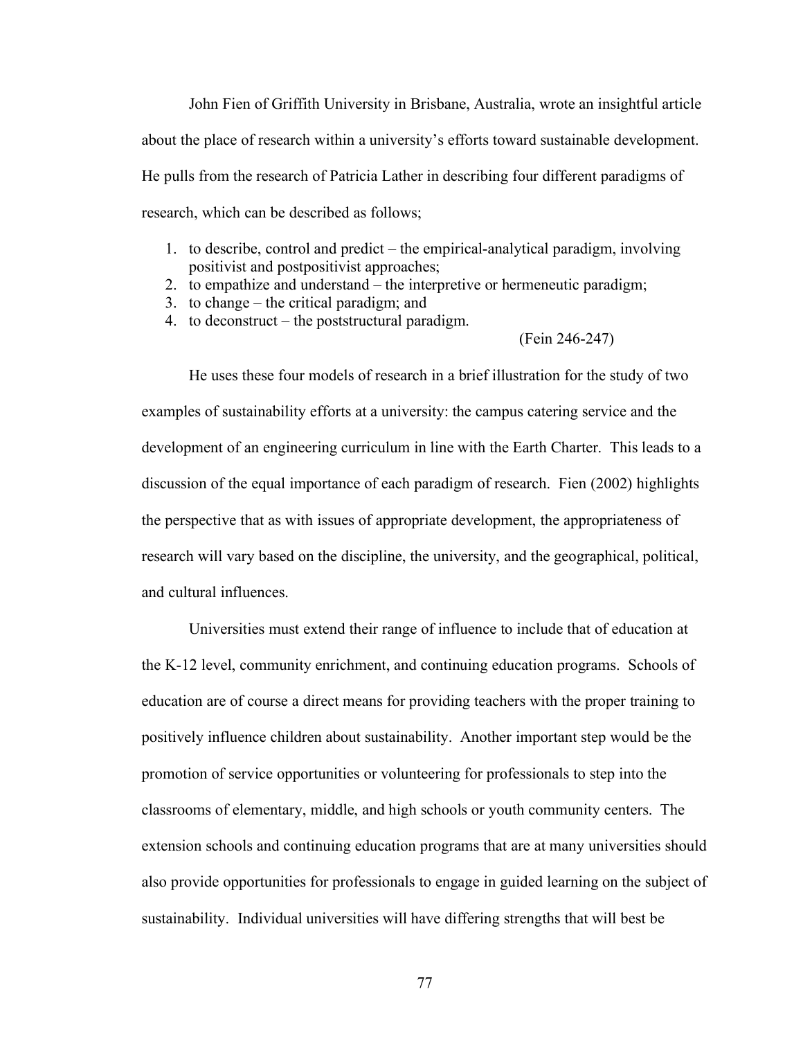John Fien of Griffith University in Brisbane, Australia, wrote an insightful article about the place of research within a university's efforts toward sustainable development. He pulls from the research of Patricia Lather in describing four different paradigms of research, which can be described as follows;

1. to describe, control and predict – the empirical-analytical paradigm, involving positivist and postpositivist approaches;
2. to empathize and understand – the interpretive or hermeneutic paradigm;
3. to change – the critical paradigm; and
4. to deconstruct – the poststructural paradigm.

(Fein 246-247)

He uses these four models of research in a brief illustration for the study of two examples of sustainability efforts at a university: the campus catering service and the development of an engineering curriculum in line with the Earth Charter. This leads to a discussion of the equal importance of each paradigm of research. Fien (2002) highlights the perspective that as with issues of appropriate development, the appropriateness of research will vary based on the discipline, the university, and the geographical, political, and cultural influences.

Universities must extend their range of influence to include that of education at the K-12 level, community enrichment, and continuing education programs. Schools of education are of course a direct means for providing teachers with the proper training to positively influence children about sustainability. Another important step would be the promotion of service opportunities or volunteering for professionals to step into the classrooms of elementary, middle, and high schools or youth community centers. The extension schools and continuing education programs that are at many universities should also provide opportunities for professionals to engage in guided learning on the subject of sustainability. Individual universities will have differing strengths that will best be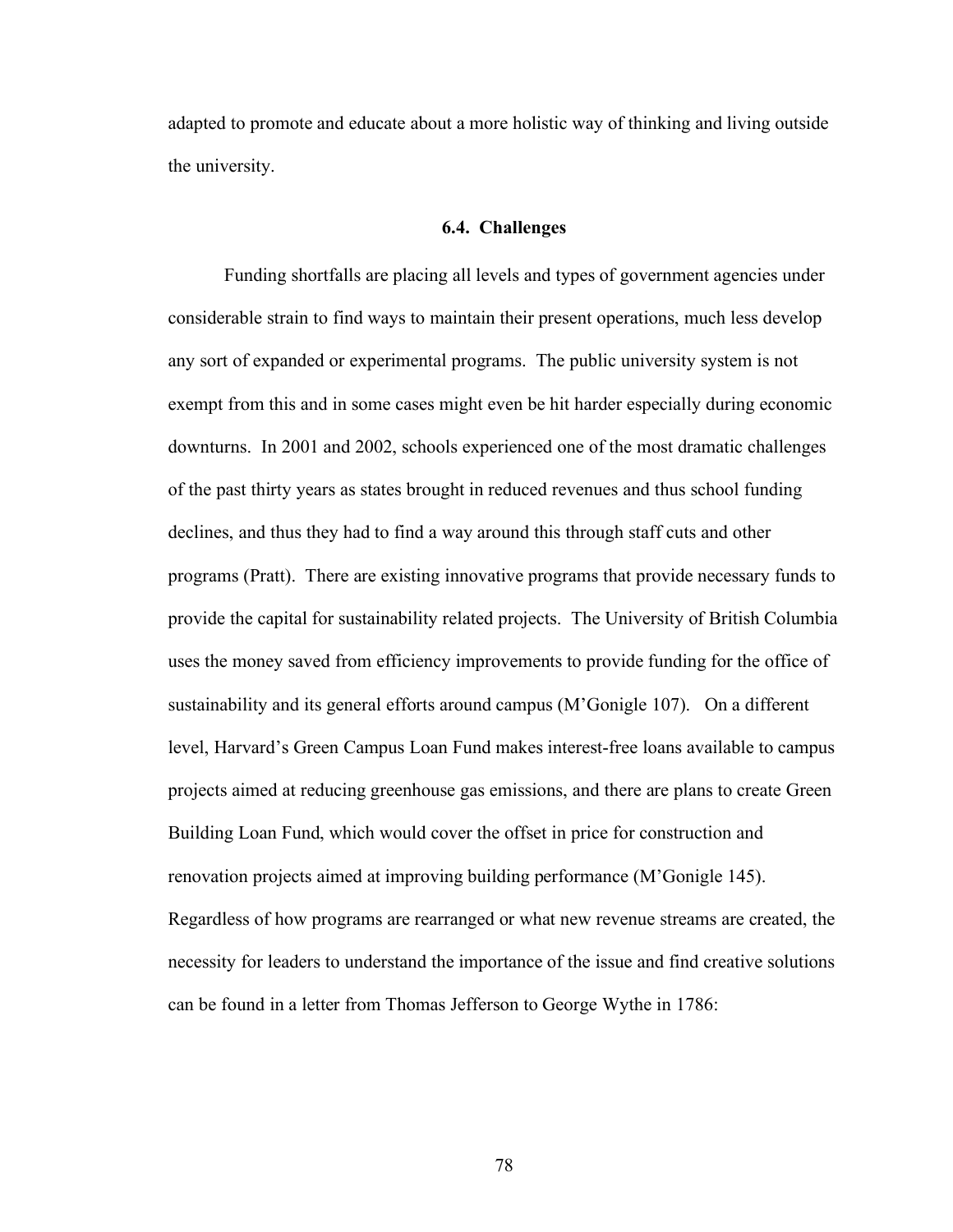adapted to promote and educate about a more holistic way of thinking and living outside the university.

### 6.4. Challenges

Funding shortfalls are placing all levels and types of government agencies under considerable strain to find ways to maintain their present operations, much less develop any sort of expanded or experimental programs. The public university system is not exempt from this and in some cases might even be hit harder especially during economic downturns. In 2001 and 2002, schools experienced one of the most dramatic challenges of the past thirty years as states brought in reduced revenues and thus school funding declines, and thus they had to find a way around this through staff cuts and other programs (Pratt). There are existing innovative programs that provide necessary funds to provide the capital for sustainability related projects. The University of British Columbia uses the money saved from efficiency improvements to provide funding for the office of sustainability and its general efforts around campus (M'Gonigle 107). On a different level, Harvard's Green Campus Loan Fund makes interest-free loans available to campus projects aimed at reducing greenhouse gas emissions, and there are plans to create Green Building Loan Fund, which would cover the offset in price for construction and renovation projects aimed at improving building performance (M'Gonigle 145). Regardless of how programs are rearranged or what new revenue streams are created, the necessity for leaders to understand the importance of the issue and find creative solutions can be found in a letter from Thomas Jefferson to George Wythe in 1786: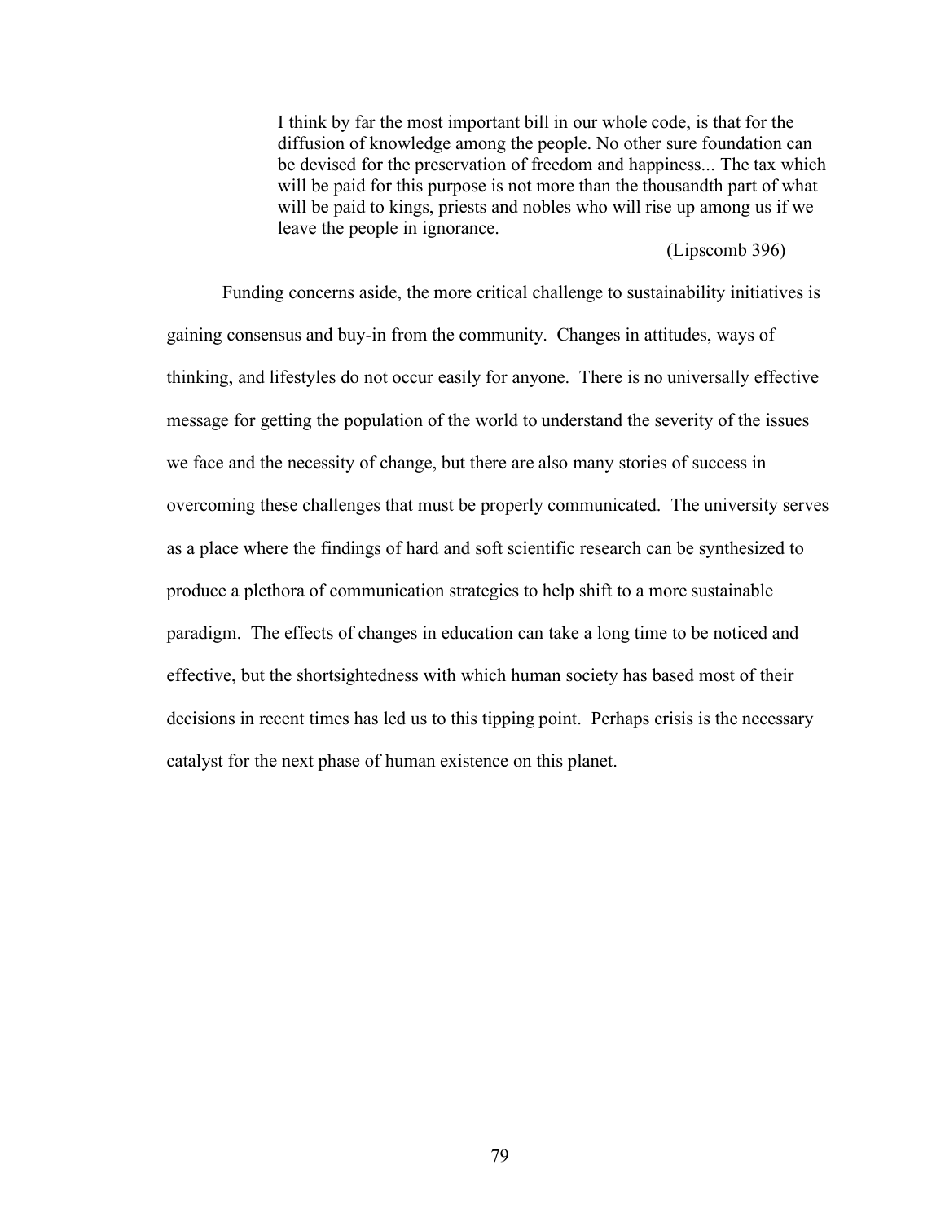> I think by far the most important bill in our whole code, is that for the diffusion of knowledge among the people. No other sure foundation can be devised for the preservation of freedom and happiness... The tax which will be paid for this purpose is not more than the thousandth part of what will be paid to kings, priests and nobles who will rise up among us if we leave the people in ignorance.
>
> (Lipscomb 396)

Funding concerns aside, the more critical challenge to sustainability initiatives is gaining consensus and buy-in from the community. Changes in attitudes, ways of thinking, and lifestyles do not occur easily for anyone. There is no universally effective message for getting the population of the world to understand the severity of the issues we face and the necessity of change, but there are also many stories of success in overcoming these challenges that must be properly communicated. The university serves as a place where the findings of hard and soft scientific research can be synthesized to produce a plethora of communication strategies to help shift to a more sustainable paradigm. The effects of changes in education can take a long time to be noticed and effective, but the shortsightedness with which human society has based most of their decisions in recent times has led us to this tipping point. Perhaps crisis is the necessary catalyst for the next phase of human existence on this planet.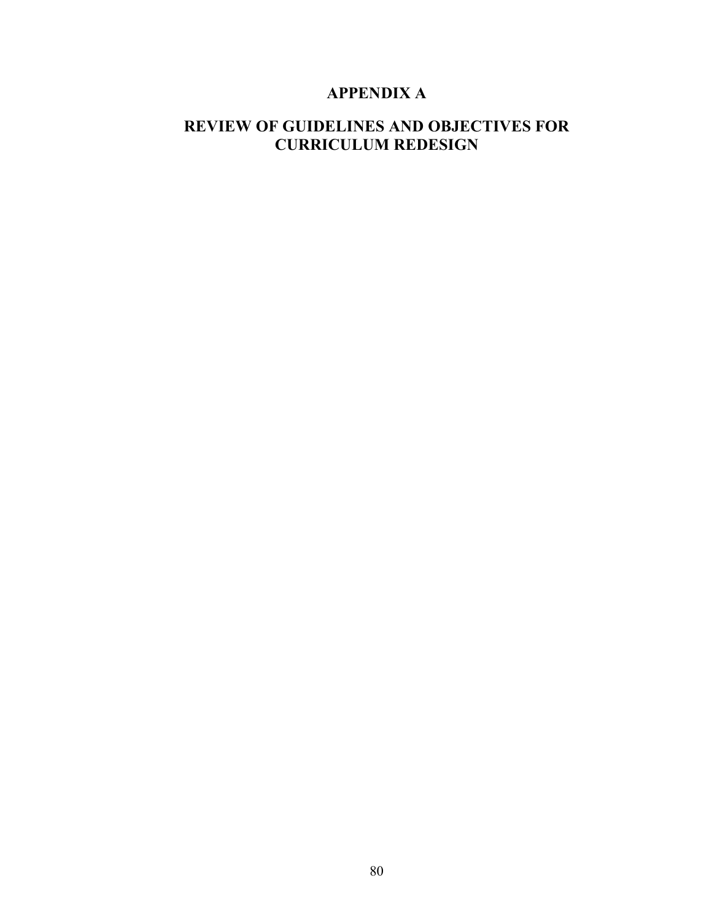# APPENDIX A

# REVIEW OF GUIDELINES AND OBJECTIVES FOR CURRICULUM REDESIGN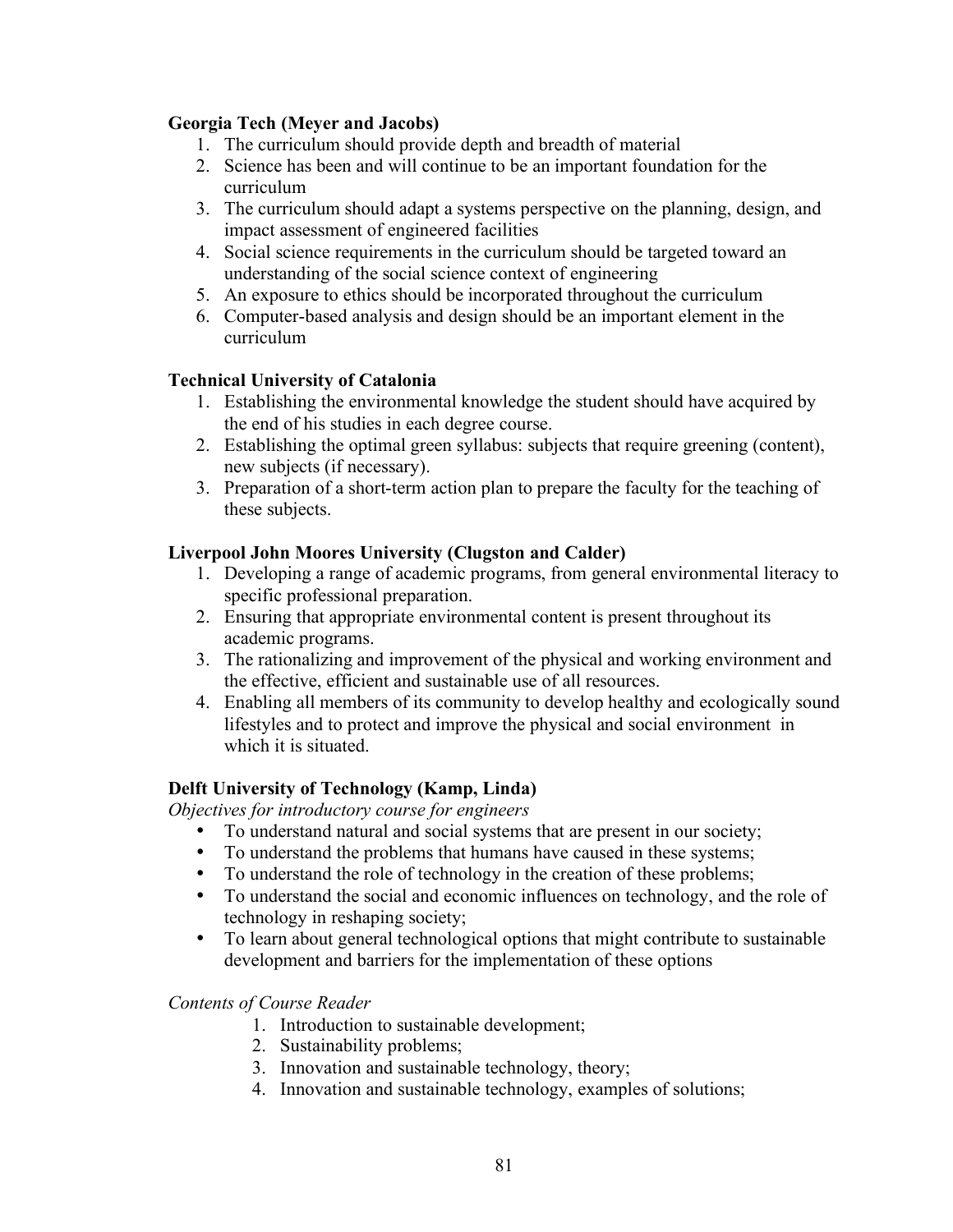**Georgia Tech (Meyer and Jacobs)**

1. The curriculum should provide depth and breadth of material
2. Science has been and will continue to be an important foundation for the curriculum
3. The curriculum should adapt a systems perspective on the planning, design, and impact assessment of engineered facilities
4. Social science requirements in the curriculum should be targeted toward an understanding of the social science context of engineering
5. An exposure to ethics should be incorporated throughout the curriculum
6. Computer-based analysis and design should be an important element in the curriculum

**Technical University of Catalonia**

1. Establishing the environmental knowledge the student should have acquired by the end of his studies in each degree course.
2. Establishing the optimal green syllabus: subjects that require greening (content), new subjects (if necessary).
3. Preparation of a short-term action plan to prepare the faculty for the teaching of these subjects.

**Liverpool John Moores University (Clugston and Calder)**

1. Developing a range of academic programs, from general environmental literacy to specific professional preparation.
2. Ensuring that appropriate environmental content is present throughout its academic programs.
3. The rationalizing and improvement of the physical and working environment and the effective, efficient and sustainable use of all resources.
4. Enabling all members of its community to develop healthy and ecologically sound lifestyles and to protect and improve the physical and social environment in which it is situated.

**Delft University of Technology (Kamp, Linda)**

*Objectives for introductory course for engineers*

- To understand natural and social systems that are present in our society;
- To understand the problems that humans have caused in these systems;
- To understand the role of technology in the creation of these problems;
- To understand the social and economic influences on technology, and the role of technology in reshaping society;
- To learn about general technological options that might contribute to sustainable development and barriers for the implementation of these options

*Contents of Course Reader*

1. Introduction to sustainable development;
2. Sustainability problems;
3. Innovation and sustainable technology, theory;
4. Innovation and sustainable technology, examples of solutions;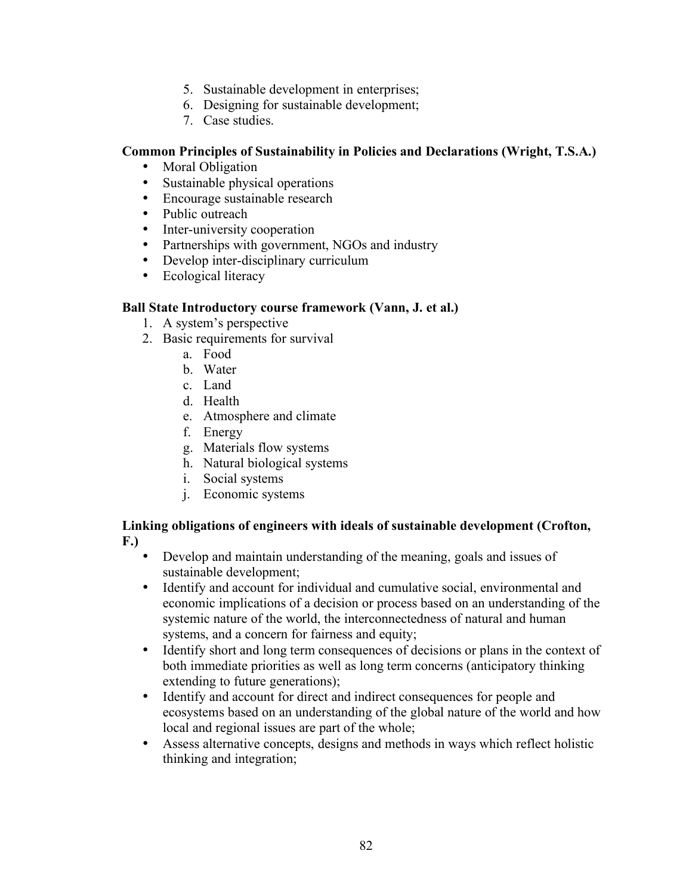5. Sustainable development in enterprises;
6. Designing for sustainable development;
7. Case studies.

**Common Principles of Sustainability in Policies and Declarations (Wright, T.S.A.)**

- Moral Obligation
- Sustainable physical operations
- Encourage sustainable research
- Public outreach
- Inter-university cooperation
- Partnerships with government, NGOs and industry
- Develop inter-disciplinary curriculum
- Ecological literacy

**Ball State Introductory course framework (Vann, J. et al.)**

1. A system's perspective
2. Basic requirements for survival
    a. Food
    b. Water
    c. Land
    d. Health
    e. Atmosphere and climate
    f. Energy
    g. Materials flow systems
    h. Natural biological systems
    i. Social systems
    j. Economic systems

**Linking obligations of engineers with ideals of sustainable development (Crofton, F.)**

- Develop and maintain understanding of the meaning, goals and issues of sustainable development;
- Identify and account for individual and cumulative social, environmental and economic implications of a decision or process based on an understanding of the systemic nature of the world, the interconnectedness of natural and human systems, and a concern for fairness and equity;
- Identify short and long term consequences of decisions or plans in the context of both immediate priorities as well as long term concerns (anticipatory thinking extending to future generations);
- Identify and account for direct and indirect consequences for people and ecosystems based on an understanding of the global nature of the world and how local and regional issues are part of the whole;
- Assess alternative concepts, designs and methods in ways which reflect holistic thinking and integration;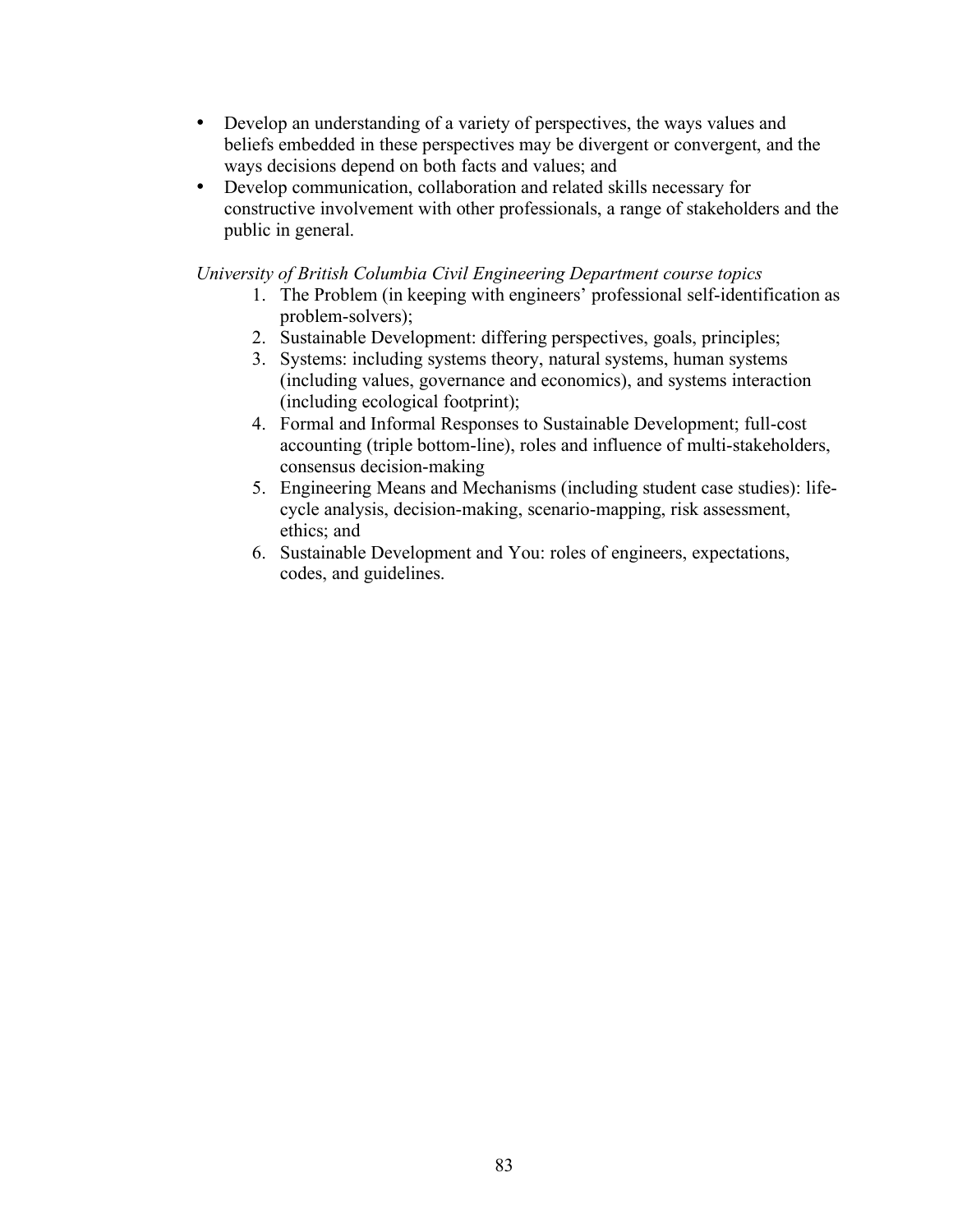- Develop an understanding of a variety of perspectives, the ways values and beliefs embedded in these perspectives may be divergent or convergent, and the ways decisions depend on both facts and values; and
- Develop communication, collaboration and related skills necessary for constructive involvement with other professionals, a range of stakeholders and the public in general.

*University of British Columbia Civil Engineering Department course topics*

1. The Problem (in keeping with engineers' professional self-identification as problem-solvers);
2. Sustainable Development: differing perspectives, goals, principles;
3. Systems: including systems theory, natural systems, human systems (including values, governance and economics), and systems interaction (including ecological footprint);
4. Formal and Informal Responses to Sustainable Development; full-cost accounting (triple bottom-line), roles and influence of multi-stakeholders, consensus decision-making
5. Engineering Means and Mechanisms (including student case studies): life-cycle analysis, decision-making, scenario-mapping, risk assessment, ethics; and
6. Sustainable Development and You: roles of engineers, expectations, codes, and guidelines.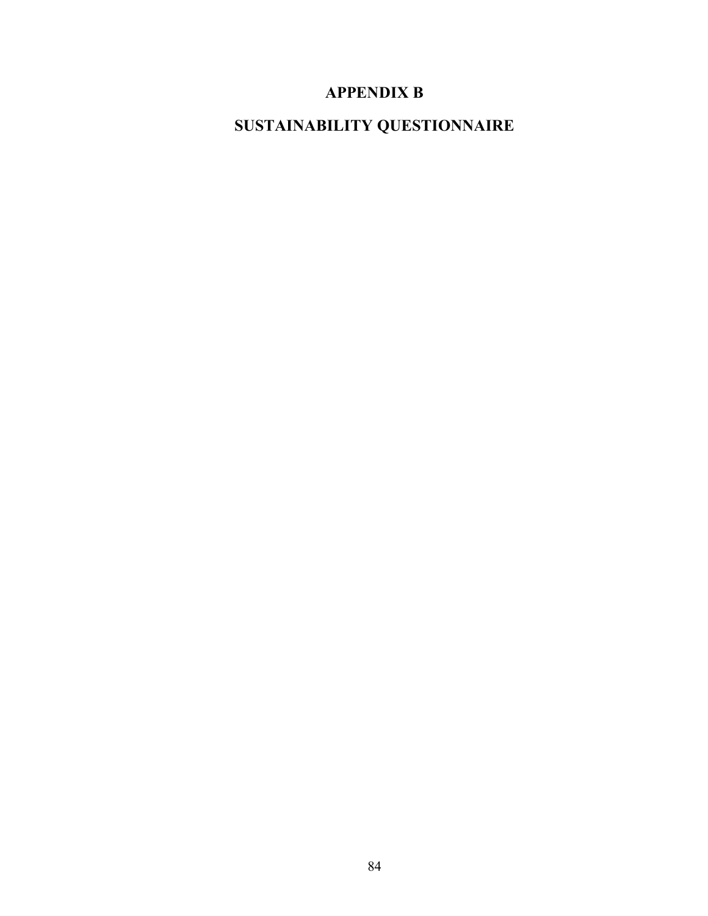# APPENDIX B

# SUSTAINABILITY QUESTIONNAIRE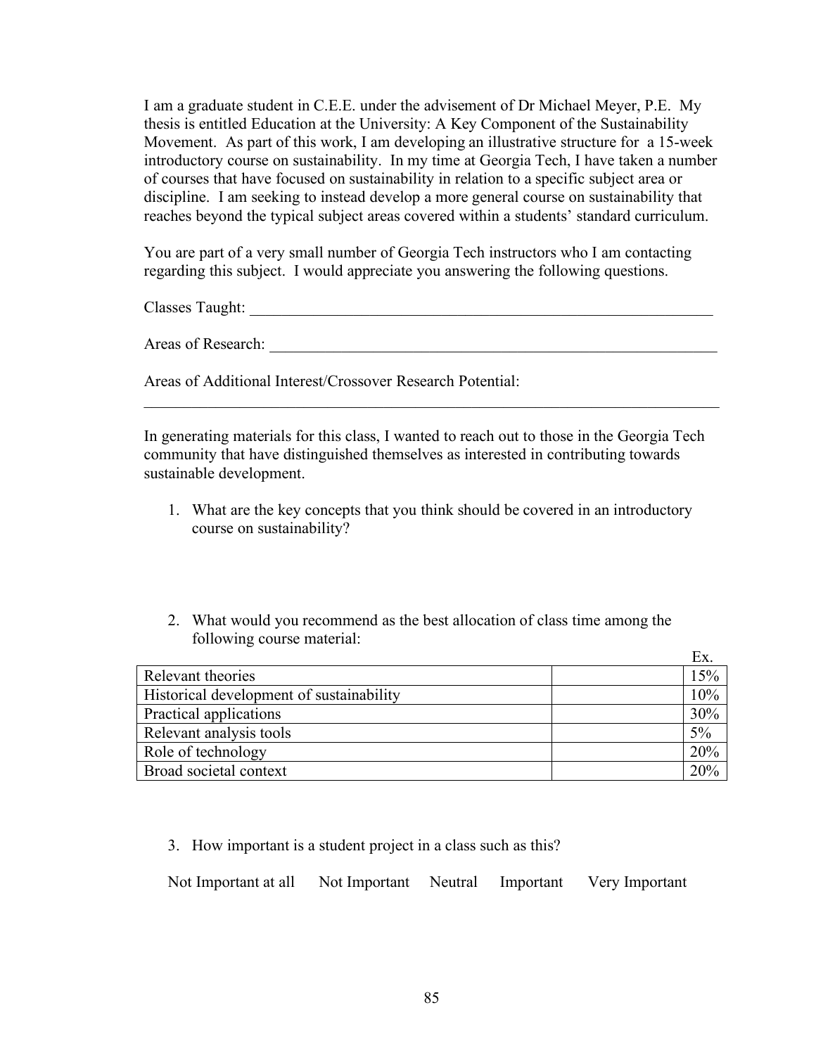I am a graduate student in C.E.E. under the advisement of Dr Michael Meyer, P.E. My thesis is entitled Education at the University: A Key Component of the Sustainability Movement. As part of this work, I am developing an illustrative structure for a 15-week introductory course on sustainability. In my time at Georgia Tech, I have taken a number of courses that have focused on sustainability in relation to a specific subject area or discipline. I am seeking to instead develop a more general course on sustainability that reaches beyond the typical subject areas covered within a students' standard curriculum.

You are part of a very small number of Georgia Tech instructors who I am contacting regarding this subject. I would appreciate you answering the following questions.

Classes Taught: ____________________________________________________________

Areas of Research: __________________________________________________________

Areas of Additional Interest/Crossover Research Potential:

_____________________________________________________________________________

In generating materials for this class, I wanted to reach out to those in the Georgia Tech community that have distinguished themselves as interested in contributing towards sustainable development.

1. What are the key concepts that you think should be covered in an introductory course on sustainability?

2. What would you recommend as the best allocation of class time among the following course material:

| | | Ex. |
|---|---|---|
| Relevant theories | | 15% |
| Historical development of sustainability | | 10% |
| Practical applications | | 30% |
| Relevant analysis tools | | 5% |
| Role of technology | | 20% |
| Broad societal context | | 20% |

3. How important is a student project in a class such as this?

Not Important at all     Not Important     Neutral     Important     Very Important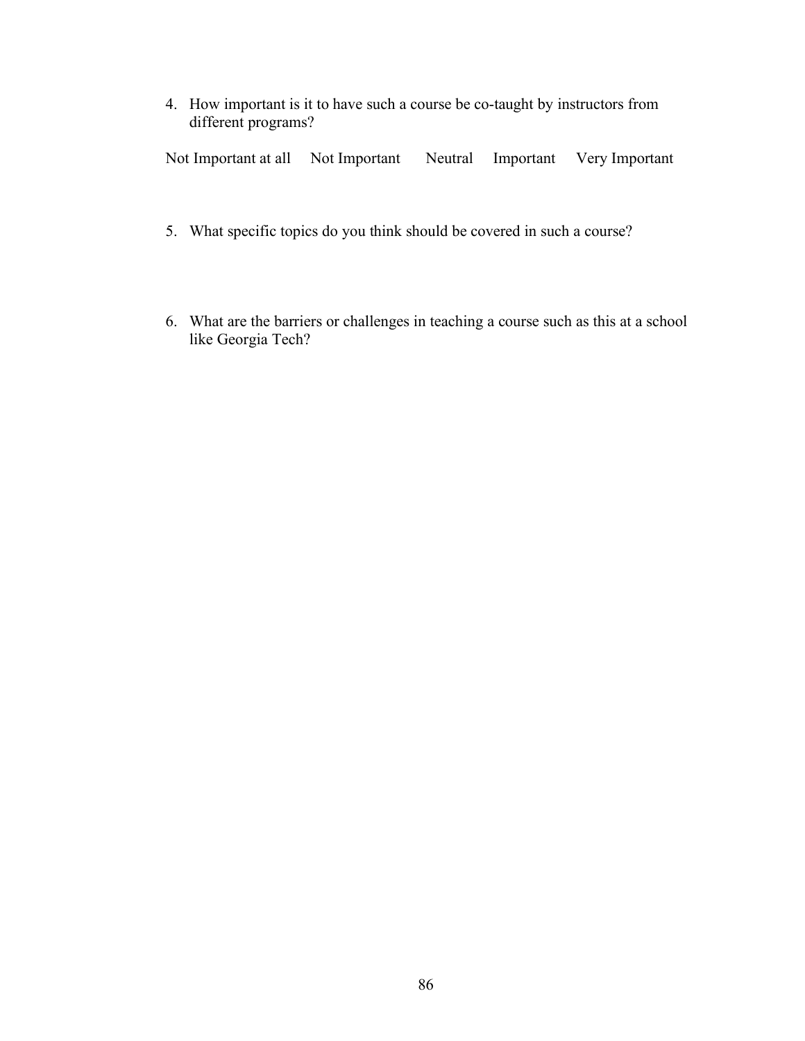4. How important is it to have such a course be co-taught by instructors from different programs?

Not Important at all     Not Important     Neutral     Important     Very Important

5. What specific topics do you think should be covered in such a course?

6. What are the barriers or challenges in teaching a course such as this at a school like Georgia Tech?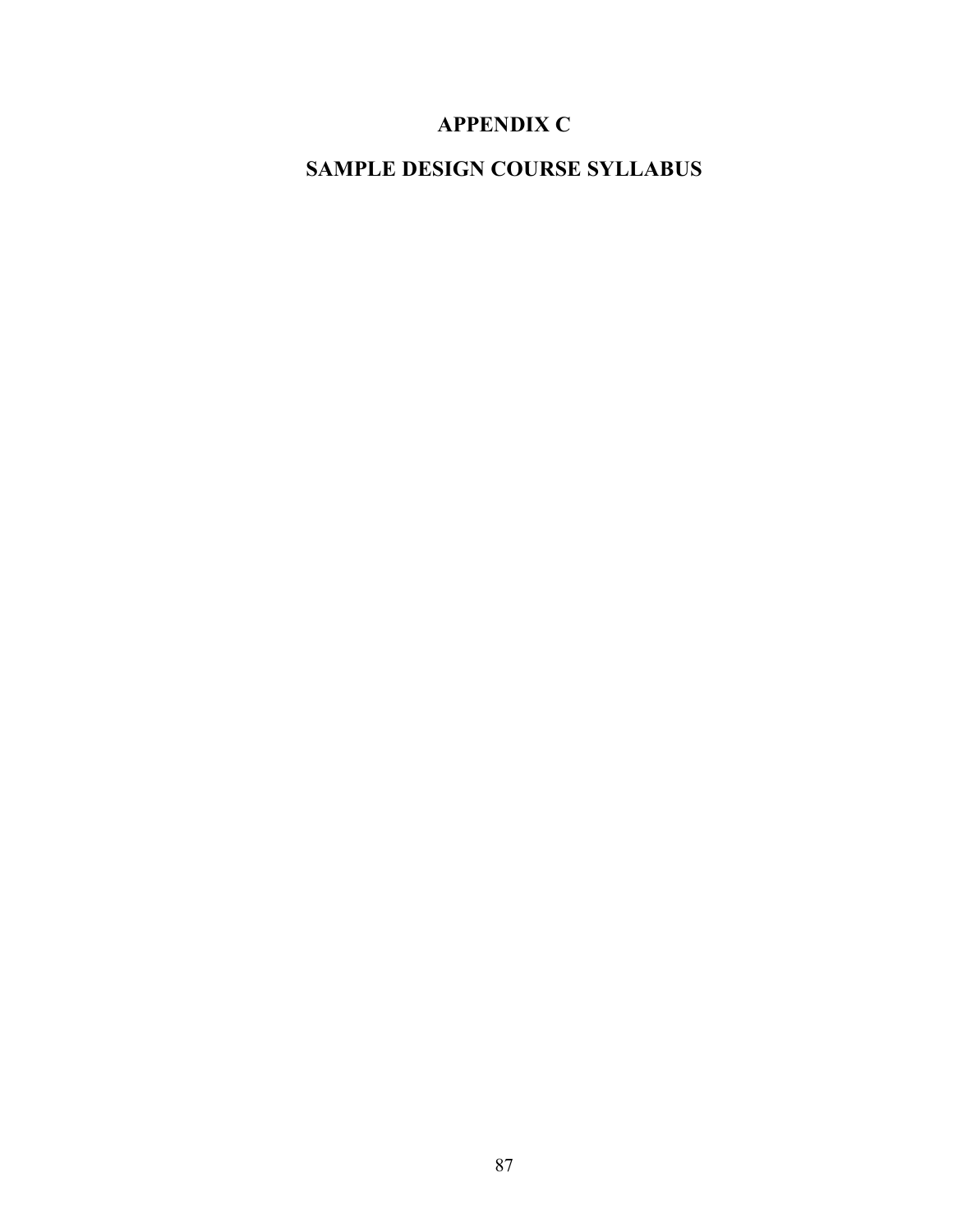# APPENDIX C

# SAMPLE DESIGN COURSE SYLLABUS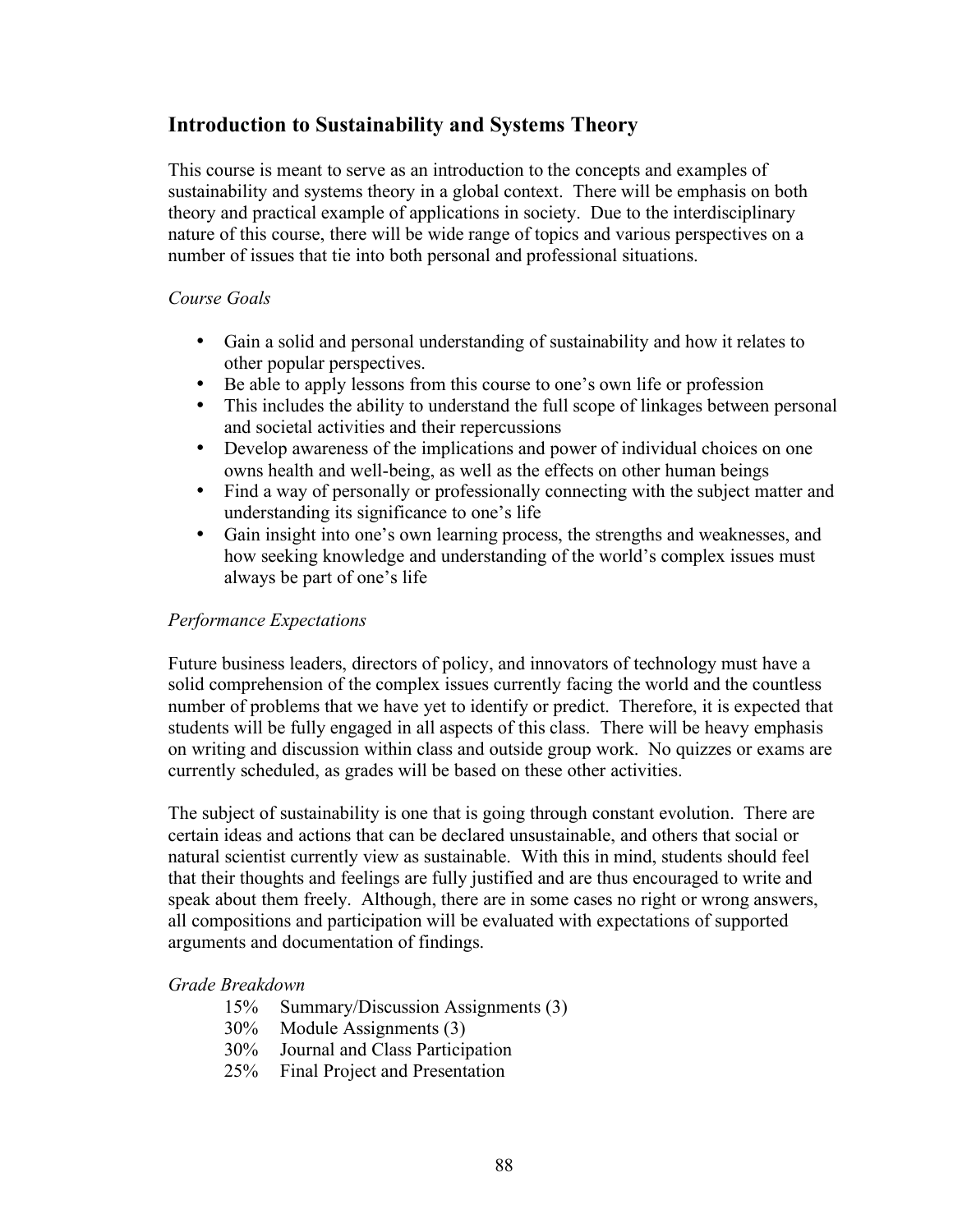## Introduction to Sustainability and Systems Theory

This course is meant to serve as an introduction to the concepts and examples of sustainability and systems theory in a global context. There will be emphasis on both theory and practical example of applications in society. Due to the interdisciplinary nature of this course, there will be wide range of topics and various perspectives on a number of issues that tie into both personal and professional situations.

*Course Goals*

- Gain a solid and personal understanding of sustainability and how it relates to other popular perspectives.
- Be able to apply lessons from this course to one's own life or profession
- This includes the ability to understand the full scope of linkages between personal and societal activities and their repercussions
- Develop awareness of the implications and power of individual choices on one owns health and well-being, as well as the effects on other human beings
- Find a way of personally or professionally connecting with the subject matter and understanding its significance to one's life
- Gain insight into one's own learning process, the strengths and weaknesses, and how seeking knowledge and understanding of the world's complex issues must always be part of one's life

*Performance Expectations*

Future business leaders, directors of policy, and innovators of technology must have a solid comprehension of the complex issues currently facing the world and the countless number of problems that we have yet to identify or predict. Therefore, it is expected that students will be fully engaged in all aspects of this class. There will be heavy emphasis on writing and discussion within class and outside group work. No quizzes or exams are currently scheduled, as grades will be based on these other activities.

The subject of sustainability is one that is going through constant evolution. There are certain ideas and actions that can be declared unsustainable, and others that social or natural scientist currently view as sustainable. With this in mind, students should feel that their thoughts and feelings are fully justified and are thus encouraged to write and speak about them freely. Although, there are in some cases no right or wrong answers, all compositions and participation will be evaluated with expectations of supported arguments and documentation of findings.

*Grade Breakdown*

- 15% Summary/Discussion Assignments (3)
- 30% Module Assignments (3)
- 30% Journal and Class Participation
- 25% Final Project and Presentation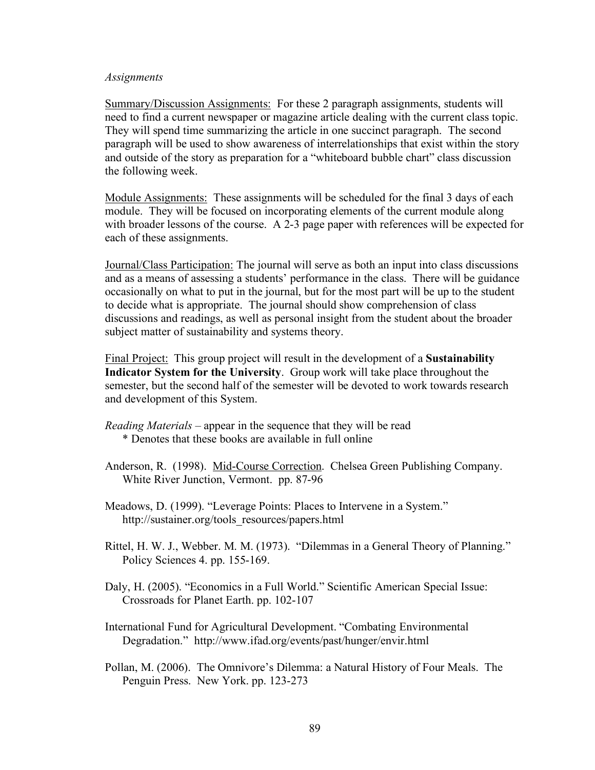*Assignments*

Summary/Discussion Assignments: For these 2 paragraph assignments, students will need to find a current newspaper or magazine article dealing with the current class topic. They will spend time summarizing the article in one succinct paragraph. The second paragraph will be used to show awareness of interrelationships that exist within the story and outside of the story as preparation for a "whiteboard bubble chart" class discussion the following week.

Module Assignments: These assignments will be scheduled for the final 3 days of each module. They will be focused on incorporating elements of the current module along with broader lessons of the course. A 2-3 page paper with references will be expected for each of these assignments.

Journal/Class Participation: The journal will serve as both an input into class discussions and as a means of assessing a students' performance in the class. There will be guidance occasionally on what to put in the journal, but for the most part will be up to the student to decide what is appropriate. The journal should show comprehension of class discussions and readings, as well as personal insight from the student about the broader subject matter of sustainability and systems theory.

Final Project: This group project will result in the development of a **Sustainability Indicator System for the University**. Group work will take place throughout the semester, but the second half of the semester will be devoted to work towards research and development of this System.

*Reading Materials* – appear in the sequence that they will be read
\* Denotes that these books are available in full online

Anderson, R. (1998). Mid-Course Correction. Chelsea Green Publishing Company. White River Junction, Vermont. pp. 87-96

Meadows, D. (1999). "Leverage Points: Places to Intervene in a System." http://sustainer.org/tools_resources/papers.html

Rittel, H. W. J., Webber. M. M. (1973). "Dilemmas in a General Theory of Planning." Policy Sciences 4. pp. 155-169.

Daly, H. (2005). "Economics in a Full World." Scientific American Special Issue: Crossroads for Planet Earth. pp. 102-107

International Fund for Agricultural Development. "Combating Environmental Degradation." http://www.ifad.org/events/past/hunger/envir.html

Pollan, M. (2006). The Omnivore's Dilemma: a Natural History of Four Meals. The Penguin Press. New York. pp. 123-273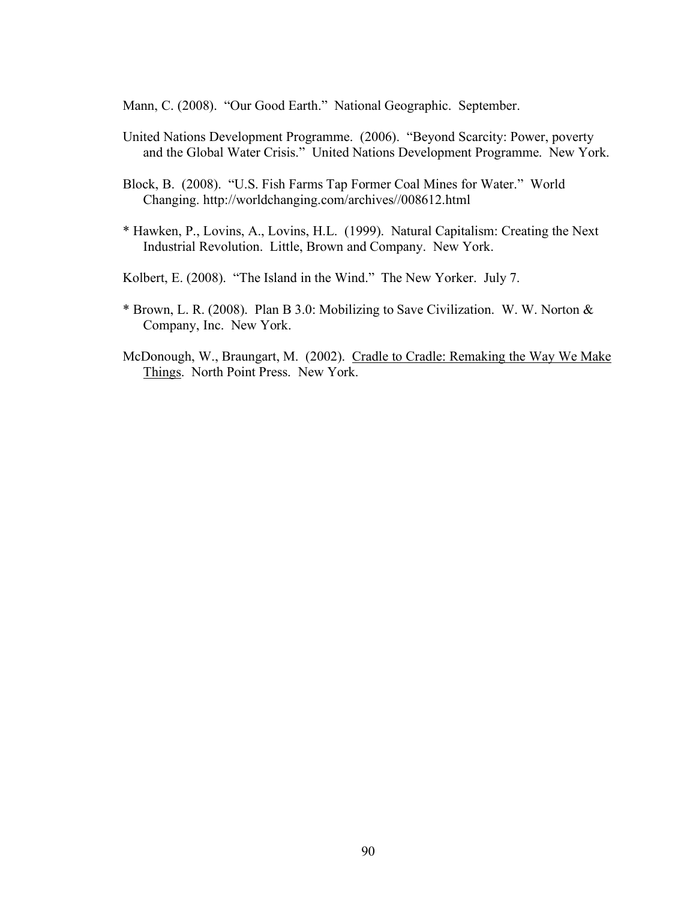Mann, C. (2008). "Our Good Earth." National Geographic. September.

United Nations Development Programme. (2006). "Beyond Scarcity: Power, poverty and the Global Water Crisis." United Nations Development Programme. New York.

Block, B. (2008). "U.S. Fish Farms Tap Former Coal Mines for Water." World Changing. http://worldchanging.com/archives//008612.html

* Hawken, P., Lovins, A., Lovins, H.L. (1999). Natural Capitalism: Creating the Next Industrial Revolution. Little, Brown and Company. New York.

Kolbert, E. (2008). "The Island in the Wind." The New Yorker. July 7.

* Brown, L. R. (2008). Plan B 3.0: Mobilizing to Save Civilization. W. W. Norton & Company, Inc. New York.

McDonough, W., Braungart, M. (2002). <u>Cradle to Cradle: Remaking the Way We Make Things</u>. North Point Press. New York.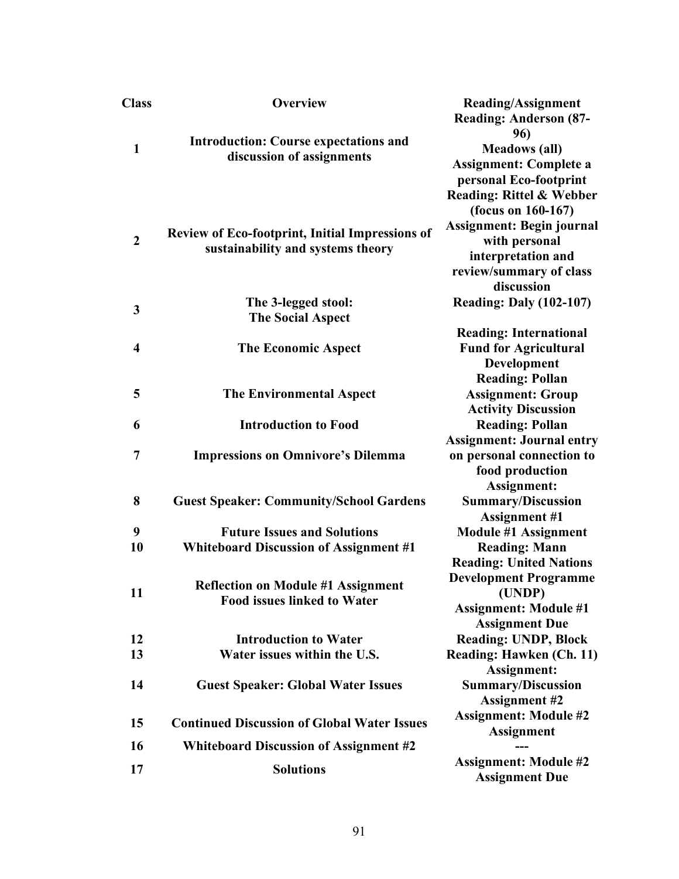| Class | Overview | Reading/Assignment |
|---|---|---|
| 1 | Introduction: Course expectations and discussion of assignments | Reading: Anderson (87-96) Meadows (all) Assignment: Complete a personal Eco-footprint |
| 2 | Review of Eco-footprint, Initial Impressions of sustainability and systems theory | Reading: Rittel & Webber (focus on 160-167) Assignment: Begin journal with personal interpretation and review/summary of class discussion |
| 3 | The 3-legged stool: The Social Aspect | Reading: Daly (102-107) |
| 4 | The Economic Aspect | Reading: International Fund for Agricultural Development |
| 5 | The Environmental Aspect | Reading: Pollan Assignment: Group Activity Discussion |
| 6 | Introduction to Food | Reading: Pollan |
| 7 | Impressions on Omnivore's Dilemma | Assignment: Journal entry on personal connection to food production |
| 8 | Guest Speaker: Community/School Gardens | Assignment: Summary/Discussion Assignment #1 |
| 9 | Future Issues and Solutions | Module #1 Assignment |
| 10 | Whiteboard Discussion of Assignment #1 | Reading: Mann |
| 11 | Reflection on Module #1 Assignment Food issues linked to Water | Reading: United Nations Development Programme (UNDP) Assignment: Module #1 Assignment Due |
| 12 | Introduction to Water | Reading: UNDP, Block |
| 13 | Water issues within the U.S. | Reading: Hawken (Ch. 11) |
| 14 | Guest Speaker: Global Water Issues | Assignment: Summary/Discussion Assignment #2 |
| 15 | Continued Discussion of Global Water Issues | Assignment: Module #2 Assignment |
| 16 | Whiteboard Discussion of Assignment #2 | --- |
| 17 | Solutions | Assignment: Module #2 Assignment Due |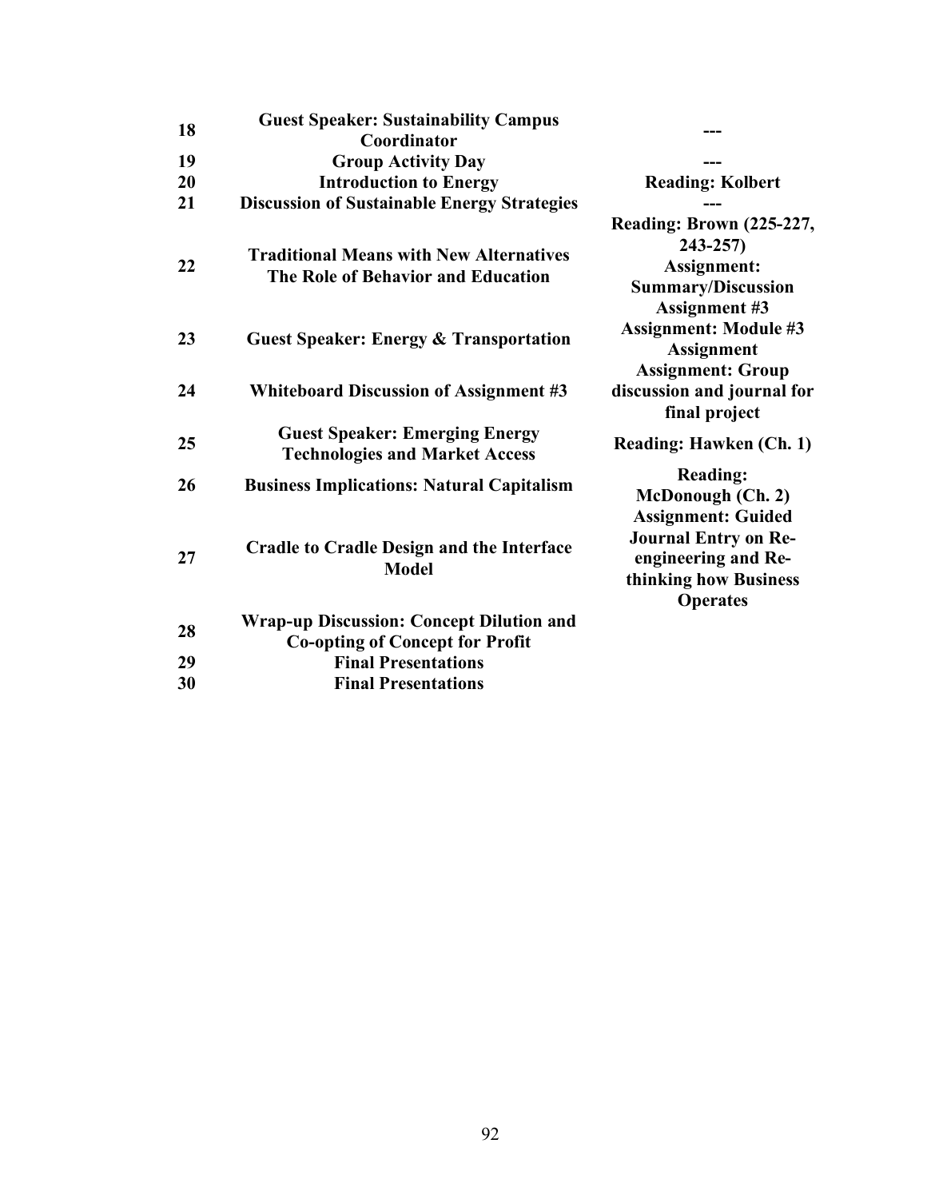| | | |
|---|---|---|
| **18** | **Guest Speaker: Sustainability Campus Coordinator** | **---** |
| **19** | **Group Activity Day** | **---** |
| **20** | **Introduction to Energy** | **Reading: Kolbert** |
| **21** | **Discussion of Sustainable Energy Strategies** | **---** |
| **22** | **Traditional Means with New Alternatives The Role of Behavior and Education** | **Reading: Brown (225-227, 243-257) Assignment: Summary/Discussion Assignment #3** |
| **23** | **Guest Speaker: Energy & Transportation** | **Assignment: Module #3 Assignment** |
| **24** | **Whiteboard Discussion of Assignment #3** | **Assignment: Group discussion and journal for final project** |
| **25** | **Guest Speaker: Emerging Energy Technologies and Market Access** | **Reading: Hawken (Ch. 1)** |
| **26** | **Business Implications: Natural Capitalism** | **Reading: McDonough (Ch. 2)** |
| **27** | **Cradle to Cradle Design and the Interface Model** | **Assignment: Guided Journal Entry on Re-engineering and Re-thinking how Business Operates** |
| **28** | **Wrap-up Discussion: Concept Dilution and Co-opting of Concept for Profit** | |
| **29** | **Final Presentations** | |
| **30** | **Final Presentations** | |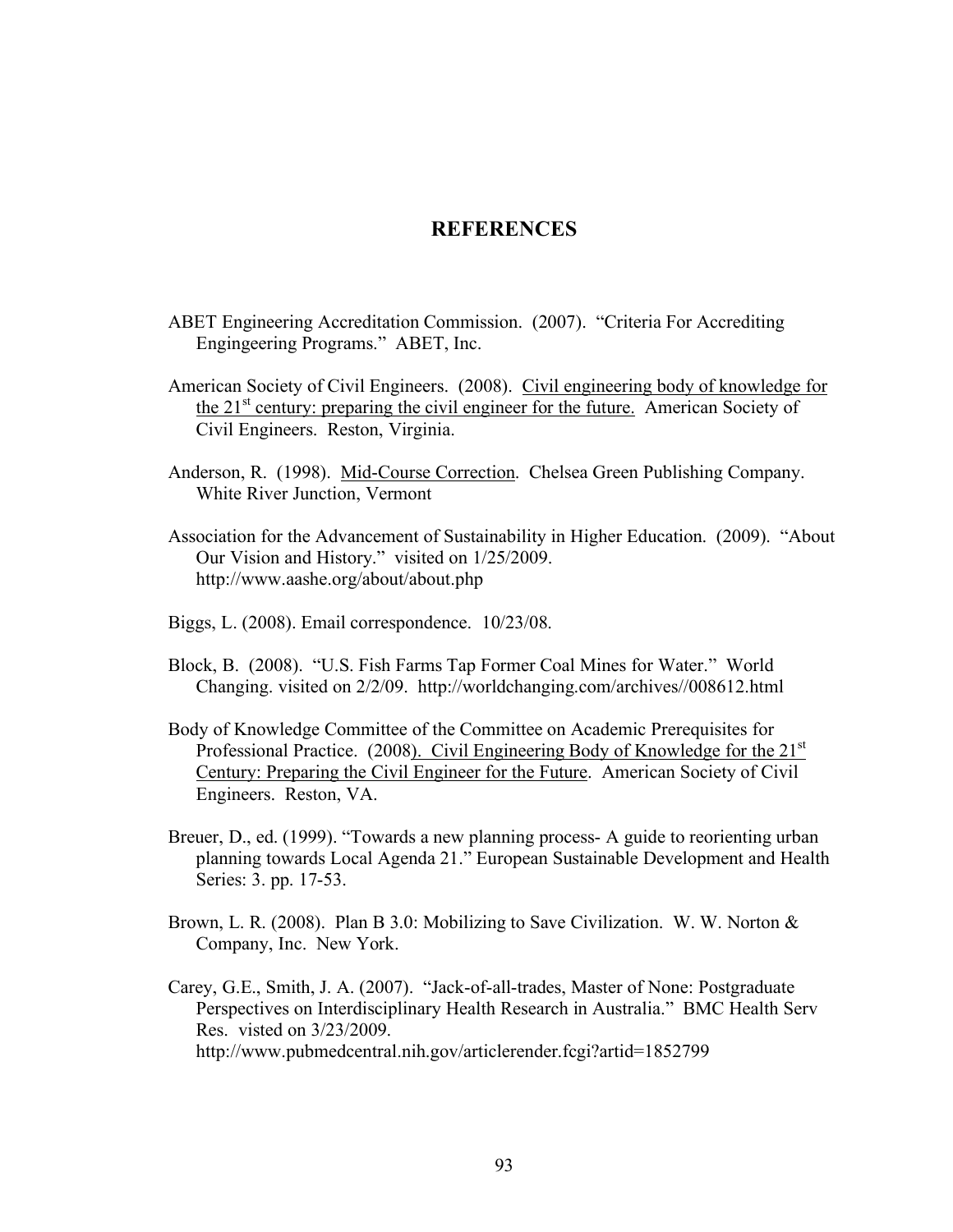# REFERENCES

ABET Engineering Accreditation Commission. (2007). "Criteria For Accrediting Engingeering Programs." ABET, Inc.

American Society of Civil Engineers. (2008). <u>Civil engineering body of knowledge for the 21st century: preparing the civil engineer for the future.</u> American Society of Civil Engineers. Reston, Virginia.

Anderson, R. (1998). <u>Mid-Course Correction</u>. Chelsea Green Publishing Company. White River Junction, Vermont

Association for the Advancement of Sustainability in Higher Education. (2009). "About Our Vision and History." visited on 1/25/2009. http://www.aashe.org/about/about.php

Biggs, L. (2008). Email correspondence. 10/23/08.

Block, B. (2008). "U.S. Fish Farms Tap Former Coal Mines for Water." World Changing. visited on 2/2/09. http://worldchanging.com/archives//008612.html

Body of Knowledge Committee of the Committee on Academic Prerequisites for Professional Practice. (2008). <u>Civil Engineering Body of Knowledge for the 21st Century: Preparing the Civil Engineer for the Future</u>. American Society of Civil Engineers. Reston, VA.

Breuer, D., ed. (1999). "Towards a new planning process- A guide to reorienting urban planning towards Local Agenda 21." European Sustainable Development and Health Series: 3. pp. 17-53.

Brown, L. R. (2008). Plan B 3.0: Mobilizing to Save Civilization. W. W. Norton & Company, Inc. New York.

Carey, G.E., Smith, J. A. (2007). "Jack-of-all-trades, Master of None: Postgraduate Perspectives on Interdisciplinary Health Research in Australia." BMC Health Serv Res. visted on 3/23/2009. http://www.pubmedcentral.nih.gov/articlerender.fcgi?artid=1852799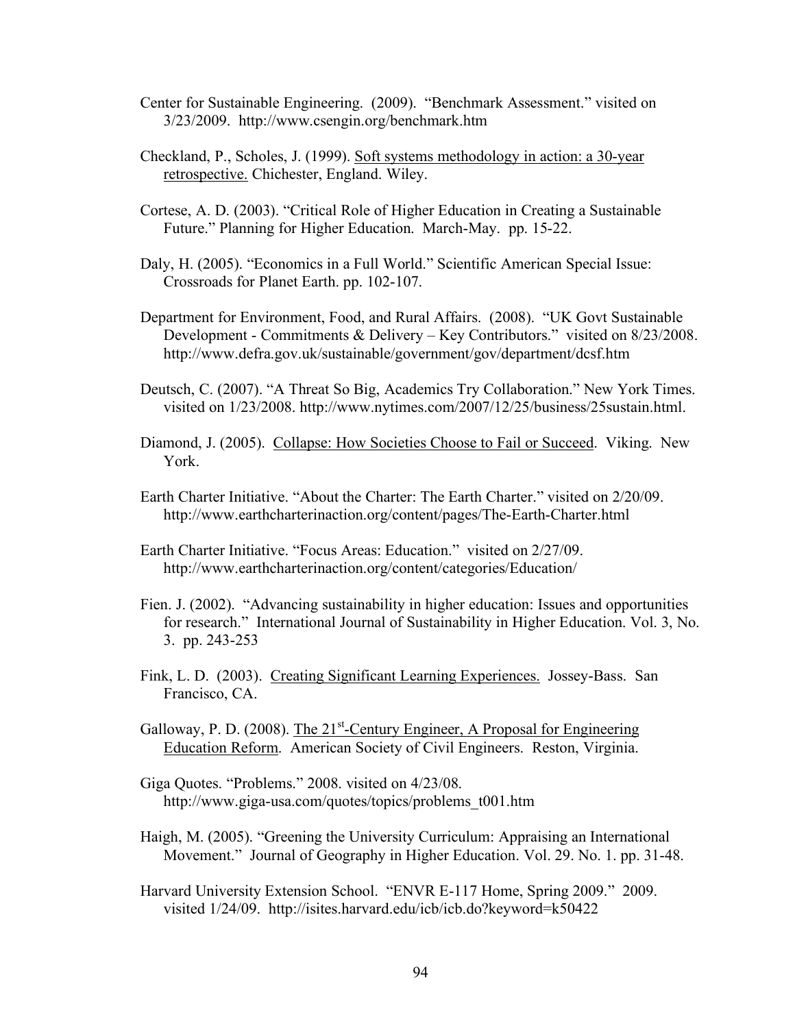Center for Sustainable Engineering. (2009). "Benchmark Assessment." visited on 3/23/2009. http://www.csengin.org/benchmark.htm

Checkland, P., Scholes, J. (1999). Soft systems methodology in action: a 30-year retrospective. Chichester, England. Wiley.

Cortese, A. D. (2003). "Critical Role of Higher Education in Creating a Sustainable Future." Planning for Higher Education. March-May. pp. 15-22.

Daly, H. (2005). "Economics in a Full World." Scientific American Special Issue: Crossroads for Planet Earth. pp. 102-107.

Department for Environment, Food, and Rural Affairs. (2008). "UK Govt Sustainable Development - Commitments & Delivery – Key Contributors." visited on 8/23/2008. http://www.defra.gov.uk/sustainable/government/gov/department/dcsf.htm

Deutsch, C. (2007). "A Threat So Big, Academics Try Collaboration." New York Times. visited on 1/23/2008. http://www.nytimes.com/2007/12/25/business/25sustain.html.

Diamond, J. (2005). Collapse: How Societies Choose to Fail or Succeed. Viking. New York.

Earth Charter Initiative. "About the Charter: The Earth Charter." visited on 2/20/09. http://www.earthcharterinaction.org/content/pages/The-Earth-Charter.html

Earth Charter Initiative. "Focus Areas: Education." visited on 2/27/09. http://www.earthcharterinaction.org/content/categories/Education/

Fien. J. (2002). "Advancing sustainability in higher education: Issues and opportunities for research." International Journal of Sustainability in Higher Education. Vol. 3, No. 3. pp. 243-253

Fink, L. D. (2003). Creating Significant Learning Experiences. Jossey-Bass. San Francisco, CA.

Galloway, P. D. (2008). The 21st-Century Engineer, A Proposal for Engineering Education Reform. American Society of Civil Engineers. Reston, Virginia.

Giga Quotes. "Problems." 2008. visited on 4/23/08. http://www.giga-usa.com/quotes/topics/problems_t001.htm

Haigh, M. (2005). "Greening the University Curriculum: Appraising an International Movement." Journal of Geography in Higher Education. Vol. 29. No. 1. pp. 31-48.

Harvard University Extension School. "ENVR E-117 Home, Spring 2009." 2009. visited 1/24/09. http://isites.harvard.edu/icb/icb.do?keyword=k50422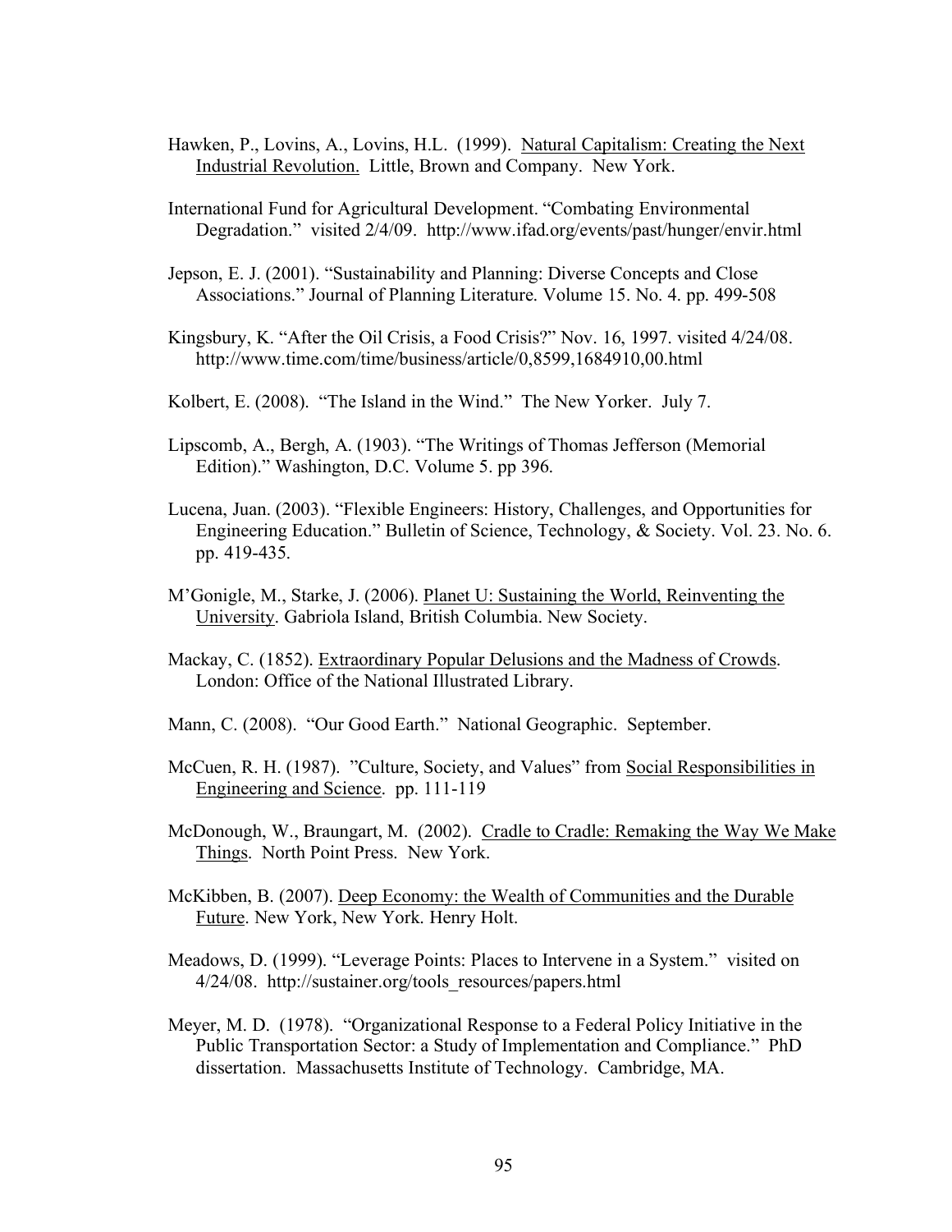Hawken, P., Lovins, A., Lovins, H.L. (1999). Natural Capitalism: Creating the Next Industrial Revolution. Little, Brown and Company. New York.

International Fund for Agricultural Development. "Combating Environmental Degradation." visited 2/4/09. http://www.ifad.org/events/past/hunger/envir.html

Jepson, E. J. (2001). "Sustainability and Planning: Diverse Concepts and Close Associations." Journal of Planning Literature. Volume 15. No. 4. pp. 499-508

Kingsbury, K. "After the Oil Crisis, a Food Crisis?" Nov. 16, 1997. visited 4/24/08. http://www.time.com/time/business/article/0,8599,1684910,00.html

Kolbert, E. (2008). "The Island in the Wind." The New Yorker. July 7.

Lipscomb, A., Bergh, A. (1903). "The Writings of Thomas Jefferson (Memorial Edition)." Washington, D.C. Volume 5. pp 396.

Lucena, Juan. (2003). "Flexible Engineers: History, Challenges, and Opportunities for Engineering Education." Bulletin of Science, Technology, & Society. Vol. 23. No. 6. pp. 419-435.

M'Gonigle, M., Starke, J. (2006). Planet U: Sustaining the World, Reinventing the University. Gabriola Island, British Columbia. New Society.

Mackay, C. (1852). Extraordinary Popular Delusions and the Madness of Crowds. London: Office of the National Illustrated Library.

Mann, C. (2008). "Our Good Earth." National Geographic. September.

McCuen, R. H. (1987). "Culture, Society, and Values" from Social Responsibilities in Engineering and Science. pp. 111-119

McDonough, W., Braungart, M. (2002). Cradle to Cradle: Remaking the Way We Make Things. North Point Press. New York.

McKibben, B. (2007). Deep Economy: the Wealth of Communities and the Durable Future. New York, New York. Henry Holt.

Meadows, D. (1999). "Leverage Points: Places to Intervene in a System." visited on 4/24/08. http://sustainer.org/tools_resources/papers.html

Meyer, M. D. (1978). "Organizational Response to a Federal Policy Initiative in the Public Transportation Sector: a Study of Implementation and Compliance." PhD dissertation. Massachusetts Institute of Technology. Cambridge, MA.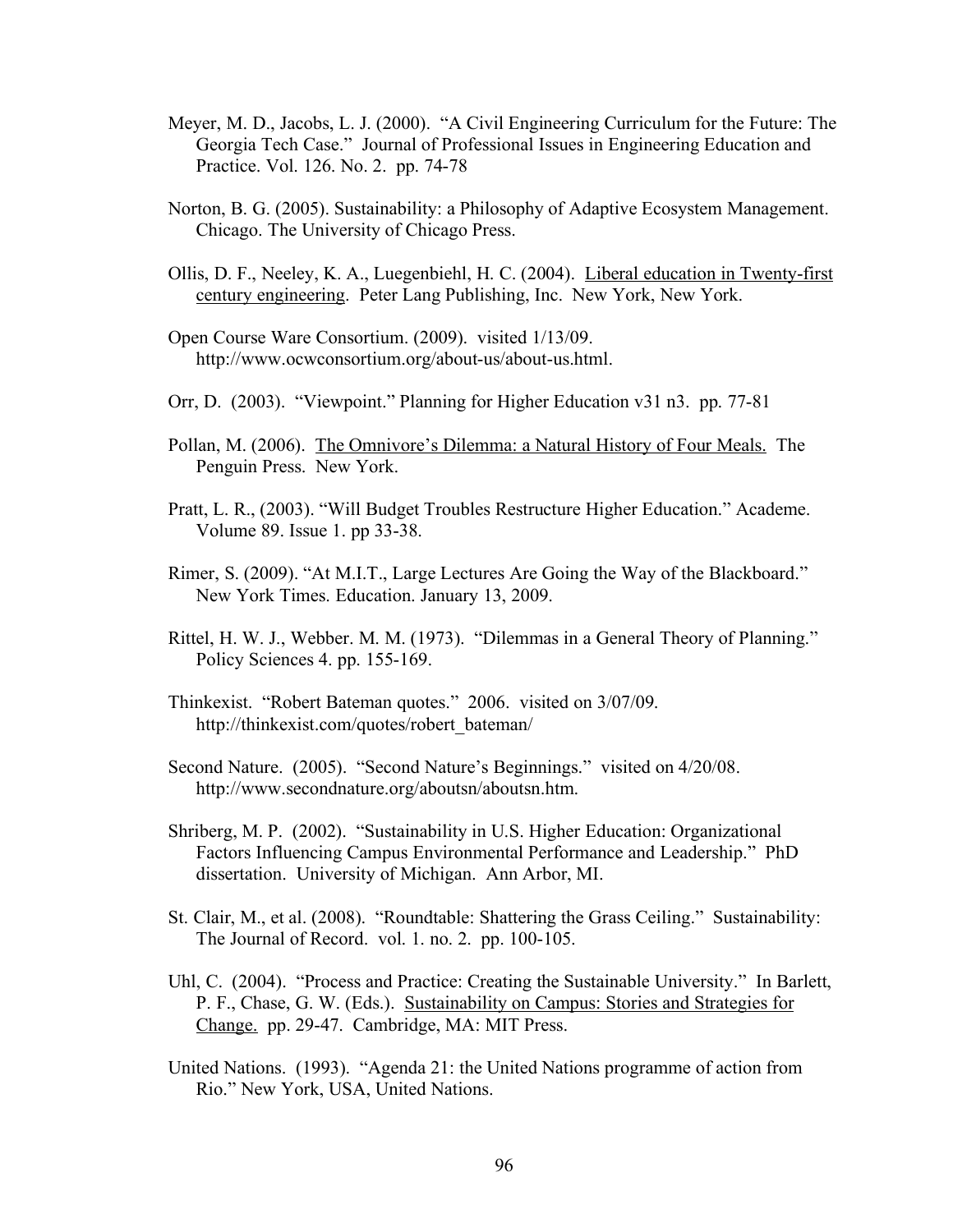Meyer, M. D., Jacobs, L. J. (2000). "A Civil Engineering Curriculum for the Future: The Georgia Tech Case." Journal of Professional Issues in Engineering Education and Practice. Vol. 126. No. 2. pp. 74-78

Norton, B. G. (2005). Sustainability: a Philosophy of Adaptive Ecosystem Management. Chicago. The University of Chicago Press.

Ollis, D. F., Neeley, K. A., Luegenbiehl, H. C. (2004). Liberal education in Twenty-first century engineering. Peter Lang Publishing, Inc. New York, New York.

Open Course Ware Consortium. (2009). visited 1/13/09. http://www.ocwconsortium.org/about-us/about-us.html.

Orr, D. (2003). "Viewpoint." Planning for Higher Education v31 n3. pp. 77-81

Pollan, M. (2006). The Omnivore's Dilemma: a Natural History of Four Meals. The Penguin Press. New York.

Pratt, L. R., (2003). "Will Budget Troubles Restructure Higher Education." Academe. Volume 89. Issue 1. pp 33-38.

Rimer, S. (2009). "At M.I.T., Large Lectures Are Going the Way of the Blackboard." New York Times. Education. January 13, 2009.

Rittel, H. W. J., Webber. M. M. (1973). "Dilemmas in a General Theory of Planning." Policy Sciences 4. pp. 155-169.

Thinkexist. "Robert Bateman quotes." 2006. visited on 3/07/09. http://thinkexist.com/quotes/robert_bateman/

Second Nature. (2005). "Second Nature's Beginnings." visited on 4/20/08. http://www.secondnature.org/aboutsn/aboutsn.htm.

Shriberg, M. P. (2002). "Sustainability in U.S. Higher Education: Organizational Factors Influencing Campus Environmental Performance and Leadership." PhD dissertation. University of Michigan. Ann Arbor, MI.

St. Clair, M., et al. (2008). "Roundtable: Shattering the Grass Ceiling." Sustainability: The Journal of Record. vol. 1. no. 2. pp. 100-105.

Uhl, C. (2004). "Process and Practice: Creating the Sustainable University." In Barlett, P. F., Chase, G. W. (Eds.). Sustainability on Campus: Stories and Strategies for Change. pp. 29-47. Cambridge, MA: MIT Press.

United Nations. (1993). "Agenda 21: the United Nations programme of action from Rio." New York, USA, United Nations.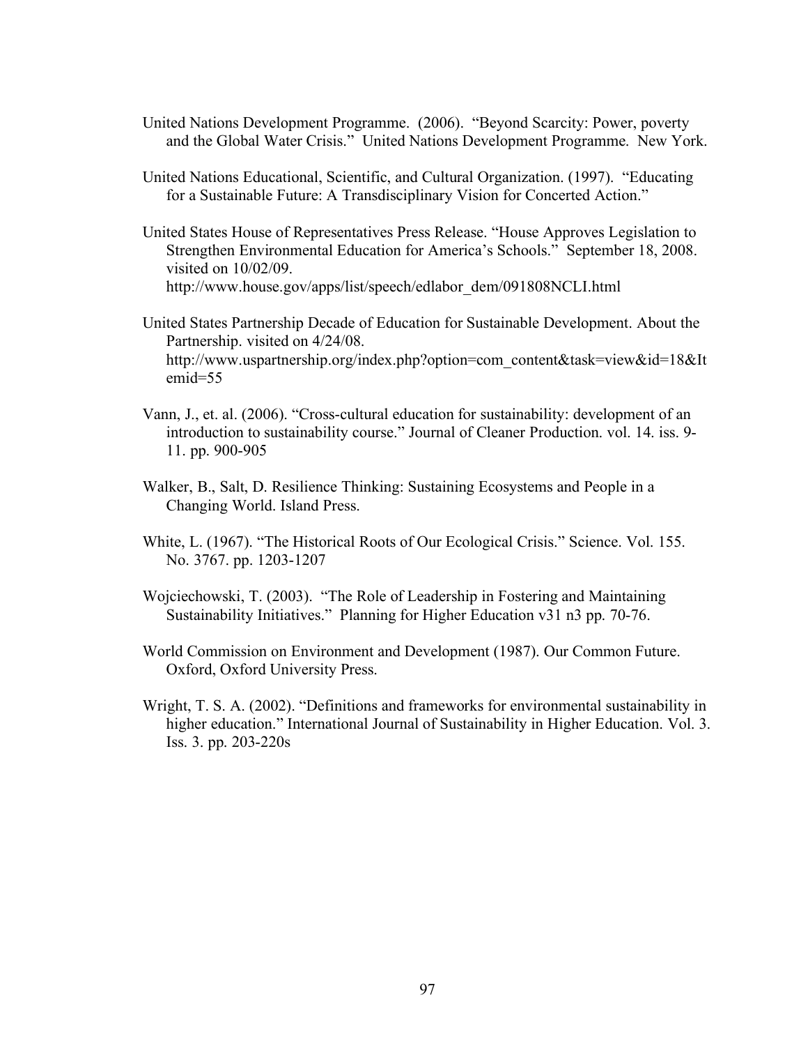United Nations Development Programme. (2006). “Beyond Scarcity: Power, poverty and the Global Water Crisis.” United Nations Development Programme. New York.

United Nations Educational, Scientific, and Cultural Organization. (1997). “Educating for a Sustainable Future: A Transdisciplinary Vision for Concerted Action.”

United States House of Representatives Press Release. “House Approves Legislation to Strengthen Environmental Education for America’s Schools.” September 18, 2008. visited on 10/02/09. http://www.house.gov/apps/list/speech/edlabor_dem/091808NCLI.html

United States Partnership Decade of Education for Sustainable Development. About the Partnership. visited on 4/24/08. http://www.uspartnership.org/index.php?option=com_content&task=view&id=18&Itemid=55

Vann, J., et. al. (2006). “Cross-cultural education for sustainability: development of an introduction to sustainability course.” Journal of Cleaner Production. vol. 14. iss. 9-11. pp. 900-905

Walker, B., Salt, D. Resilience Thinking: Sustaining Ecosystems and People in a Changing World. Island Press.

White, L. (1967). “The Historical Roots of Our Ecological Crisis.” Science. Vol. 155. No. 3767. pp. 1203-1207

Wojciechowski, T. (2003). “The Role of Leadership in Fostering and Maintaining Sustainability Initiatives.” Planning for Higher Education v31 n3 pp. 70-76.

World Commission on Environment and Development (1987). Our Common Future. Oxford, Oxford University Press.

Wright, T. S. A. (2002). “Definitions and frameworks for environmental sustainability in higher education.” International Journal of Sustainability in Higher Education. Vol. 3. Iss. 3. pp. 203-220s